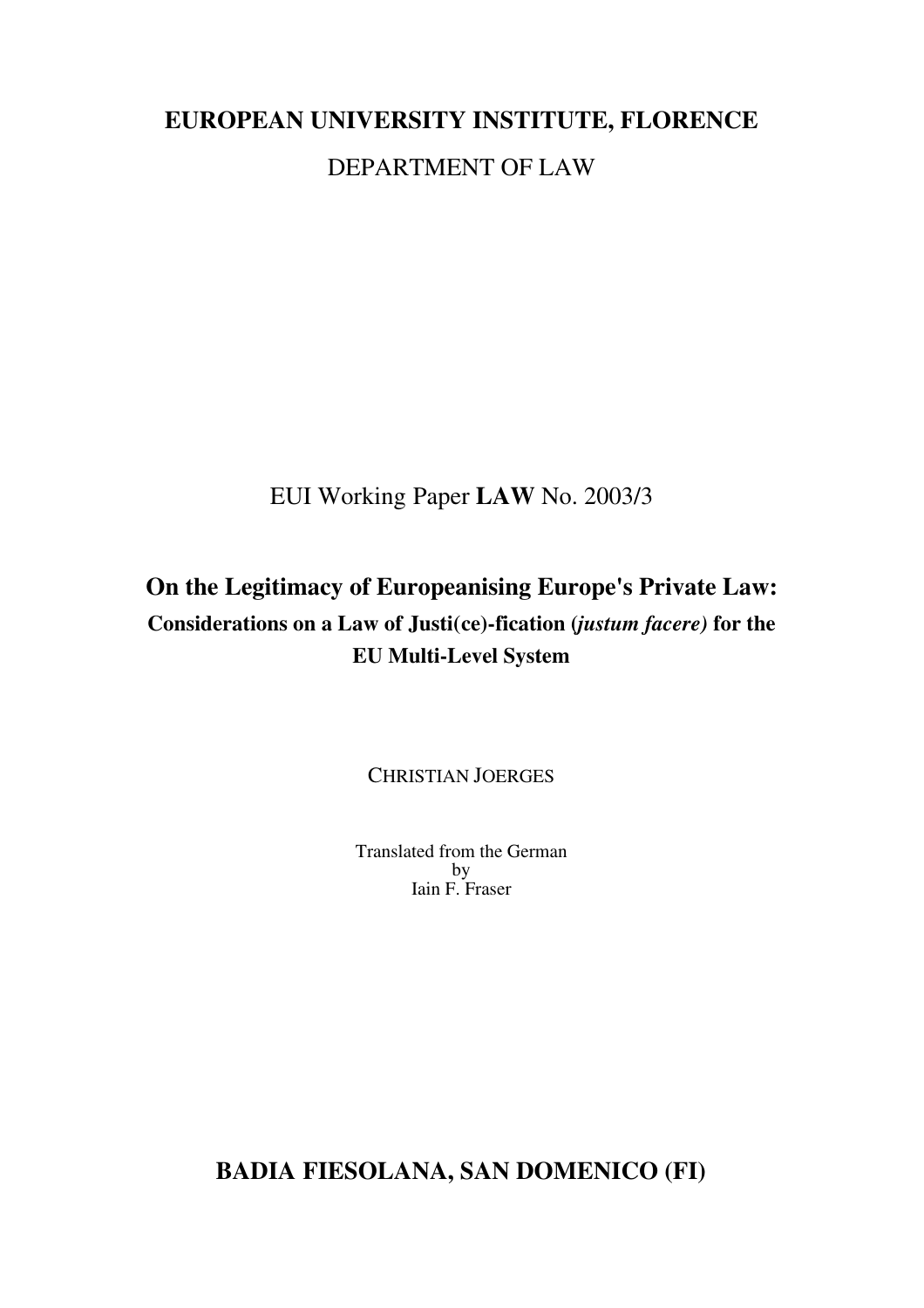**EUROPEAN UNIVERSITY INSTITUTE, FLORENCE**

DEPARTMENT OF LAW

EUI Working Paper **LAW** No. 2003/3

# On the Legitimacy of Europeanising Europe's Private Law:

## Considerations on a Law of Justi(ce)-fication (*justum facere*) for the EU Multi-Level System

CHRISTIAN JOERGES

Translated from the German
by
Iain F. Fraser

**BADIA FIESOLANA, SAN DOMENICO (FI)**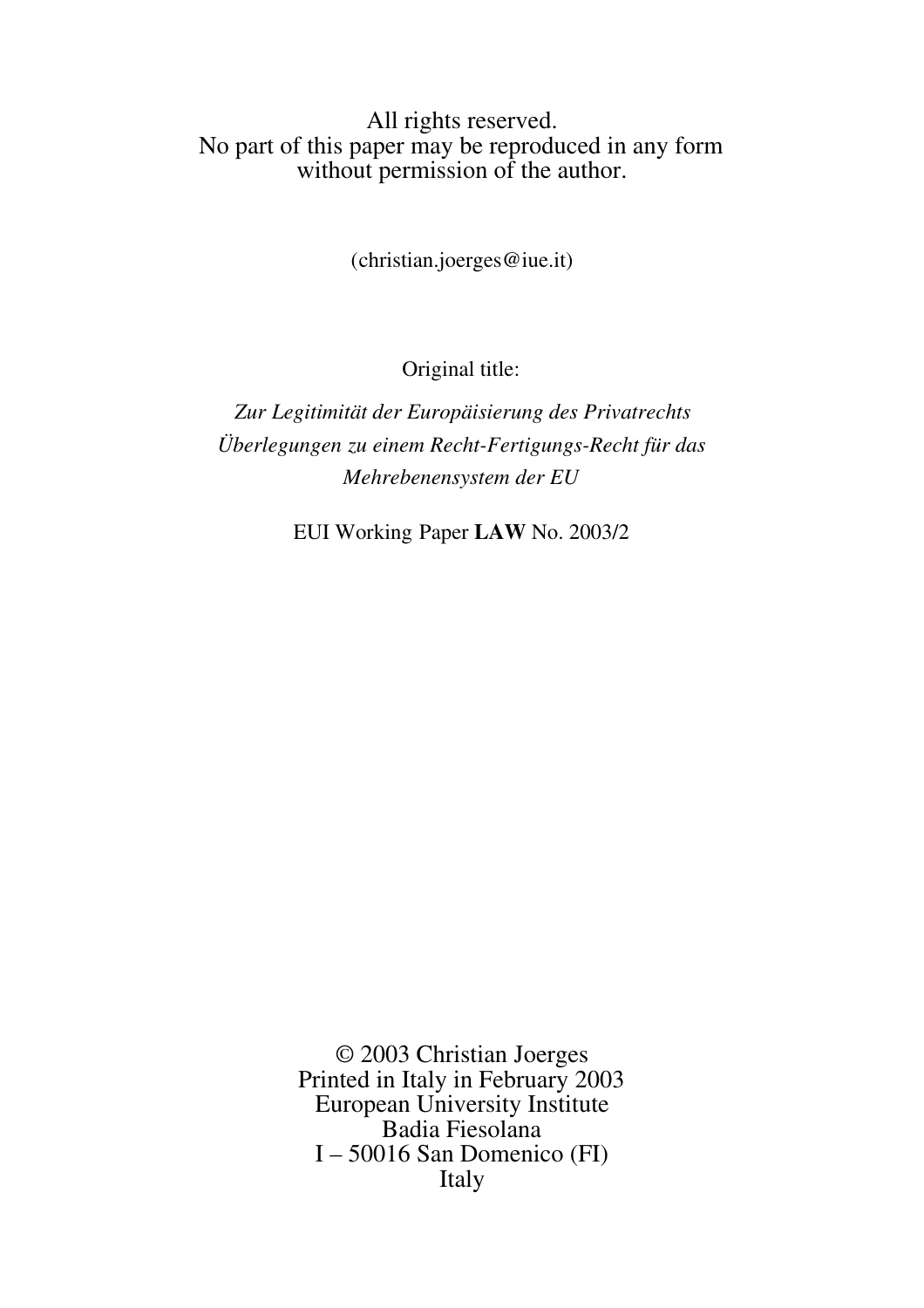All rights reserved.
No part of this paper may be reproduced in any form
without permission of the author.

(christian.joerges@iue.it)

Original title:

*Zur Legitimität der Europäisierung des Privatrechts*
*Überlegungen zu einem Recht-Fertigungs-Recht für das*
*Mehrebenensystem der EU*

EUI Working Paper **LAW** No. 2003/2

© 2003 Christian Joerges
Printed in Italy in February 2003
European University Institute
Badia Fiesolana
I – 50016 San Domenico (FI)
Italy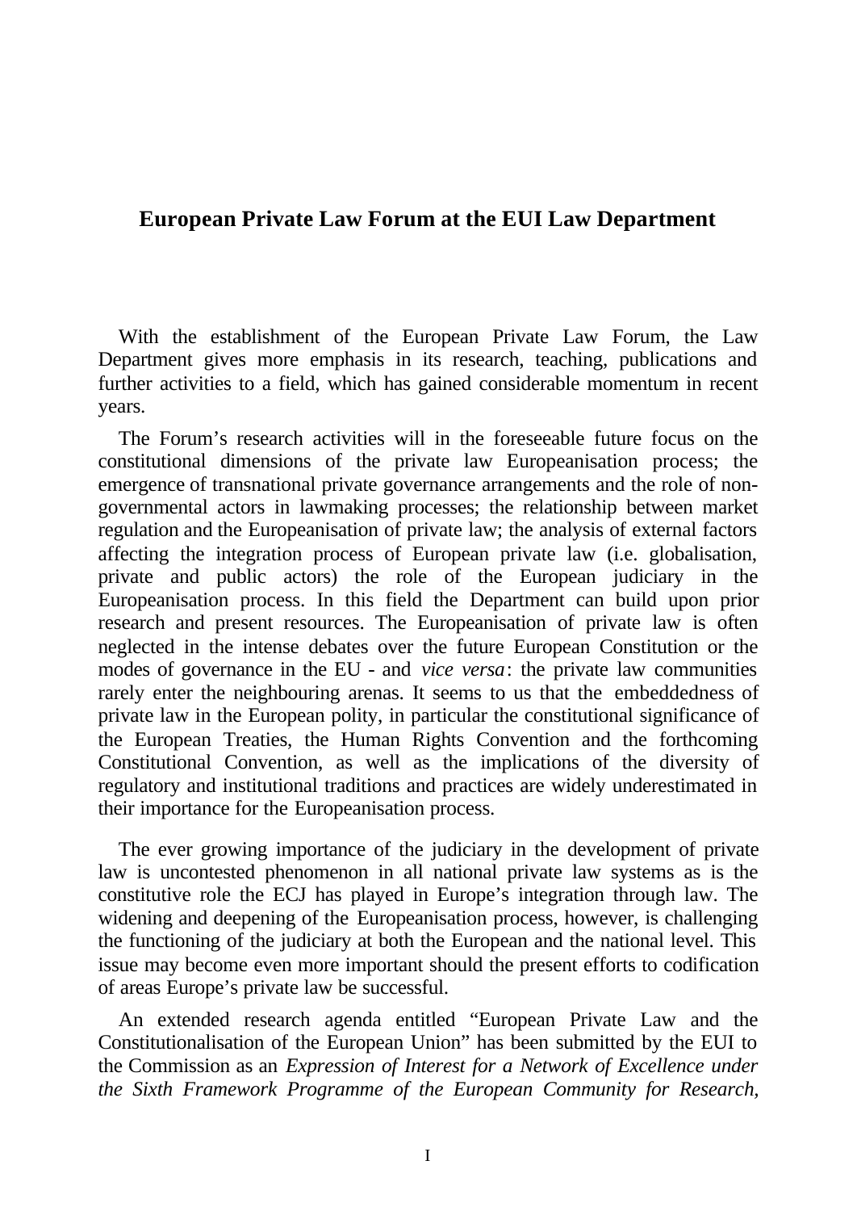# European Private Law Forum at the EUI Law Department

With the establishment of the European Private Law Forum, the Law Department gives more emphasis in its research, teaching, publications and further activities to a field, which has gained considerable momentum in recent years.

The Forum's research activities will in the foreseeable future focus on the constitutional dimensions of the private law Europeanisation process; the emergence of transnational private governance arrangements and the role of non-governmental actors in lawmaking processes; the relationship between market regulation and the Europeanisation of private law; the analysis of external factors affecting the integration process of European private law (i.e. globalisation, private and public actors) the role of the European judiciary in the Europeanisation process. In this field the Department can build upon prior research and present resources. The Europeanisation of private law is often neglected in the intense debates over the future European Constitution or the modes of governance in the EU - and *vice versa*: the private law communities rarely enter the neighbouring arenas. It seems to us that the embeddedness of private law in the European polity, in particular the constitutional significance of the European Treaties, the Human Rights Convention and the forthcoming Constitutional Convention, as well as the implications of the diversity of regulatory and institutional traditions and practices are widely underestimated in their importance for the Europeanisation process.

The ever growing importance of the judiciary in the development of private law is uncontested phenomenon in all national private law systems as is the constitutive role the ECJ has played in Europe's integration through law. The widening and deepening of the Europeanisation process, however, is challenging the functioning of the judiciary at both the European and the national level. This issue may become even more important should the present efforts to codification of areas Europe's private law be successful.

An extended research agenda entitled "European Private Law and the Constitutionalisation of the European Union" has been submitted by the EUI to the Commission as an *Expression of Interest for a Network of Excellence under the Sixth Framework Programme of the European Community for Research,*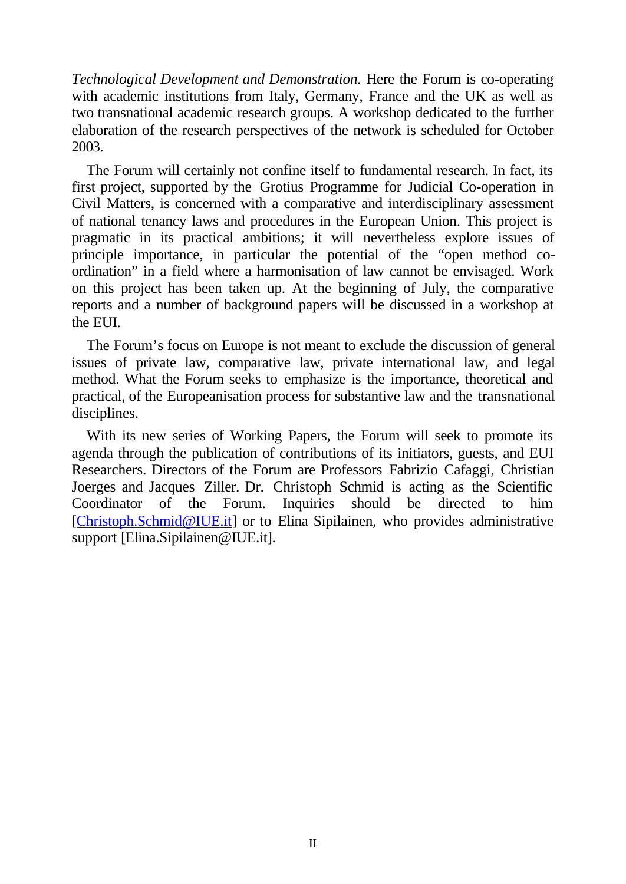*Technological Development and Demonstration.* Here the Forum is co-operating with academic institutions from Italy, Germany, France and the UK as well as two transnational academic research groups. A workshop dedicated to the further elaboration of the research perspectives of the network is scheduled for October 2003.

The Forum will certainly not confine itself to fundamental research. In fact, its first project, supported by the Grotius Programme for Judicial Co-operation in Civil Matters, is concerned with a comparative and interdisciplinary assessment of national tenancy laws and procedures in the European Union. This project is pragmatic in its practical ambitions; it will nevertheless explore issues of principle importance, in particular the potential of the "open method co-ordination" in a field where a harmonisation of law cannot be envisaged. Work on this project has been taken up. At the beginning of July, the comparative reports and a number of background papers will be discussed in a workshop at the EUI.

The Forum's focus on Europe is not meant to exclude the discussion of general issues of private law, comparative law, private international law, and legal method. What the Forum seeks to emphasize is the importance, theoretical and practical, of the Europeanisation process for substantive law and the transnational disciplines.

With its new series of Working Papers, the Forum will seek to promote its agenda through the publication of contributions of its initiators, guests, and EUI Researchers. Directors of the Forum are Professors Fabrizio Cafaggi, Christian Joerges and Jacques Ziller. Dr. Christoph Schmid is acting as the Scientific Coordinator of the Forum. Inquiries should be directed to him [Christoph.Schmid@IUE.it] or to Elina Sipilainen, who provides administrative support [Elina.Sipilainen@IUE.it].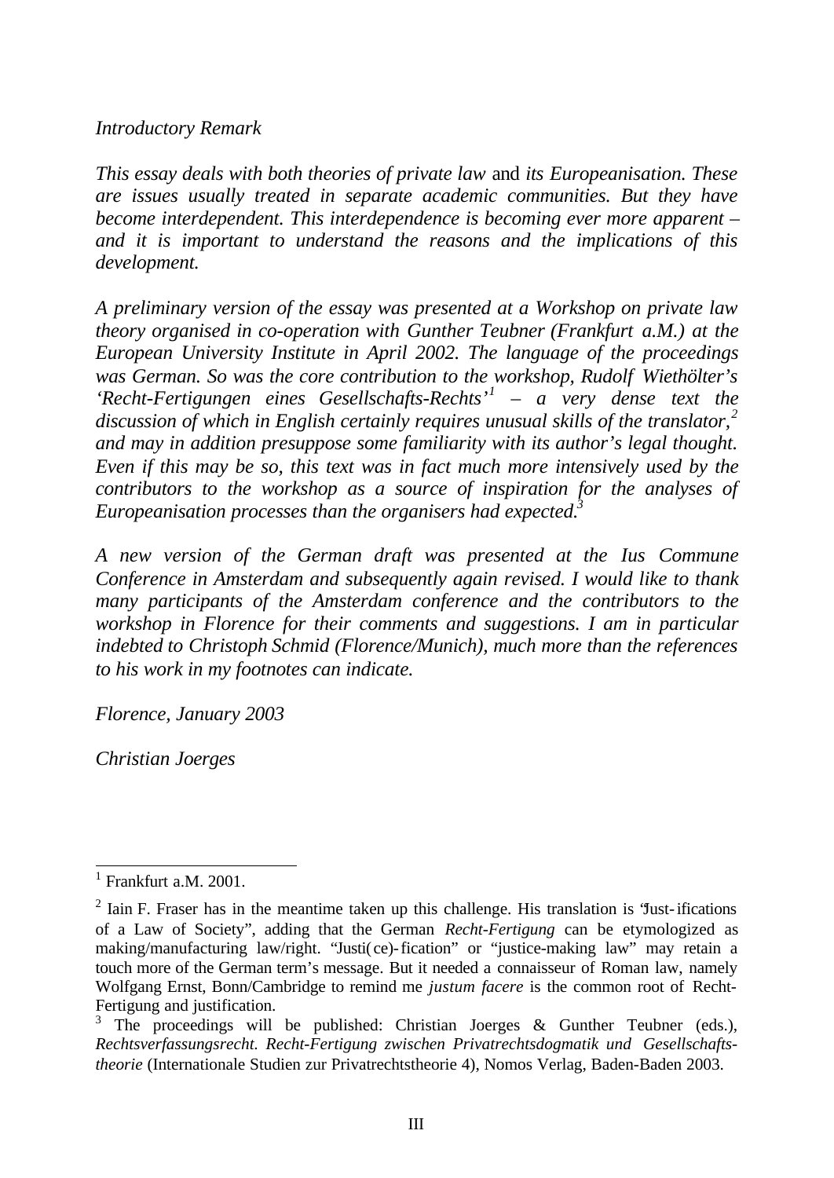*Introductory Remark*

*This essay deals with both theories of private law* and *its Europeanisation. These are issues usually treated in separate academic communities. But they have become interdependent. This interdependence is becoming ever more apparent – and it is important to understand the reasons and the implications of this development.*

*A preliminary version of the essay was presented at a Workshop on private law theory organised in co-operation with Gunther Teubner (Frankfurt a.M.) at the European University Institute in April 2002. The language of the proceedings was German. So was the core contribution to the workshop, Rudolf Wiethölter's 'Recht-Fertigungen eines Gesellschafts-Rechts'[1] – a very dense text the discussion of which in English certainly requires unusual skills of the translator,[2] and may in addition presuppose some familiarity with its author's legal thought. Even if this may be so, this text was in fact much more intensively used by the contributors to the workshop as a source of inspiration for the analyses of Europeanisation processes than the organisers had expected.[3]*

*A new version of the German draft was presented at the Ius Commune Conference in Amsterdam and subsequently again revised. I would like to thank many participants of the Amsterdam conference and the contributors to the workshop in Florence for their comments and suggestions. I am in particular indebted to Christoph Schmid (Florence/Munich), much more than the references to his work in my footnotes can indicate.*

*Florence, January 2003*

*Christian Joerges*

---

[1] Frankfurt a.M. 2001.

[2] Iain F. Fraser has in the meantime taken up this challenge. His translation is "Just-ifications of a Law of Society", adding that the German *Recht-Fertigung* can be etymologized as making/manufacturing law/right. "Justi(ce)-fication" or "justice-making law" may retain a touch more of the German term's message. But it needed a connaisseur of Roman law, namely Wolfgang Ernst, Bonn/Cambridge to remind me *justum facere* is the common root of Recht-Fertigung and justification.

[3] The proceedings will be published: Christian Joerges & Gunther Teubner (eds.), *Rechtsverfassungsrecht. Recht-Fertigung zwischen Privatrechtsdogmatik und Gesellschafts-theorie* (Internationale Studien zur Privatrechtstheorie 4), Nomos Verlag, Baden-Baden 2003.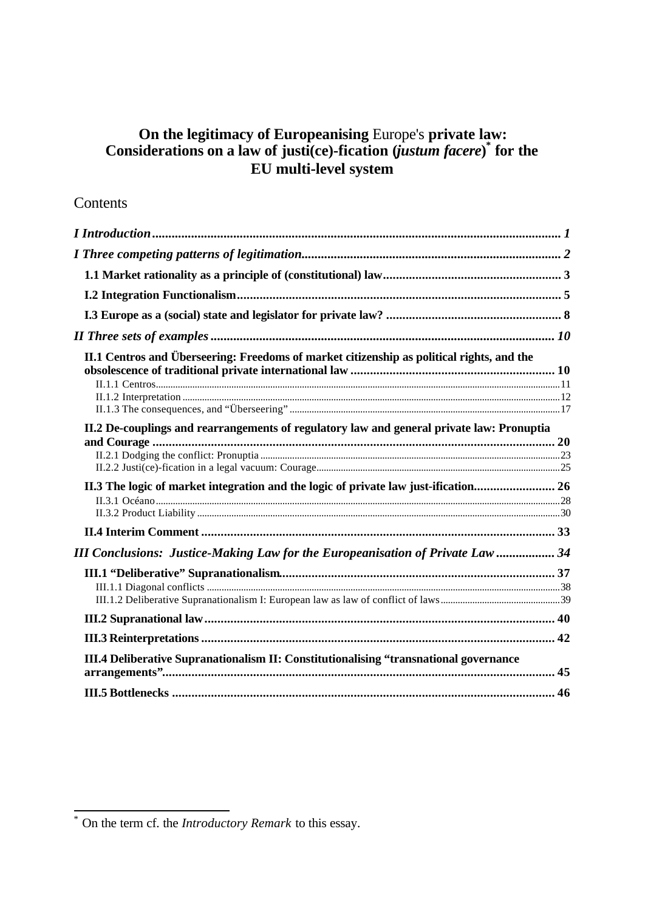# On the legitimacy of Europeanising Europe's private law: Considerations on a law of justi(ce)-fication (*justum facere*)* for the EU multi-level system

## Contents

*I Introduction* ............................................................ *1*

*I Three competing patterns of legitimation* ............................................................ *2*

**1.1 Market rationality as a principle of (constitutional) law** ............................................................ **3**

**I.2 Integration Functionalism** ............................................................ **5**

**I.3 Europe as a (social) state and legislator for private law?** ............................................................ **8**

*II Three sets of examples* ............................................................ *10*

**II.1 Centros and Überseering: Freedoms of market citizenship as political rights, and the obsolescence of traditional private international law** ............................................................ **10**

II.1.1 Centros ............................................................ 11

II.1.2 Interpretation ............................................................ 12

II.1.3 The consequences, and "Überseering" ............................................................ 17

**II.2 De-couplings and rearrangements of regulatory law and general private law: Pronuptia and Courage** ............................................................ **20**

II.2.1 Dodging the conflict: Pronuptia ............................................................ 23

II.2.2 Justi(ce)-fication in a legal vacuum: Courage ............................................................ 25

**II.3 The logic of market integration and the logic of private law just-ification** ............................................................ **26**

II.3.1 Océano ............................................................ 28

II.3.2 Product Liability ............................................................ 30

**II.4 Interim Comment** ............................................................ **33**

*III Conclusions: Justice-Making Law for the Europeanisation of Private Law* ............................................................ *34*

**III.1 "Deliberative" Supranationalism** ............................................................ **37**

III.1.1 Diagonal conflicts ............................................................ 38

III.1.2 Deliberative Supranationalism I: European law as law of conflict of laws ............................................................ 39

**III.2 Supranational law** ............................................................ **40**

**III.3 Reinterpretations** ............................................................ **42**

**III.4 Deliberative Supranationalism II: Constitutionalising "transnational governance arrangements"** ............................................................ **45**

**III.5 Bottlenecks** ............................................................ **46**

---

* On the term cf. the *Introductory Remark* to this essay.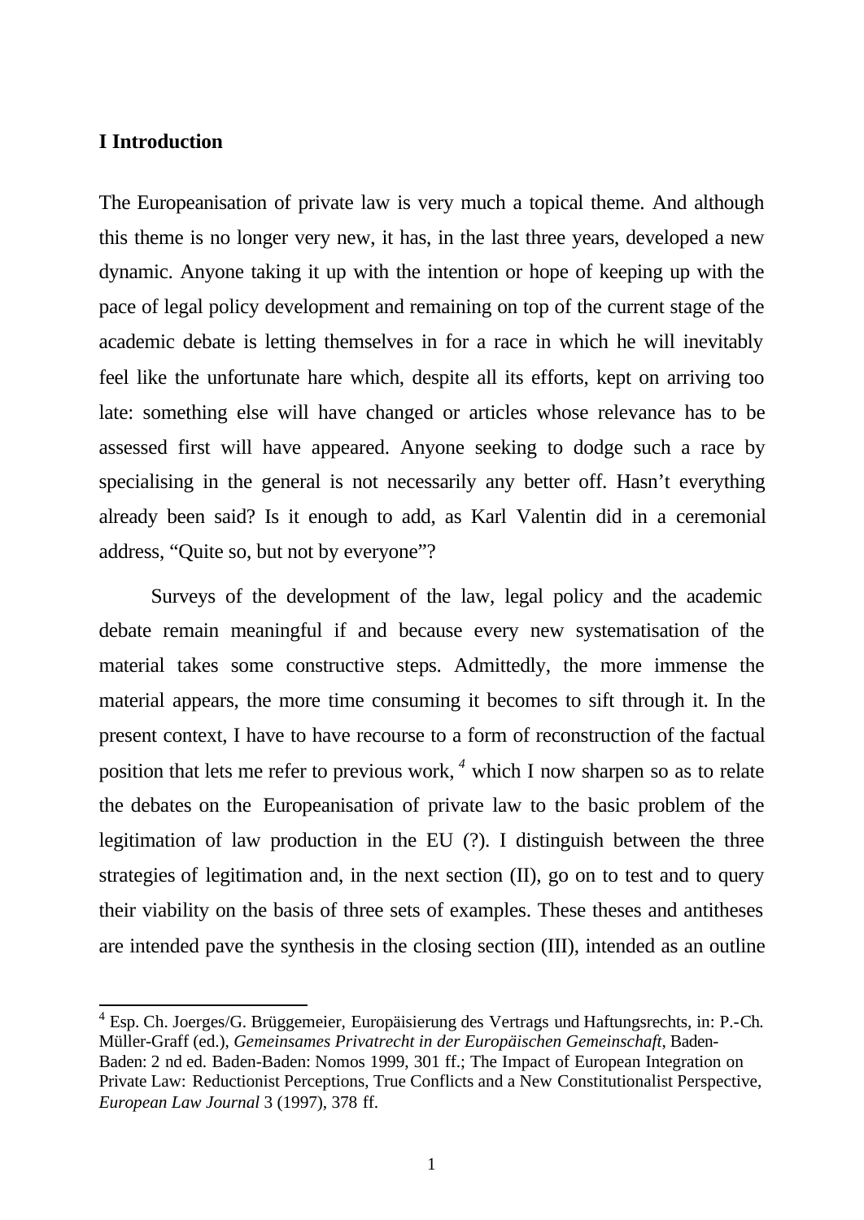## I Introduction

The Europeanisation of private law is very much a topical theme. And although this theme is no longer very new, it has, in the last three years, developed a new dynamic. Anyone taking it up with the intention or hope of keeping up with the pace of legal policy development and remaining on top of the current stage of the academic debate is letting themselves in for a race in which he will inevitably feel like the unfortunate hare which, despite all its efforts, kept on arriving too late: something else will have changed or articles whose relevance has to be assessed first will have appeared. Anyone seeking to dodge such a race by specialising in the general is not necessarily any better off. Hasn't everything already been said? Is it enough to add, as Karl Valentin did in a ceremonial address, "Quite so, but not by everyone"?

Surveys of the development of the law, legal policy and the academic debate remain meaningful if and because every new systematisation of the material takes some constructive steps. Admittedly, the more immense the material appears, the more time consuming it becomes to sift through it. In the present context, I have to have recourse to a form of reconstruction of the factual position that lets me refer to previous work, [4] which I now sharpen so as to relate the debates on the Europeanisation of private law to the basic problem of the legitimation of law production in the EU (?). I distinguish between the three strategies of legitimation and, in the next section (II), go on to test and to query their viability on the basis of three sets of examples. These theses and antitheses are intended pave the synthesis in the closing section (III), intended as an outline

[4] Esp. Ch. Joerges/G. Brüggemeier, Europäisierung des Vertrags und Haftungsrechts, in: P.-Ch. Müller-Graff (ed.), *Gemeinsames Privatrecht in der Europäischen Gemeinschaft*, Baden-Baden: 2 nd ed. Baden-Baden: Nomos 1999, 301 ff.; The Impact of European Integration on Private Law: Reductionist Perceptions, True Conflicts and a New Constitutionalist Perspective, *European Law Journal* 3 (1997), 378 ff.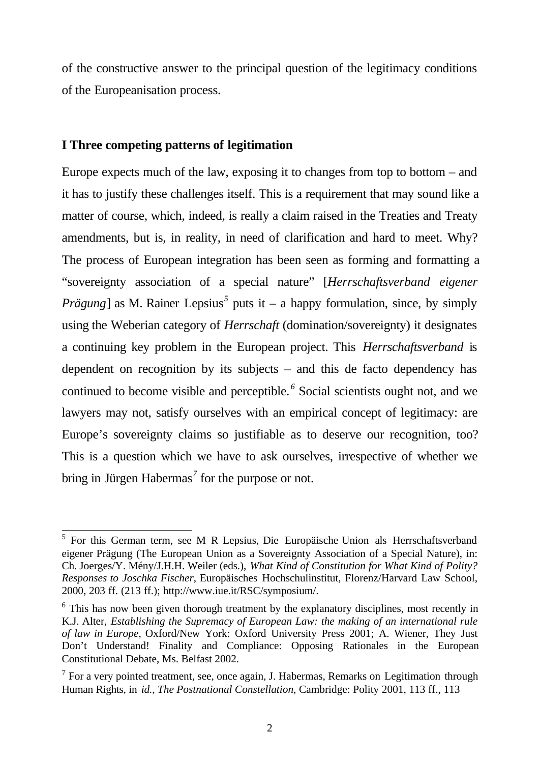of the constructive answer to the principal question of the legitimacy conditions of the Europeanisation process.

## I Three competing patterns of legitimation

Europe expects much of the law, exposing it to changes from top to bottom – and it has to justify these challenges itself. This is a requirement that may sound like a matter of course, which, indeed, is really a claim raised in the Treaties and Treaty amendments, but is, in reality, in need of clarification and hard to meet. Why? The process of European integration has been seen as forming and formatting a "sovereignty association of a special nature" [*Herrschaftsverband eigener Prägung*] as M. Rainer Lepsius[5] puts it – a happy formulation, since, by simply using the Weberian category of *Herrschaft* (domination/sovereignty) it designates a continuing key problem in the European project. This *Herrschaftsverband* is dependent on recognition by its subjects – and this de facto dependency has continued to become visible and perceptible.[6] Social scientists ought not, and we lawyers may not, satisfy ourselves with an empirical concept of legitimacy: are Europe's sovereignty claims so justifiable as to deserve our recognition, too? This is a question which we have to ask ourselves, irrespective of whether we bring in Jürgen Habermas[7] for the purpose or not.

---

[5] For this German term, see M R Lepsius, Die Europäische Union als Herrschaftsverband eigener Prägung (The European Union as a Sovereignty Association of a Special Nature), in: Ch. Joerges/Y. Mény/J.H.H. Weiler (eds.), *What Kind of Constitution for What Kind of Polity? Responses to Joschka Fischer*, Europäisches Hochschulinstitut, Florenz/Harvard Law School, 2000, 203 ff. (213 ff.); http://www.iue.it/RSC/symposium/.

[6] This has now been given thorough treatment by the explanatory disciplines, most recently in K.J. Alter, *Establishing the Supremacy of European Law: the making of an international rule of law in Europe*, Oxford/New York: Oxford University Press 2001; A. Wiener, They Just Don't Understand! Finality and Compliance: Opposing Rationales in the European Constitutional Debate, Ms. Belfast 2002.

[7] For a very pointed treatment, see, once again, J. Habermas, Remarks on Legitimation through Human Rights, in *id.*, *The Postnational Constellation*, Cambridge: Polity 2001, 113 ff., 113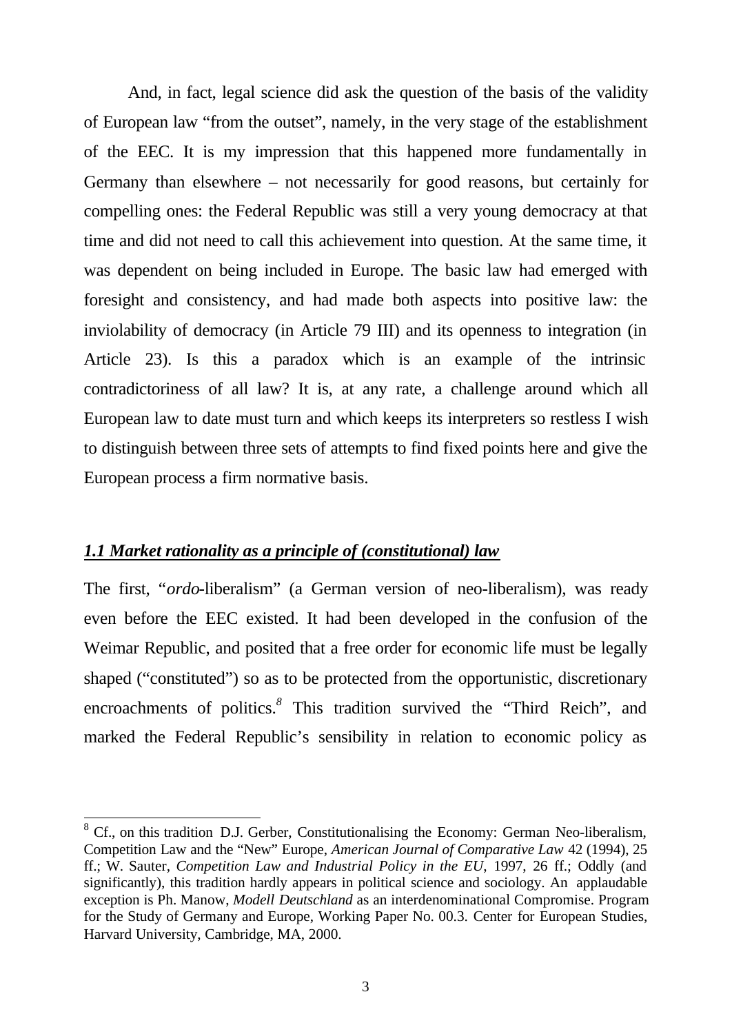And, in fact, legal science did ask the question of the basis of the validity of European law "from the outset", namely, in the very stage of the establishment of the EEC. It is my impression that this happened more fundamentally in Germany than elsewhere – not necessarily for good reasons, but certainly for compelling ones: the Federal Republic was still a very young democracy at that time and did not need to call this achievement into question. At the same time, it was dependent on being included in Europe. The basic law had emerged with foresight and consistency, and had made both aspects into positive law: the inviolability of democracy (in Article 79 III) and its openness to integration (in Article 23). Is this a paradox which is an example of the intrinsic contradictoriness of all law? It is, at any rate, a challenge around which all European law to date must turn and which keeps its interpreters so restless I wish to distinguish between three sets of attempts to find fixed points here and give the European process a firm normative basis.

### *1.1 Market rationality as a principle of (constitutional) law*

The first, "*ordo*-liberalism" (a German version of neo-liberalism), was ready even before the EEC existed. It had been developed in the confusion of the Weimar Republic, and posited that a free order for economic life must be legally shaped ("constituted") so as to be protected from the opportunistic, discretionary encroachments of politics.[8] This tradition survived the "Third Reich", and marked the Federal Republic's sensibility in relation to economic policy as

---

[8] Cf., on this tradition D.J. Gerber, Constitutionalising the Economy: German Neo-liberalism, Competition Law and the "New" Europe, *American Journal of Comparative Law* 42 (1994), 25 ff.; W. Sauter, *Competition Law and Industrial Policy in the EU*, 1997, 26 ff.; Oddly (and significantly), this tradition hardly appears in political science and sociology. An applaudable exception is Ph. Manow, *Modell Deutschland* as an interdenominational Compromise. Program for the Study of Germany and Europe, Working Paper No. 00.3. Center for European Studies, Harvard University, Cambridge, MA, 2000.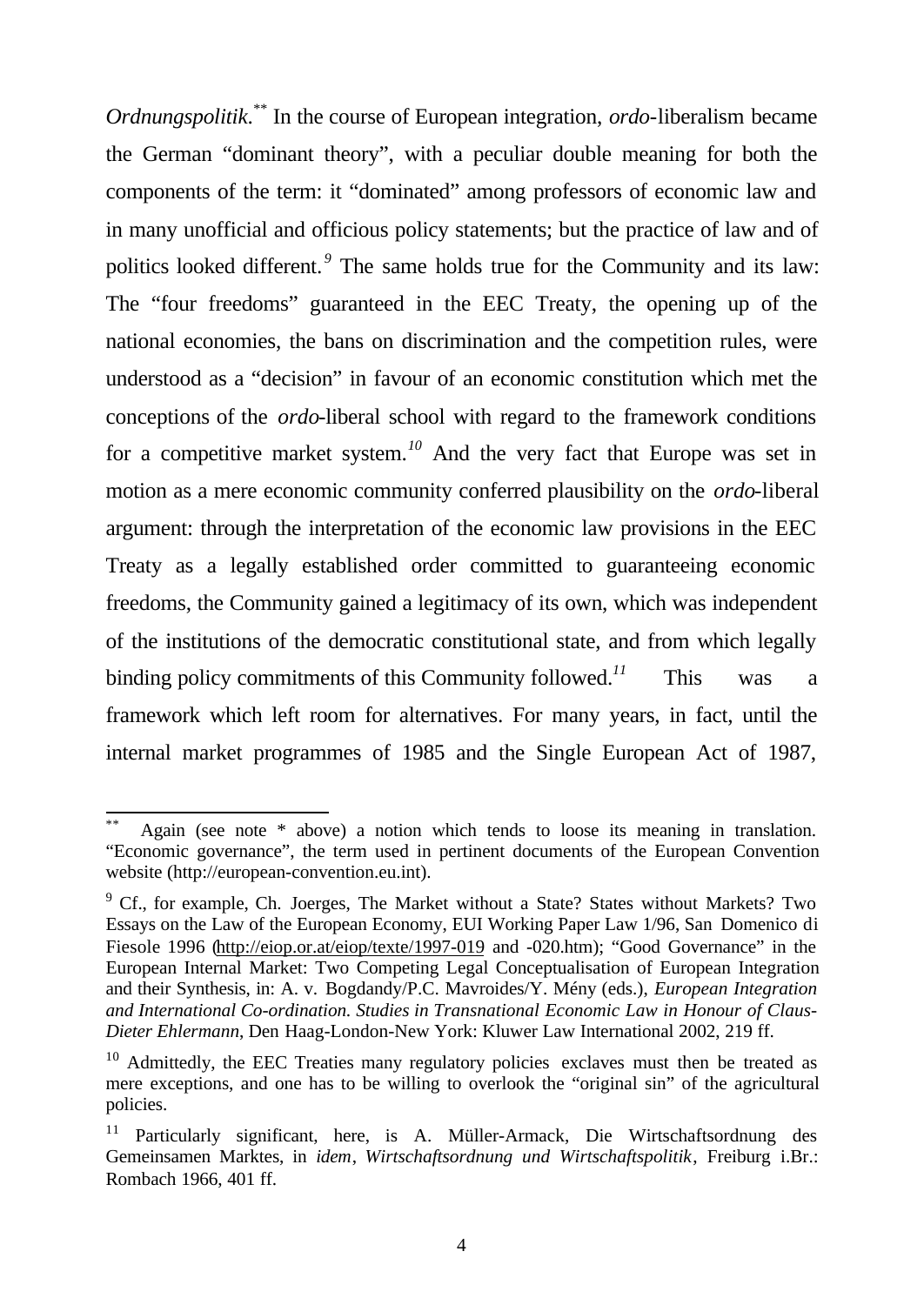*Ordnungspolitik*.[**] In the course of European integration, *ordo*-liberalism became the German "dominant theory", with a peculiar double meaning for both the components of the term: it "dominated" among professors of economic law and in many unofficial and officious policy statements; but the practice of law and of politics looked different.[9] The same holds true for the Community and its law: The "four freedoms" guaranteed in the EEC Treaty, the opening up of the national economies, the bans on discrimination and the competition rules, were understood as a "decision" in favour of an economic constitution which met the conceptions of the *ordo*-liberal school with regard to the framework conditions for a competitive market system.[10] And the very fact that Europe was set in motion as a mere economic community conferred plausibility on the *ordo*-liberal argument: through the interpretation of the economic law provisions in the EEC Treaty as a legally established order committed to guaranteeing economic freedoms, the Community gained a legitimacy of its own, which was independent of the institutions of the democratic constitutional state, and from which legally binding policy commitments of this Community followed.[11] This was a framework which left room for alternatives. For many years, in fact, until the internal market programmes of 1985 and the Single European Act of 1987,

---

[**] Again (see note * above) a notion which tends to loose its meaning in translation. "Economic governance", the term used in pertinent documents of the European Convention website (http://european-convention.eu.int).

[9] Cf., for example, Ch. Joerges, The Market without a State? States without Markets? Two Essays on the Law of the European Economy, EUI Working Paper Law 1/96, San Domenico di Fiesole 1996 (http://eiop.or.at/eiop/texte/1997-019 and -020.htm); "Good Governance" in the European Internal Market: Two Competing Legal Conceptualisation of European Integration and their Synthesis, in: A. v. Bogdandy/P.C. Mavroides/Y. Mény (eds.), *European Integration and International Co-ordination. Studies in Transnational Economic Law in Honour of Claus-Dieter Ehlermann*, Den Haag-London-New York: Kluwer Law International 2002, 219 ff.

[10] Admittedly, the EEC Treaties many regulatory policies exclaves must then be treated as mere exceptions, and one has to be willing to overlook the "original sin" of the agricultural policies.

[11] Particularly significant, here, is A. Müller-Armack, Die Wirtschaftsordnung des Gemeinsamen Marktes, in *idem*, *Wirtschaftsordnung und Wirtschaftspolitik*, Freiburg i.Br.: Rombach 1966, 401 ff.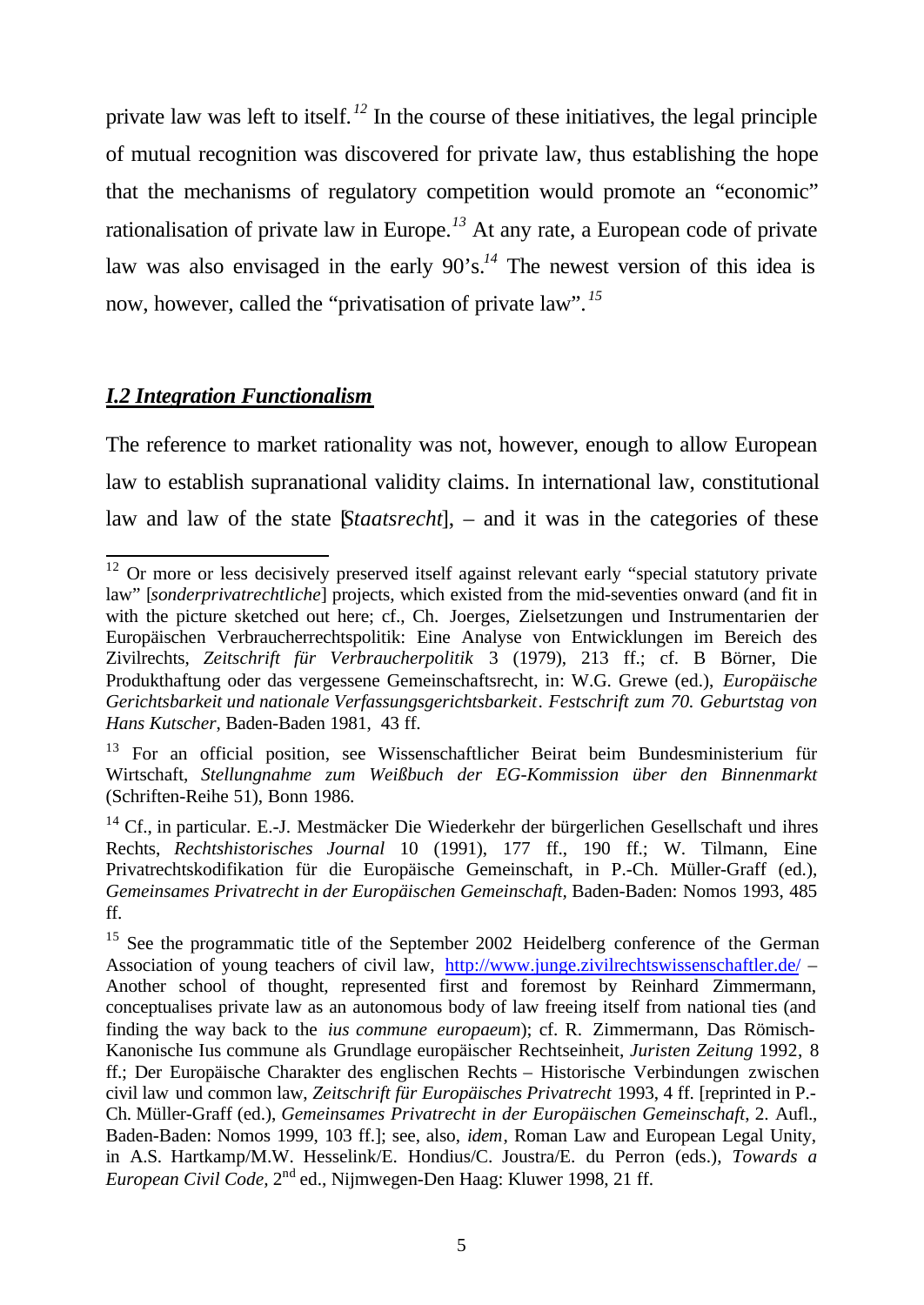private law was left to itself.[12] In the course of these initiatives, the legal principle of mutual recognition was discovered for private law, thus establishing the hope that the mechanisms of regulatory competition would promote an "economic" rationalisation of private law in Europe.[13] At any rate, a European code of private law was also envisaged in the early 90's.[14] The newest version of this idea is now, however, called the "privatisation of private law".[15]

### ***I.2 Integration Functionalism***

The reference to market rationality was not, however, enough to allow European law to establish supranational validity claims. In international law, constitutional law and law of the state [*Staatsrecht*], – and it was in the categories of these

---

[12] Or more or less decisively preserved itself against relevant early "special statutory private law" [*sonderprivatrechtliche*] projects, which existed from the mid-seventies onward (and fit in with the picture sketched out here; cf., Ch. Joerges, Zielsetzungen und Instrumentarien der Europäischen Verbraucherrechtspolitik: Eine Analyse von Entwicklungen im Bereich des Zivilrechts, *Zeitschrift für Verbraucherpolitik* 3 (1979), 213 ff.; cf. B Börner, Die Produkthaftung oder das vergessene Gemeinschaftsrecht, in: W.G. Grewe (ed.), *Europäische Gerichtsbarkeit und nationale Verfassungsgerichtsbarkeit*. *Festschrift zum 70. Geburtstag von Hans Kutscher*, Baden-Baden 1981, 43 ff.

[13] For an official position, see Wissenschaftlicher Beirat beim Bundesministerium für Wirtschaft, *Stellungnahme zum Weißbuch der EG-Kommission über den Binnenmarkt* (Schriften-Reihe 51), Bonn 1986.

[14] Cf., in particular. E.-J. Mestmäcker Die Wiederkehr der bürgerlichen Gesellschaft und ihres Rechts, *Rechtshistorisches Journal* 10 (1991), 177 ff., 190 ff.; W. Tilmann, Eine Privatrechtskodifikation für die Europäische Gemeinschaft, in P.-Ch. Müller-Graff (ed.), *Gemeinsames Privatrecht in der Europäischen Gemeinschaft*, Baden-Baden: Nomos 1993, 485 ff.

[15] See the programmatic title of the September 2002 Heidelberg conference of the German Association of young teachers of civil law, http://www.junge.zivilrechtswissenschaftler.de/ – Another school of thought, represented first and foremost by Reinhard Zimmermann, conceptualises private law as an autonomous body of law freeing itself from national ties (and finding the way back to the *ius commune europaeum*); cf. R. Zimmermann, Das Römisch-Kanonische Ius commune als Grundlage europäischer Rechtseinheit, *Juristen Zeitung* 1992, 8 ff.; Der Europäische Charakter des englischen Rechts – Historische Verbindungen zwischen civil law und common law, *Zeitschrift für Europäisches Privatrecht* 1993, 4 ff. [reprinted in P.-Ch. Müller-Graff (ed.), *Gemeinsames Privatrecht in der Europäischen Gemeinschaft*, 2. Aufl., Baden-Baden: Nomos 1999, 103 ff.]; see, also, *idem*, Roman Law and European Legal Unity, in A.S. Hartkamp/M.W. Hesselink/E. Hondius/C. Joustra/E. du Perron (eds.), *Towards a European Civil Code*, 2nd ed., Nijmwegen-Den Haag: Kluwer 1998, 21 ff.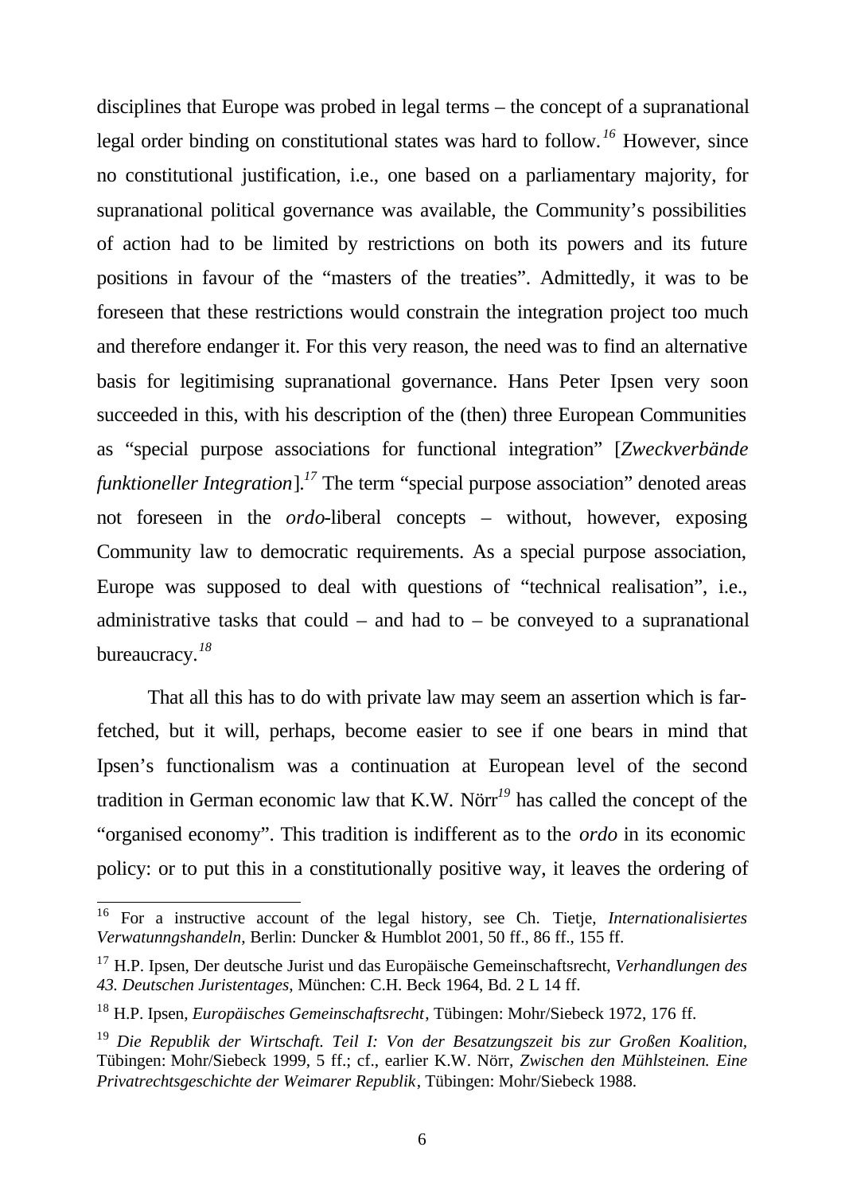disciplines that Europe was probed in legal terms – the concept of a supranational legal order binding on constitutional states was hard to follow.[16] However, since no constitutional justification, i.e., one based on a parliamentary majority, for supranational political governance was available, the Community's possibilities of action had to be limited by restrictions on both its powers and its future positions in favour of the "masters of the treaties". Admittedly, it was to be foreseen that these restrictions would constrain the integration project too much and therefore endanger it. For this very reason, the need was to find an alternative basis for legitimising supranational governance. Hans Peter Ipsen very soon succeeded in this, with his description of the (then) three European Communities as "special purpose associations for functional integration" [*Zweckverbände funktioneller Integration*].[17] The term "special purpose association" denoted areas not foreseen in the *ordo*-liberal concepts – without, however, exposing Community law to democratic requirements. As a special purpose association, Europe was supposed to deal with questions of "technical realisation", i.e., administrative tasks that could – and had to – be conveyed to a supranational bureaucracy.[18]

That all this has to do with private law may seem an assertion which is far-fetched, but it will, perhaps, become easier to see if one bears in mind that Ipsen's functionalism was a continuation at European level of the second tradition in German economic law that K.W. Nörr[19] has called the concept of the "organised economy". This tradition is indifferent as to the *ordo* in its economic policy: or to put this in a constitutionally positive way, it leaves the ordering of

---

[16] For a instructive account of the legal history, see Ch. Tietje, *Internationalisiertes Verwatunngshandeln*, Berlin: Duncker & Humblot 2001, 50 ff., 86 ff., 155 ff.

[17] H.P. Ipsen, Der deutsche Jurist und das Europäische Gemeinschaftsrecht, *Verhandlungen des 43. Deutschen Juristentages*, München: C.H. Beck 1964, Bd. 2 L 14 ff.

[18] H.P. Ipsen, *Europäisches Gemeinschaftsrecht*, Tübingen: Mohr/Siebeck 1972, 176 ff.

[19] *Die Republik der Wirtschaft. Teil I: Von der Besatzungszeit bis zur Großen Koalition*, Tübingen: Mohr/Siebeck 1999, 5 ff.; cf., earlier K.W. Nörr, *Zwischen den Mühlsteinen. Eine Privatrechtsgeschichte der Weimarer Republik*, Tübingen: Mohr/Siebeck 1988.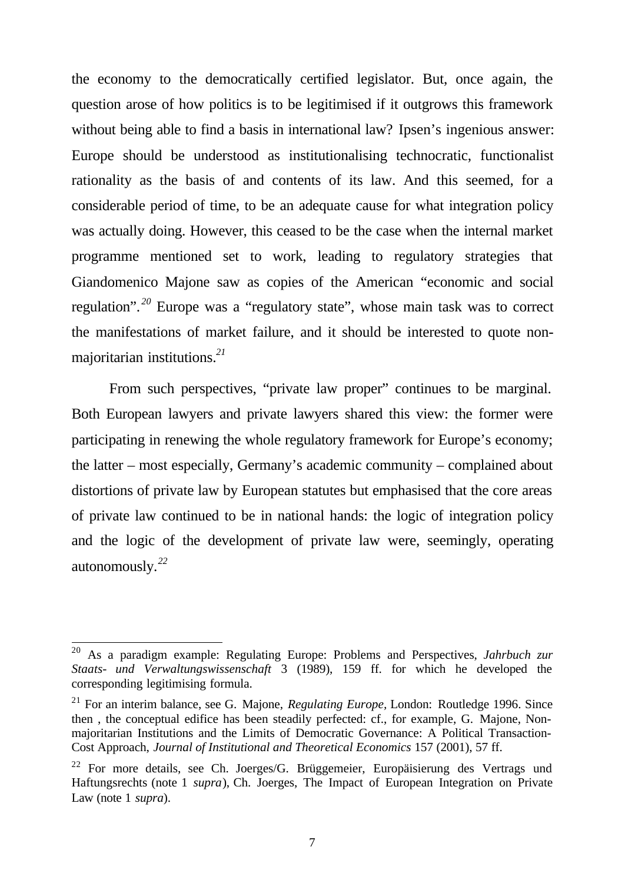the economy to the democratically certified legislator. But, once again, the question arose of how politics is to be legitimised if it outgrows this framework without being able to find a basis in international law? Ipsen's ingenious answer: Europe should be understood as institutionalising technocratic, functionalist rationality as the basis of and contents of its law. And this seemed, for a considerable period of time, to be an adequate cause for what integration policy was actually doing. However, this ceased to be the case when the internal market programme mentioned set to work, leading to regulatory strategies that Giandomenico Majone saw as copies of the American "economic and social regulation".[20] Europe was a "regulatory state", whose main task was to correct the manifestations of market failure, and it should be interested to quote non-majoritarian institutions.[21]

From such perspectives, "private law proper" continues to be marginal. Both European lawyers and private lawyers shared this view: the former were participating in renewing the whole regulatory framework for Europe's economy; the latter – most especially, Germany's academic community – complained about distortions of private law by European statutes but emphasised that the core areas of private law continued to be in national hands: the logic of integration policy and the logic of the development of private law were, seemingly, operating autonomously.[22]

---

[20] As a paradigm example: Regulating Europe: Problems and Perspectives, *Jahrbuch zur Staats- und Verwaltungswissenschaft* 3 (1989), 159 ff. for which he developed the corresponding legitimising formula.

[21] For an interim balance, see G. Majone, *Regulating Europe*, London: Routledge 1996. Since then , the conceptual edifice has been steadily perfected: cf., for example, G. Majone, Non-majoritarian Institutions and the Limits of Democratic Governance: A Political Transaction-Cost Approach, *Journal of Institutional and Theoretical Economics* 157 (2001), 57 ff.

[22] For more details, see Ch. Joerges/G. Brüggemeier, Europäisierung des Vertrags und Haftungsrechts (note 1 *supra*), Ch. Joerges, The Impact of European Integration on Private Law (note 1 *supra*).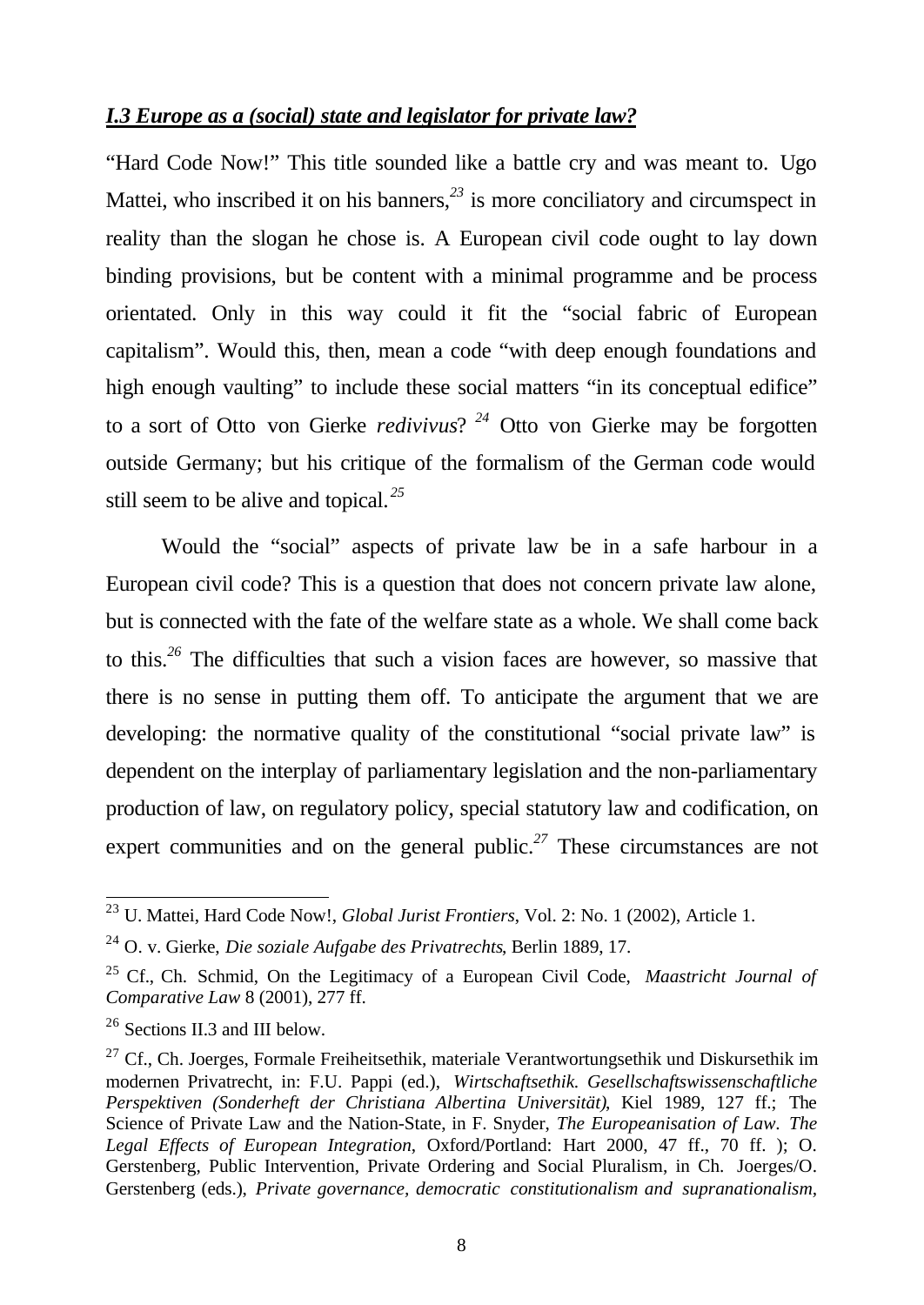### *I.3 Europe as a (social) state and legislator for private law?*

"Hard Code Now!" This title sounded like a battle cry and was meant to. Ugo Mattei, who inscribed it on his banners,[23] is more conciliatory and circumspect in reality than the slogan he chose is. A European civil code ought to lay down binding provisions, but be content with a minimal programme and be process orientated. Only in this way could it fit the "social fabric of European capitalism". Would this, then, mean a code "with deep enough foundations and high enough vaulting" to include these social matters "in its conceptual edifice" to a sort of Otto von Gierke *redivivus*? [24] Otto von Gierke may be forgotten outside Germany; but his critique of the formalism of the German code would still seem to be alive and topical.[25]

Would the "social" aspects of private law be in a safe harbour in a European civil code? This is a question that does not concern private law alone, but is connected with the fate of the welfare state as a whole. We shall come back to this.[26] The difficulties that such a vision faces are however, so massive that there is no sense in putting them off. To anticipate the argument that we are developing: the normative quality of the constitutional "social private law" is dependent on the interplay of parliamentary legislation and the non-parliamentary production of law, on regulatory policy, special statutory law and codification, on expert communities and on the general public.[27] These circumstances are not

---

[23] U. Mattei, Hard Code Now!, *Global Jurist Frontiers*, Vol. 2: No. 1 (2002), Article 1.

[24] O. v. Gierke, *Die soziale Aufgabe des Privatrechts*, Berlin 1889, 17.

[25] Cf., Ch. Schmid, On the Legitimacy of a European Civil Code, *Maastricht Journal of Comparative Law* 8 (2001), 277 ff.

[26] Sections II.3 and III below.

[27] Cf., Ch. Joerges, Formale Freiheitsethik, materiale Verantwortungsethik und Diskursethik im modernen Privatrecht, in: F.U. Pappi (ed.), *Wirtschaftsethik. Gesellschaftswissenschaftliche Perspektiven (Sonderheft der Christiana Albertina Universität)*, Kiel 1989, 127 ff.; The Science of Private Law and the Nation-State, in F. Snyder, *The Europeanisation of Law. The Legal Effects of European Integration*, Oxford/Portland: Hart 2000, 47 ff., 70 ff. ); O. Gerstenberg, Public Intervention, Private Ordering and Social Pluralism, in Ch. Joerges/O. Gerstenberg (eds.), *Private governance, democratic constitutionalism and supranationalism*,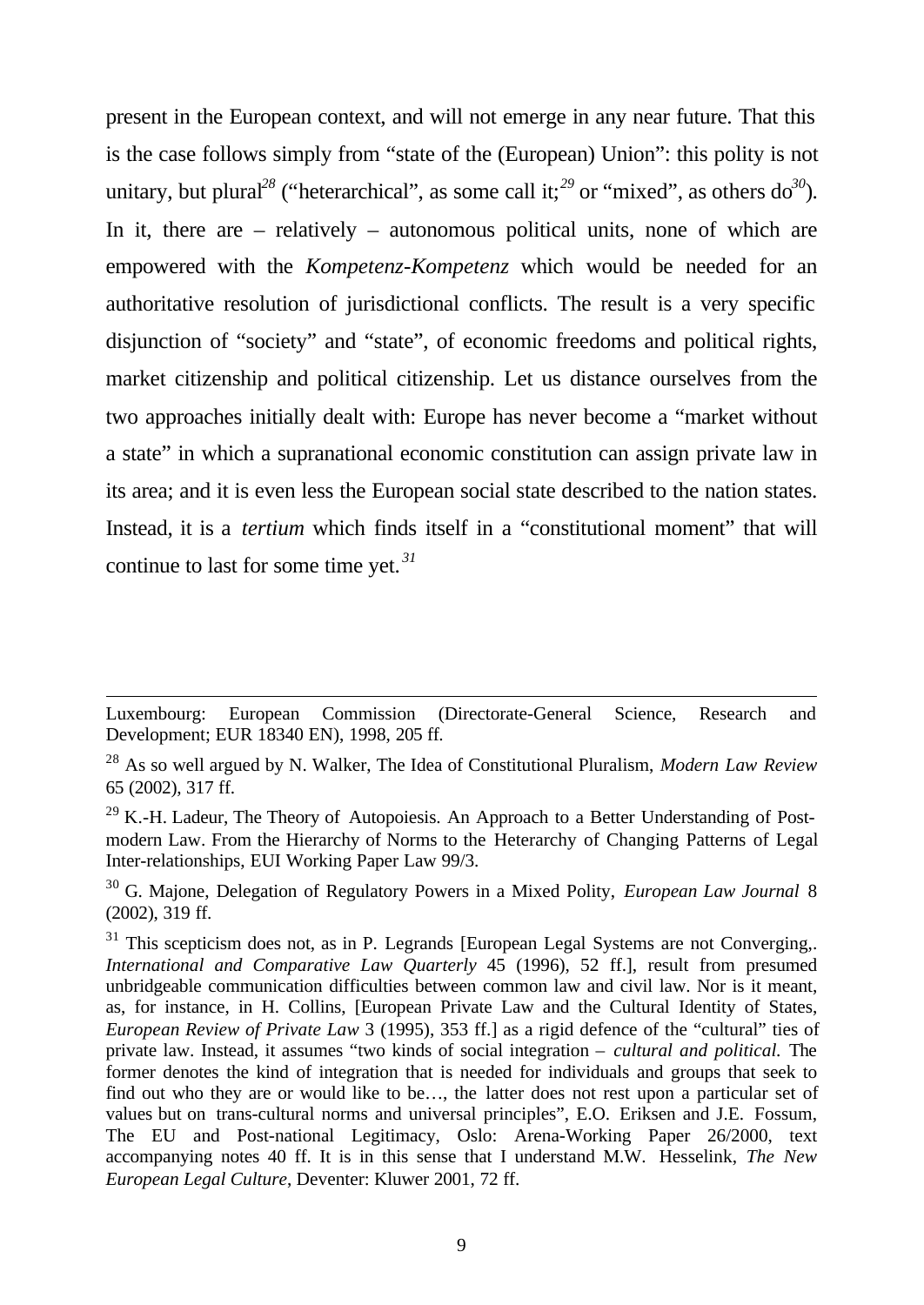present in the European context, and will not emerge in any near future. That this is the case follows simply from "state of the (European) Union": this polity is not unitary, but plural[28] ("heterarchical", as some call it;[29] or "mixed", as others do[30]). In it, there are – relatively – autonomous political units, none of which are empowered with the *Kompetenz-Kompetenz* which would be needed for an authoritative resolution of jurisdictional conflicts. The result is a very specific disjunction of "society" and "state", of economic freedoms and political rights, market citizenship and political citizenship. Let us distance ourselves from the two approaches initially dealt with: Europe has never become a "market without a state" in which a supranational economic constitution can assign private law in its area; and it is even less the European social state described to the nation states. Instead, it is a *tertium* which finds itself in a "constitutional moment" that will continue to last for some time yet.[31]

---

Luxembourg: European Commission (Directorate-General Science, Research and Development; EUR 18340 EN), 1998, 205 ff.

[28] As so well argued by N. Walker, The Idea of Constitutional Pluralism, *Modern Law Review* 65 (2002), 317 ff.

[29] K.-H. Ladeur, The Theory of Autopoiesis. An Approach to a Better Understanding of Post-modern Law. From the Hierarchy of Norms to the Heterarchy of Changing Patterns of Legal Inter-relationships, EUI Working Paper Law 99/3.

[30] G. Majone, Delegation of Regulatory Powers in a Mixed Polity, *European Law Journal* 8 (2002), 319 ff.

[31] This scepticism does not, as in P. Legrands [European Legal Systems are not Converging,. *International and Comparative Law Quarterly* 45 (1996), 52 ff.], result from presumed unbridgeable communication difficulties between common law and civil law. Nor is it meant, as, for instance, in H. Collins, [European Private Law and the Cultural Identity of States, *European Review of Private Law* 3 (1995), 353 ff.] as a rigid defence of the "cultural" ties of private law. Instead, it assumes "two kinds of social integration – *cultural and political.* The former denotes the kind of integration that is needed for individuals and groups that seek to find out who they are or would like to be…, the latter does not rest upon a particular set of values but on trans-cultural norms and universal principles", E.O. Eriksen and J.E. Fossum, The EU and Post-national Legitimacy, Oslo: Arena-Working Paper 26/2000, text accompanying notes 40 ff. It is in this sense that I understand M.W. Hesselink, *The New European Legal Culture*, Deventer: Kluwer 2001, 72 ff.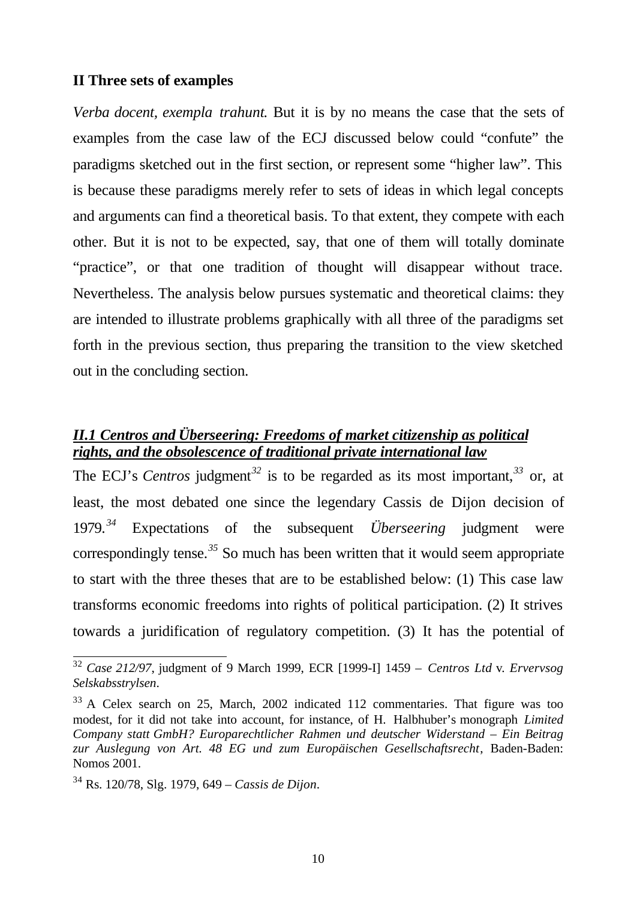## II Three sets of examples

*Verba docent, exempla trahunt.* But it is by no means the case that the sets of examples from the case law of the ECJ discussed below could "confute" the paradigms sketched out in the first section, or represent some "higher law". This is because these paradigms merely refer to sets of ideas in which legal concepts and arguments can find a theoretical basis. To that extent, they compete with each other. But it is not to be expected, say, that one of them will totally dominate "practice", or that one tradition of thought will disappear without trace. Nevertheless. The analysis below pursues systematic and theoretical claims: they are intended to illustrate problems graphically with all three of the paradigms set forth in the previous section, thus preparing the transition to the view sketched out in the concluding section.

### ***II.1 Centros and Überseering: Freedoms of market citizenship as political rights, and the obsolescence of traditional private international law***

The ECJ's *Centros* judgment[32] is to be regarded as its most important,[33] or, at least, the most debated one since the legendary Cassis de Dijon decision of 1979.[34] Expectations of the subsequent *Überseering* judgment were correspondingly tense.[35] So much has been written that it would seem appropriate to start with the three theses that are to be established below: (1) This case law transforms economic freedoms into rights of political participation. (2) It strives towards a juridification of regulatory competition. (3) It has the potential of

---

[32] *Case 212/97*, judgment of 9 March 1999, ECR [1999-I] 1459 – *Centros Ltd* v. *Ervervsog Selskabsstrylsen*.

[33] A Celex search on 25, March, 2002 indicated 112 commentaries. That figure was too modest, for it did not take into account, for instance, of H. Halbhuber's monograph *Limited Company statt GmbH? Europarechtlicher Rahmen und deutscher Widerstand – Ein Beitrag zur Auslegung von Art. 48 EG und zum Europäischen Gesellschaftsrecht*, Baden-Baden: Nomos 2001.

[34] Rs. 120/78, Slg. 1979, 649 – *Cassis de Dijon*.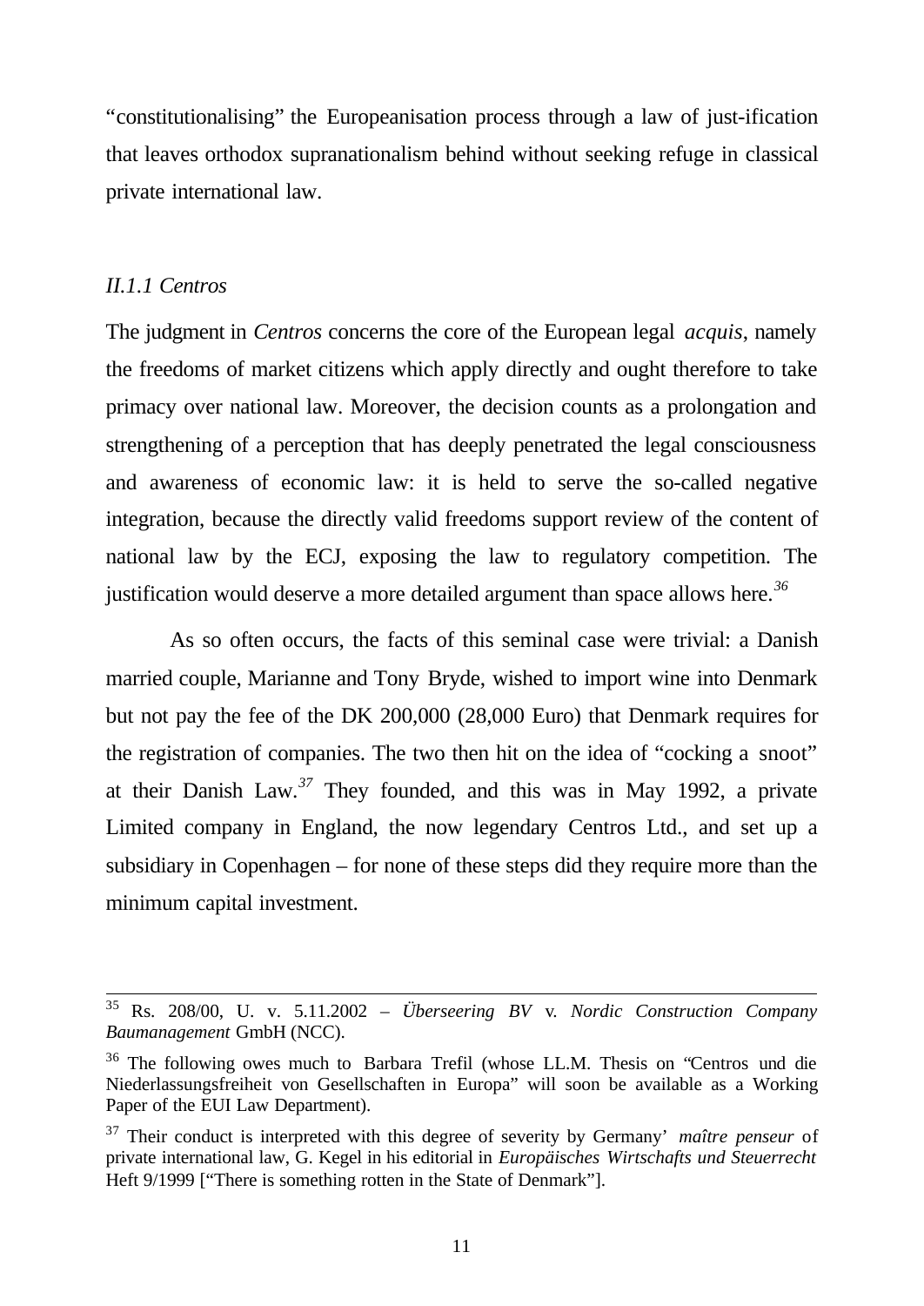"constitutionalising" the Europeanisation process through a law of just-ification that leaves orthodox supranationalism behind without seeking refuge in classical private international law.

### *II.1.1 Centros*

The judgment in *Centros* concerns the core of the European legal *acquis*, namely the freedoms of market citizens which apply directly and ought therefore to take primacy over national law. Moreover, the decision counts as a prolongation and strengthening of a perception that has deeply penetrated the legal consciousness and awareness of economic law: it is held to serve the so-called negative integration, because the directly valid freedoms support review of the content of national law by the ECJ, exposing the law to regulatory competition. The justification would deserve a more detailed argument than space allows here.[36]

As so often occurs, the facts of this seminal case were trivial: a Danish married couple, Marianne and Tony Bryde, wished to import wine into Denmark but not pay the fee of the DK 200,000 (28,000 Euro) that Denmark requires for the registration of companies. The two then hit on the idea of "cocking a snoot" at their Danish Law.[37] They founded, and this was in May 1992, a private Limited company in England, the now legendary Centros Ltd., and set up a subsidiary in Copenhagen – for none of these steps did they require more than the minimum capital investment.

---

[35] Rs. 208/00, U. v. 5.11.2002 – *Überseering BV* v. *Nordic Construction Company Baumanagement* GmbH (NCC).

[36] The following owes much to Barbara Trefil (whose LL.M. Thesis on "Centros und die Niederlassungsfreiheit von Gesellschaften in Europa" will soon be available as a Working Paper of the EUI Law Department).

[37] Their conduct is interpreted with this degree of severity by Germany' *maître penseur* of private international law, G. Kegel in his editorial in *Europäisches Wirtschafts und Steuerrecht* Heft 9/1999 ["There is something rotten in the State of Denmark"].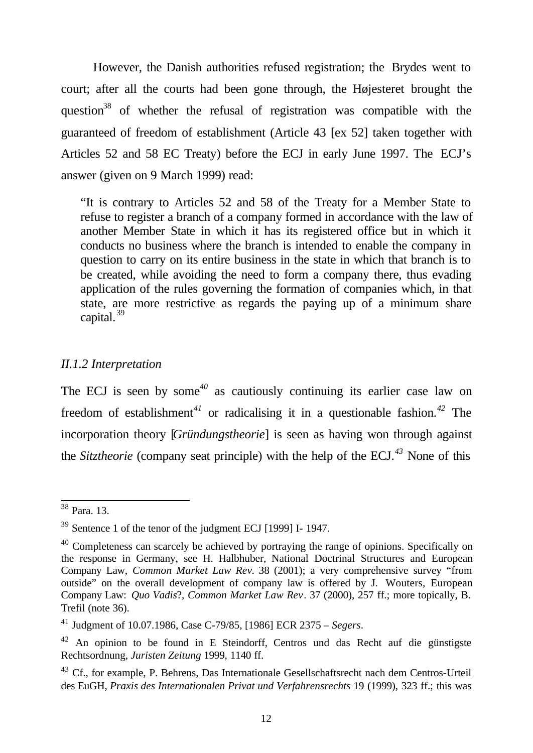However, the Danish authorities refused registration; the Brydes went to court; after all the courts had been gone through, the Højesteret brought the question[38] of whether the refusal of registration was compatible with the guaranteed of freedom of establishment (Article 43 [ex 52] taken together with Articles 52 and 58 EC Treaty) before the ECJ in early June 1997. The ECJ's answer (given on 9 March 1999) read:

> "It is contrary to Articles 52 and 58 of the Treaty for a Member State to refuse to register a branch of a company formed in accordance with the law of another Member State in which it has its registered office but in which it conducts no business where the branch is intended to enable the company in question to carry on its entire business in the state in which that branch is to be created, while avoiding the need to form a company there, thus evading application of the rules governing the formation of companies which, in that state, are more restrictive as regards the paying up of a minimum share capital.[39]

### *II.1.2 Interpretation*

The ECJ is seen by some[40] as cautiously continuing its earlier case law on freedom of establishment[41] or radicalising it in a questionable fashion.[42] The incorporation theory [*Gründungstheorie*] is seen as having won through against the *Sitztheorie* (company seat principle) with the help of the ECJ.[43] None of this

---

[38] Para. 13.

[39] Sentence 1 of the tenor of the judgment ECJ [1999] I- 1947.

[40] Completeness can scarcely be achieved by portraying the range of opinions. Specifically on the response in Germany, see H. Halbhuber, National Doctrinal Structures and European Company Law, *Common Market Law Rev.* 38 (2001); a very comprehensive survey "from outside" on the overall development of company law is offered by J. Wouters, European Company Law: *Quo Vadis*?, *Common Market Law Rev*. 37 (2000), 257 ff.; more topically, B. Trefil (note 36).

[41] Judgment of 10.07.1986, Case C-79/85, [1986] ECR 2375 – *Segers*.

[42] An opinion to be found in E Steindorff, Centros und das Recht auf die günstigste Rechtsordnung, *Juristen Zeitung* 1999, 1140 ff.

[43] Cf., for example, P. Behrens, Das Internationale Gesellschaftsrecht nach dem Centros-Urteil des EuGH, *Praxis des Internationalen Privat und Verfahrensrechts* 19 (1999), 323 ff.; this was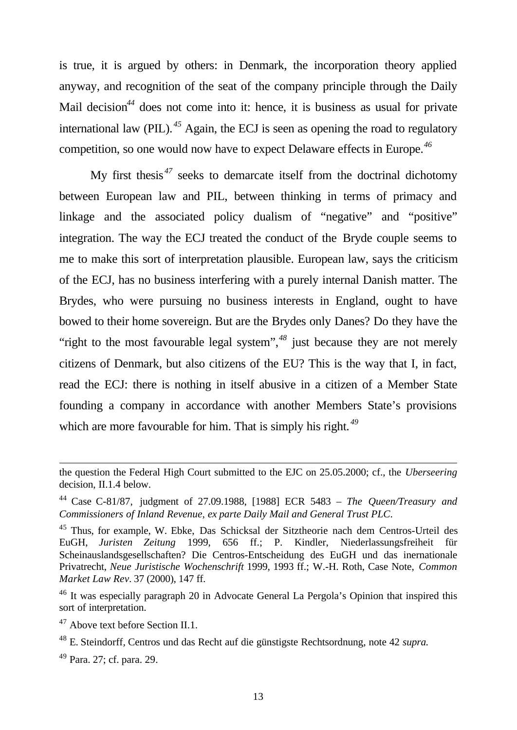is true, it is argued by others: in Denmark, the incorporation theory applied anyway, and recognition of the seat of the company principle through the Daily Mail decision[44] does not come into it: hence, it is business as usual for private international law (PIL).[45] Again, the ECJ is seen as opening the road to regulatory competition, so one would now have to expect Delaware effects in Europe.[46]

My first thesis[47] seeks to demarcate itself from the doctrinal dichotomy between European law and PIL, between thinking in terms of primacy and linkage and the associated policy dualism of "negative" and "positive" integration. The way the ECJ treated the conduct of the Bryde couple seems to me to make this sort of interpretation plausible. European law, says the criticism of the ECJ, has no business interfering with a purely internal Danish matter. The Brydes, who were pursuing no business interests in England, ought to have bowed to their home sovereign. But are the Brydes only Danes? Do they have the "right to the most favourable legal system",[48] just because they are not merely citizens of Denmark, but also citizens of the EU? This is the way that I, in fact, read the ECJ: there is nothing in itself abusive in a citizen of a Member State founding a company in accordance with another Members State's provisions which are more favourable for him. That is simply his right.[49]

---

the question the Federal High Court submitted to the EJC on 25.05.2000; cf., the *Uberseering* decision, II.1.4 below.

[44] Case C-81/87, judgment of 27.09.1988, [1988] ECR 5483 – *The Queen/Treasury and Commissioners of Inland Revenue, ex parte Daily Mail and General Trust PLC*.

[45] Thus, for example, W. Ebke, Das Schicksal der Sitztheorie nach dem Centros-Urteil des EuGH, *Juristen Zeitung* 1999, 656 ff.; P. Kindler, Niederlassungsfreiheit für Scheinauslandsgesellschaften? Die Centros-Entscheidung des EuGH und das inernationale Privatrecht, *Neue Juristische Wochenschrift* 1999, 1993 ff.; W.-H. Roth, Case Note, *Common Market Law Rev*. 37 (2000), 147 ff.

[46] It was especially paragraph 20 in Advocate General La Pergola's Opinion that inspired this sort of interpretation.

[47] Above text before Section II.1.

[48] E. Steindorff, Centros und das Recht auf die günstigste Rechtsordnung, note 42 *supra.*

[49] Para. 27; cf. para. 29.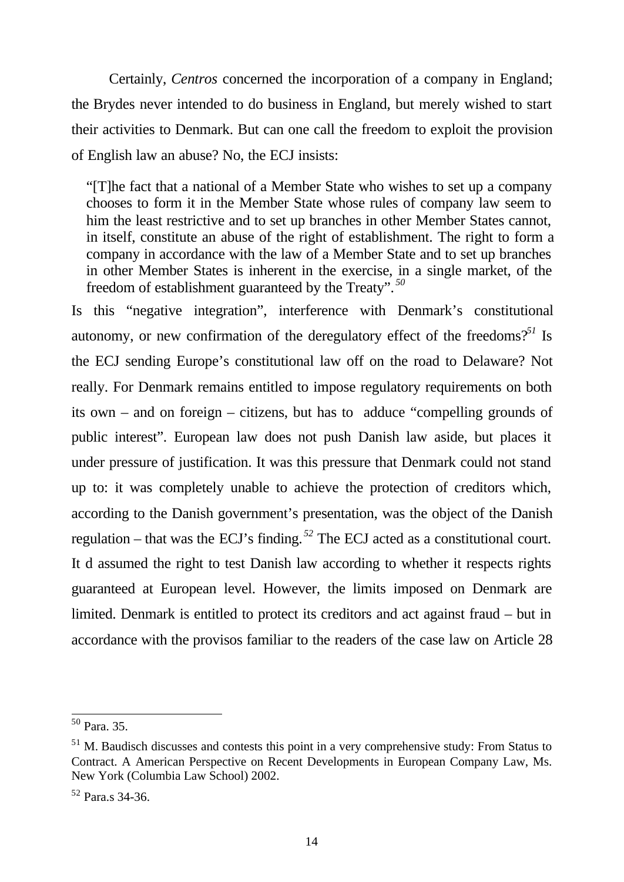Certainly, *Centros* concerned the incorporation of a company in England; the Brydes never intended to do business in England, but merely wished to start their activities to Denmark. But can one call the freedom to exploit the provision of English law an abuse? No, the ECJ insists:

> "[T]he fact that a national of a Member State who wishes to set up a company chooses to form it in the Member State whose rules of company law seem to him the least restrictive and to set up branches in other Member States cannot, in itself, constitute an abuse of the right of establishment. The right to form a company in accordance with the law of a Member State and to set up branches in other Member States is inherent in the exercise, in a single market, of the freedom of establishment guaranteed by the Treaty".[50]

Is this "negative integration", interference with Denmark's constitutional autonomy, or new confirmation of the deregulatory effect of the freedoms?[51] Is the ECJ sending Europe's constitutional law off on the road to Delaware? Not really. For Denmark remains entitled to impose regulatory requirements on both its own – and on foreign – citizens, but has to adduce "compelling grounds of public interest". European law does not push Danish law aside, but places it under pressure of justification. It was this pressure that Denmark could not stand up to: it was completely unable to achieve the protection of creditors which, according to the Danish government's presentation, was the object of the Danish regulation – that was the ECJ's finding.[52] The ECJ acted as a constitutional court. It d assumed the right to test Danish law according to whether it respects rights guaranteed at European level. However, the limits imposed on Denmark are limited. Denmark is entitled to protect its creditors and act against fraud – but in accordance with the provisos familiar to the readers of the case law on Article 28

---

[50] Para. 35.

[51] M. Baudisch discusses and contests this point in a very comprehensive study: From Status to Contract. A American Perspective on Recent Developments in European Company Law, Ms. New York (Columbia Law School) 2002.

[52] Para.s 34-36.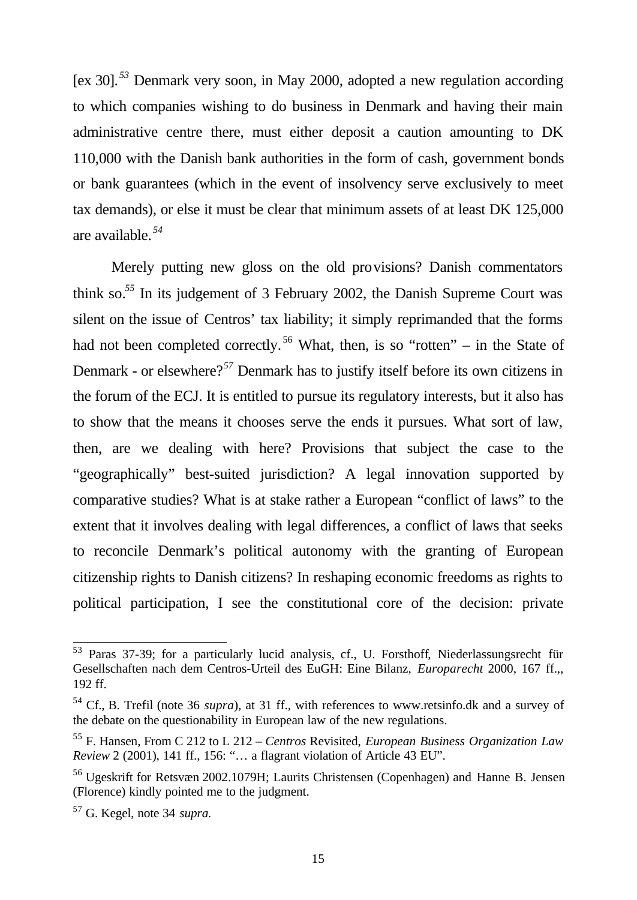[ex 30].[53] Denmark very soon, in May 2000, adopted a new regulation according to which companies wishing to do business in Denmark and having their main administrative centre there, must either deposit a caution amounting to DK 110,000 with the Danish bank authorities in the form of cash, government bonds or bank guarantees (which in the event of insolvency serve exclusively to meet tax demands), or else it must be clear that minimum assets of at least DK 125,000 are available.[54]

Merely putting new gloss on the old provisions? Danish commentators think so.[55] In its judgement of 3 February 2002, the Danish Supreme Court was silent on the issue of Centros' tax liability; it simply reprimanded that the forms had not been completed correctly.[56] What, then, is so "rotten" – in the State of Denmark - or elsewhere?[57] Denmark has to justify itself before its own citizens in the forum of the ECJ. It is entitled to pursue its regulatory interests, but it also has to show that the means it chooses serve the ends it pursues. What sort of law, then, are we dealing with here? Provisions that subject the case to the "geographically" best-suited jurisdiction? A legal innovation supported by comparative studies? What is at stake rather a European "conflict of laws" to the extent that it involves dealing with legal differences, a conflict of laws that seeks to reconcile Denmark's political autonomy with the granting of European citizenship rights to Danish citizens? In reshaping economic freedoms as rights to political participation, I see the constitutional core of the decision: private

---

[53] Paras 37-39; for a particularly lucid analysis, cf., U. Forsthoff, Niederlassungsrecht für Gesellschaften nach dem Centros-Urteil des EuGH: Eine Bilanz, *Europarecht* 2000, 167 ff.,, 192 ff.

[54] Cf., B. Trefil (note 36 *supra*), at 31 ff., with references to www.retsinfo.dk and a survey of the debate on the questionability in European law of the new regulations.

[55] F. Hansen, From C 212 to L 212 – *Centros* Revisited, *European Business Organization Law Review* 2 (2001), 141 ff., 156: "… a flagrant violation of Article 43 EU".

[56] Ugeskrift for Retsvæn 2002.1079H; Laurits Christensen (Copenhagen) and Hanne B. Jensen (Florence) kindly pointed me to the judgment.

[57] G. Kegel, note 34 *supra.*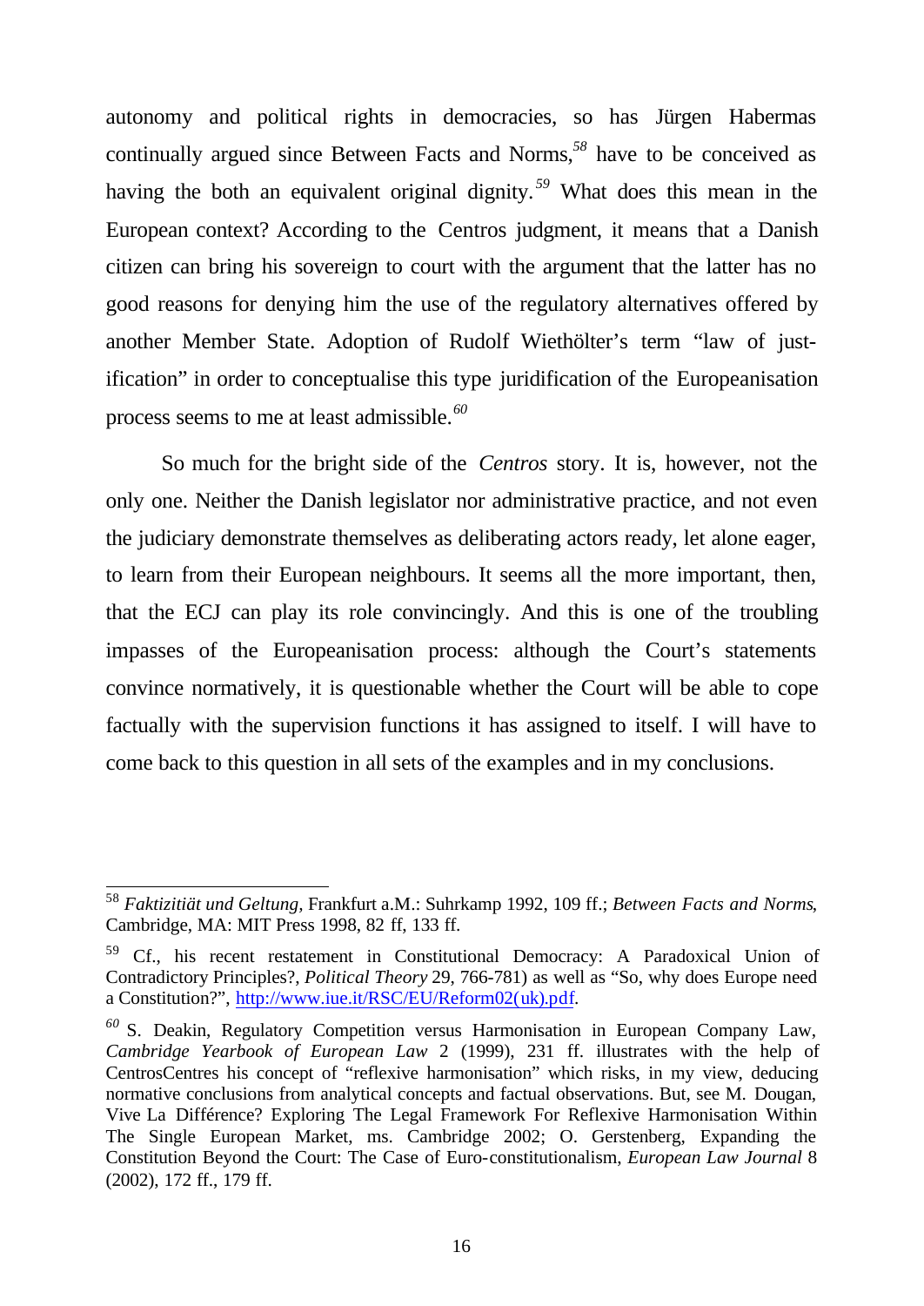autonomy and political rights in democracies, so has Jürgen Habermas continually argued since Between Facts and Norms,[58] have to be conceived as having the both an equivalent original dignity.[59] What does this mean in the European context? According to the Centros judgment, it means that a Danish citizen can bring his sovereign to court with the argument that the latter has no good reasons for denying him the use of the regulatory alternatives offered by another Member State. Adoption of Rudolf Wiethölter's term "law of just-ification" in order to conceptualise this type juridification of the Europeanisation process seems to me at least admissible.[60]

So much for the bright side of the *Centros* story. It is, however, not the only one. Neither the Danish legislator nor administrative practice, and not even the judiciary demonstrate themselves as deliberating actors ready, let alone eager, to learn from their European neighbours. It seems all the more important, then, that the ECJ can play its role convincingly. And this is one of the troubling impasses of the Europeanisation process: although the Court's statements convince normatively, it is questionable whether the Court will be able to cope factually with the supervision functions it has assigned to itself. I will have to come back to this question in all sets of the examples and in my conclusions.

---

[58] *Faktizitiät und Geltung*, Frankfurt a.M.: Suhrkamp 1992, 109 ff.; *Between Facts and Norms*, Cambridge, MA: MIT Press 1998, 82 ff, 133 ff.

[59] Cf., his recent restatement in Constitutional Democracy: A Paradoxical Union of Contradictory Principles?, *Political Theory* 29, 766-781) as well as "So, why does Europe need a Constitution?", http://www.iue.it/RSC/EU/Reform02(uk).pdf.

[60] S. Deakin, Regulatory Competition versus Harmonisation in European Company Law, *Cambridge Yearbook of European Law* 2 (1999), 231 ff. illustrates with the help of CentrosCentres his concept of "reflexive harmonisation" which risks, in my view, deducing normative conclusions from analytical concepts and factual observations. But, see M. Dougan, Vive La Différence? Exploring The Legal Framework For Reflexive Harmonisation Within The Single European Market, ms. Cambridge 2002; O. Gerstenberg, Expanding the Constitution Beyond the Court: The Case of Euro-constitutionalism, *European Law Journal* 8 (2002), 172 ff., 179 ff.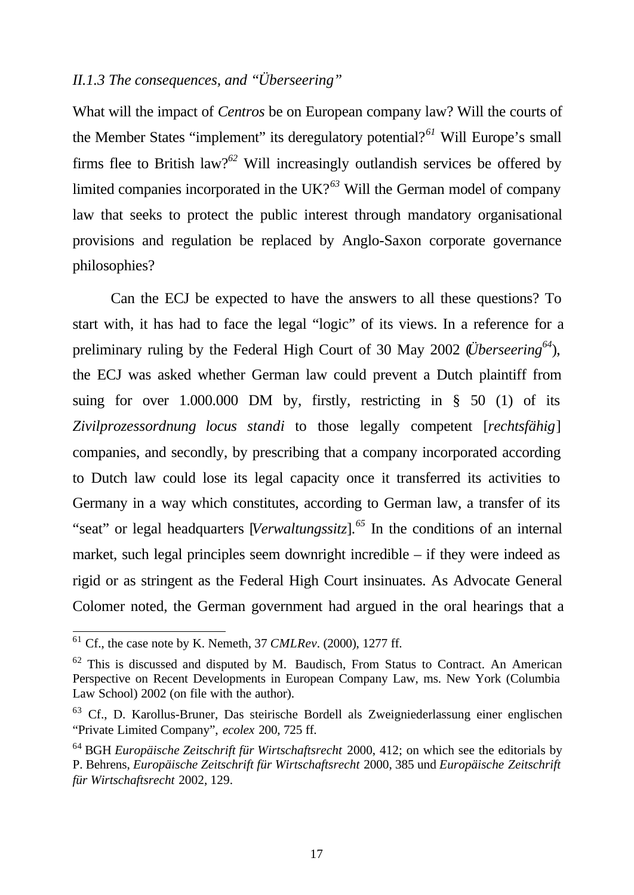### *II.1.3 The consequences, and "Überseering"*

What will the impact of *Centros* be on European company law? Will the courts of the Member States "implement" its deregulatory potential?[61] Will Europe's small firms flee to British law?[62] Will increasingly outlandish services be offered by limited companies incorporated in the UK?[63] Will the German model of company law that seeks to protect the public interest through mandatory organisational provisions and regulation be replaced by Anglo-Saxon corporate governance philosophies?

Can the ECJ be expected to have the answers to all these questions? To start with, it has had to face the legal "logic" of its views. In a reference for a preliminary ruling by the Federal High Court of 30 May 2002 (*Überseering*[64]), the ECJ was asked whether German law could prevent a Dutch plaintiff from suing for over 1.000.000 DM by, firstly, restricting in § 50 (1) of its *Zivilprozessordnung locus standi* to those legally competent [*rechtsfähig*] companies, and secondly, by prescribing that a company incorporated according to Dutch law could lose its legal capacity once it transferred its activities to Germany in a way which constitutes, according to German law, a transfer of its "seat" or legal headquarters [*Verwaltungssitz*].[65] In the conditions of an internal market, such legal principles seem downright incredible – if they were indeed as rigid or as stringent as the Federal High Court insinuates. As Advocate General Colomer noted, the German government had argued in the oral hearings that a

---

[61] Cf., the case note by K. Nemeth, 37 *CMLRev*. (2000), 1277 ff.

[62] This is discussed and disputed by M. Baudisch, From Status to Contract. An American Perspective on Recent Developments in European Company Law, ms. New York (Columbia Law School) 2002 (on file with the author).

[63] Cf., D. Karollus-Bruner, Das steirische Bordell als Zweigniederlassung einer englischen "Private Limited Company", *ecolex* 200, 725 ff.

[64] BGH *Europäische Zeitschrift für Wirtschaftsrecht* 2000, 412; on which see the editorials by P. Behrens, *Europäische Zeitschrift für Wirtschaftsrecht* 2000, 385 und *Europäische Zeitschrift für Wirtschaftsrecht* 2002, 129.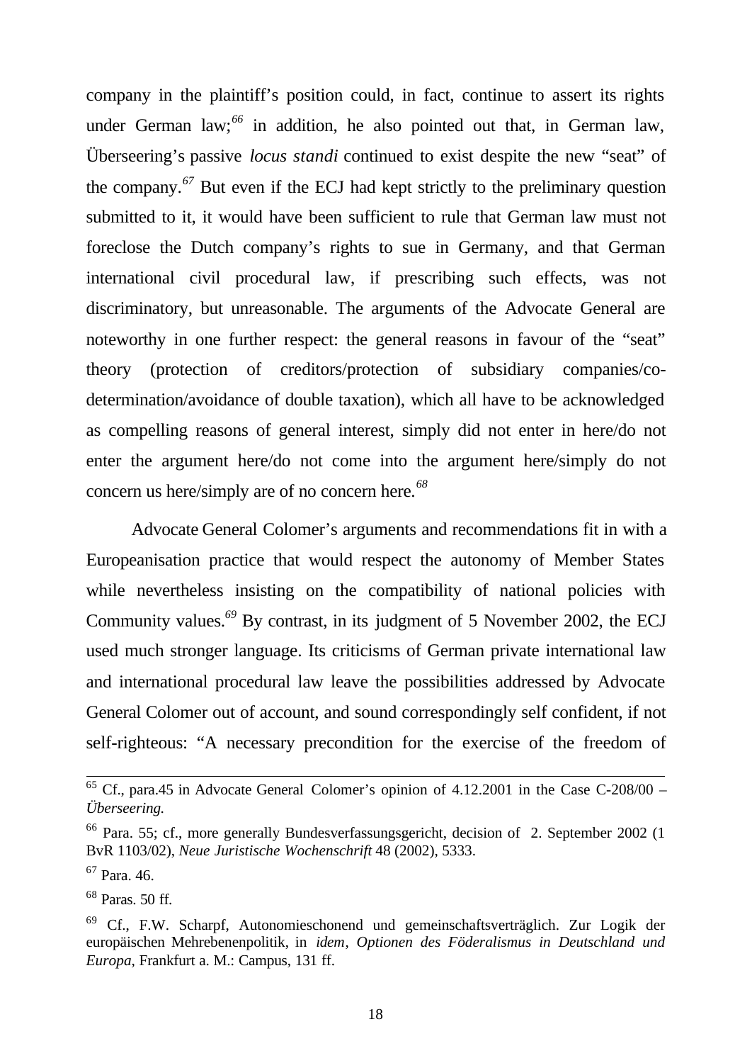company in the plaintiff's position could, in fact, continue to assert its rights under German law;[66] in addition, he also pointed out that, in German law, Überseering's passive *locus standi* continued to exist despite the new "seat" of the company.[67] But even if the ECJ had kept strictly to the preliminary question submitted to it, it would have been sufficient to rule that German law must not foreclose the Dutch company's rights to sue in Germany, and that German international civil procedural law, if prescribing such effects, was not discriminatory, but unreasonable. The arguments of the Advocate General are noteworthy in one further respect: the general reasons in favour of the "seat" theory (protection of creditors/protection of subsidiary companies/co-determination/avoidance of double taxation), which all have to be acknowledged as compelling reasons of general interest, simply did not enter in here/do not enter the argument here/do not come into the argument here/simply do not concern us here/simply are of no concern here.[68]

Advocate General Colomer's arguments and recommendations fit in with a Europeanisation practice that would respect the autonomy of Member States while nevertheless insisting on the compatibility of national policies with Community values.[69] By contrast, in its judgment of 5 November 2002, the ECJ used much stronger language. Its criticisms of German private international law and international procedural law leave the possibilities addressed by Advocate General Colomer out of account, and sound correspondingly self confident, if not self-righteous: "A necessary precondition for the exercise of the freedom of

---

[65] Cf., para.45 in Advocate General Colomer's opinion of 4.12.2001 in the Case C-208/00 – *Überseering.*

[66] Para. 55; cf., more generally Bundesverfassungsgericht, decision of 2. September 2002 (1 BvR 1103/02), *Neue Juristische Wochenschrift* 48 (2002), 5333.

[67] Para. 46.

[68] Paras. 50 ff.

[69] Cf., F.W. Scharpf, Autonomieschonend und gemeinschaftsverträglich. Zur Logik der europäischen Mehrebenenpolitik, in *idem*, *Optionen des Föderalismus in Deutschland und Europa*, Frankfurt a. M.: Campus, 131 ff.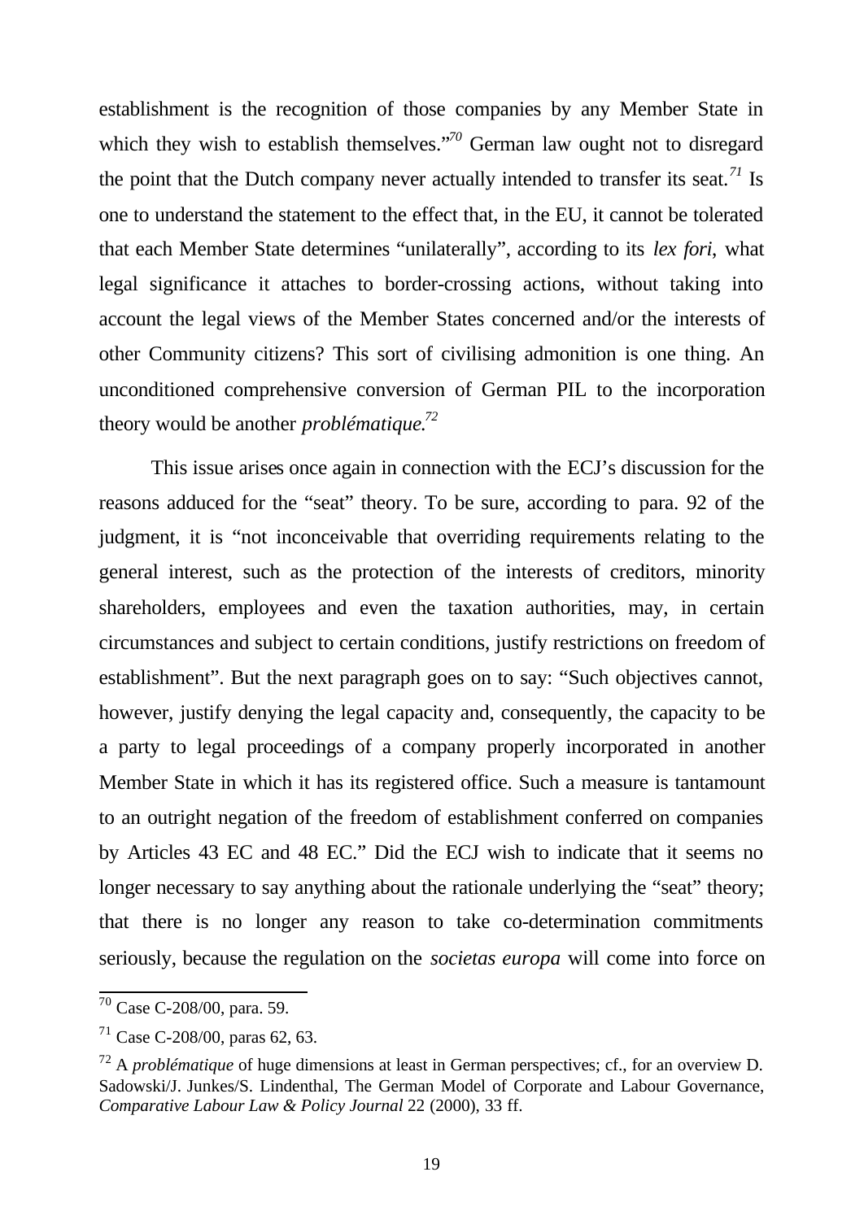establishment is the recognition of those companies by any Member State in which they wish to establish themselves."[70] German law ought not to disregard the point that the Dutch company never actually intended to transfer its seat.[71] Is one to understand the statement to the effect that, in the EU, it cannot be tolerated that each Member State determines "unilaterally", according to its *lex fori*, what legal significance it attaches to border-crossing actions, without taking into account the legal views of the Member States concerned and/or the interests of other Community citizens? This sort of civilising admonition is one thing. An unconditioned comprehensive conversion of German PIL to the incorporation theory would be another *problématique*.[72]

This issue arises once again in connection with the ECJ's discussion for the reasons adduced for the "seat" theory. To be sure, according to para. 92 of the judgment, it is "not inconceivable that overriding requirements relating to the general interest, such as the protection of the interests of creditors, minority shareholders, employees and even the taxation authorities, may, in certain circumstances and subject to certain conditions, justify restrictions on freedom of establishment". But the next paragraph goes on to say: "Such objectives cannot, however, justify denying the legal capacity and, consequently, the capacity to be a party to legal proceedings of a company properly incorporated in another Member State in which it has its registered office. Such a measure is tantamount to an outright negation of the freedom of establishment conferred on companies by Articles 43 EC and 48 EC." Did the ECJ wish to indicate that it seems no longer necessary to say anything about the rationale underlying the "seat" theory; that there is no longer any reason to take co-determination commitments seriously, because the regulation on the *societas europa* will come into force on

---

[70] Case C-208/00, para. 59.

[71] Case C-208/00, paras 62, 63.

[72] A *problématique* of huge dimensions at least in German perspectives; cf., for an overview D. Sadowski/J. Junkes/S. Lindenthal, The German Model of Corporate and Labour Governance, *Comparative Labour Law & Policy Journal* 22 (2000), 33 ff.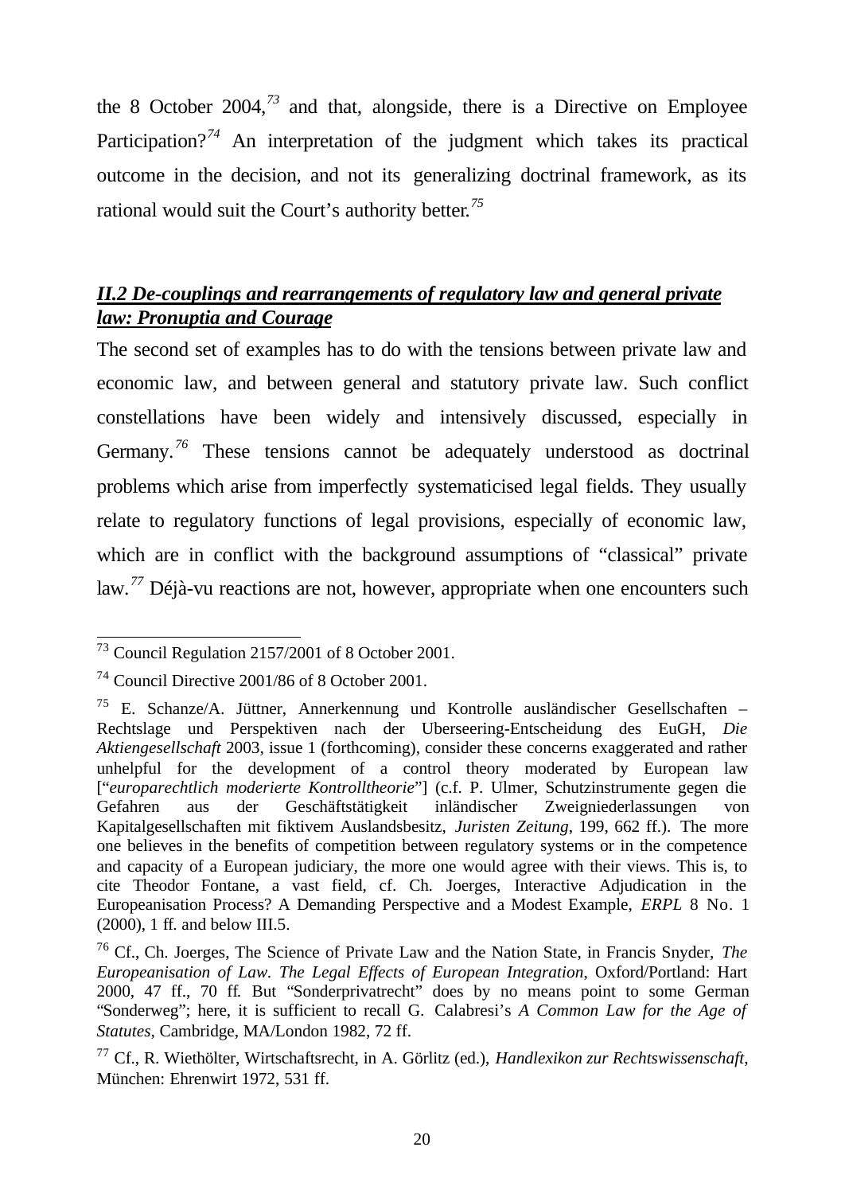the 8 October 2004,[73] and that, alongside, there is a Directive on Employee Participation?[74] An interpretation of the judgment which takes its practical outcome in the decision, and not its generalizing doctrinal framework, as its rational would suit the Court's authority better.[75]

## ***II.2 De-couplings and rearrangements of regulatory law and general private law: Pronuptia and Courage***

The second set of examples has to do with the tensions between private law and economic law, and between general and statutory private law. Such conflict constellations have been widely and intensively discussed, especially in Germany.[76] These tensions cannot be adequately understood as doctrinal problems which arise from imperfectly systematicised legal fields. They usually relate to regulatory functions of legal provisions, especially of economic law, which are in conflict with the background assumptions of "classical" private law.[77] Déjà-vu reactions are not, however, appropriate when one encounters such

---

[73] Council Regulation 2157/2001 of 8 October 2001.

[74] Council Directive 2001/86 of 8 October 2001.

[75] E. Schanze/A. Jüttner, Annerkennung und Kontrolle ausländischer Gesellschaften – Rechtslage und Perspektiven nach der Uberseering-Entscheidung des EuGH, *Die Aktiengesellschaft* 2003, issue 1 (forthcoming), consider these concerns exaggerated and rather unhelpful for the development of a control theory moderated by European law ["*europarechtlich moderierte Kontrolltheorie*"] (c.f. P. Ulmer, Schutzinstrumente gegen die Gefahren aus der Geschäftstätigkeit inländischer Zweigniederlassungen von Kapitalgesellschaften mit fiktivem Auslandsbesitz, *Juristen Zeitung*, 199, 662 ff.). The more one believes in the benefits of competition between regulatory systems or in the competence and capacity of a European judiciary, the more one would agree with their views. This is, to cite Theodor Fontane, a vast field, cf. Ch. Joerges, Interactive Adjudication in the Europeanisation Process? A Demanding Perspective and a Modest Example, *ERPL* 8 No. 1 (2000), 1 ff. and below III.5.

[76] Cf., Ch. Joerges, The Science of Private Law and the Nation State, in Francis Snyder, *The Europeanisation of Law. The Legal Effects of European Integration*, Oxford/Portland: Hart 2000, 47 ff., 70 ff. But "Sonderprivatrecht" does by no means point to some German "Sonderweg"; here, it is sufficient to recall G. Calabresi's *A Common Law for the Age of Statutes*, Cambridge, MA/London 1982, 72 ff.

[77] Cf., R. Wiethölter, Wirtschaftsrecht, in A. Görlitz (ed.), *Handlexikon zur Rechtswissenschaft*, München: Ehrenwirt 1972, 531 ff.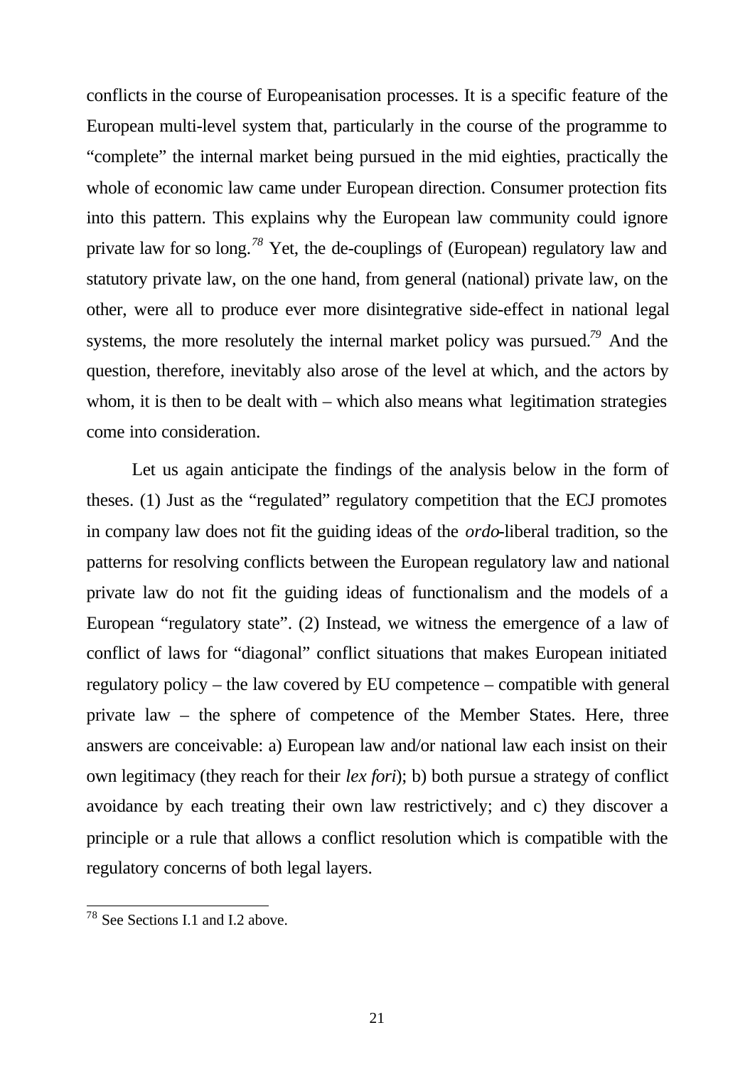conflicts in the course of Europeanisation processes. It is a specific feature of the European multi-level system that, particularly in the course of the programme to "complete" the internal market being pursued in the mid eighties, practically the whole of economic law came under European direction. Consumer protection fits into this pattern. This explains why the European law community could ignore private law for so long.[78] Yet, the de-couplings of (European) regulatory law and statutory private law, on the one hand, from general (national) private law, on the other, were all to produce ever more disintegrative side-effect in national legal systems, the more resolutely the internal market policy was pursued.[79] And the question, therefore, inevitably also arose of the level at which, and the actors by whom, it is then to be dealt with – which also means what legitimation strategies come into consideration.

Let us again anticipate the findings of the analysis below in the form of theses. (1) Just as the "regulated" regulatory competition that the ECJ promotes in company law does not fit the guiding ideas of the *ordo*-liberal tradition, so the patterns for resolving conflicts between the European regulatory law and national private law do not fit the guiding ideas of functionalism and the models of a European "regulatory state". (2) Instead, we witness the emergence of a law of conflict of laws for "diagonal" conflict situations that makes European initiated regulatory policy – the law covered by EU competence – compatible with general private law – the sphere of competence of the Member States. Here, three answers are conceivable: a) European law and/or national law each insist on their own legitimacy (they reach for their *lex fori*); b) both pursue a strategy of conflict avoidance by each treating their own law restrictively; and c) they discover a principle or a rule that allows a conflict resolution which is compatible with the regulatory concerns of both legal layers.

[78] See Sections I.1 and I.2 above.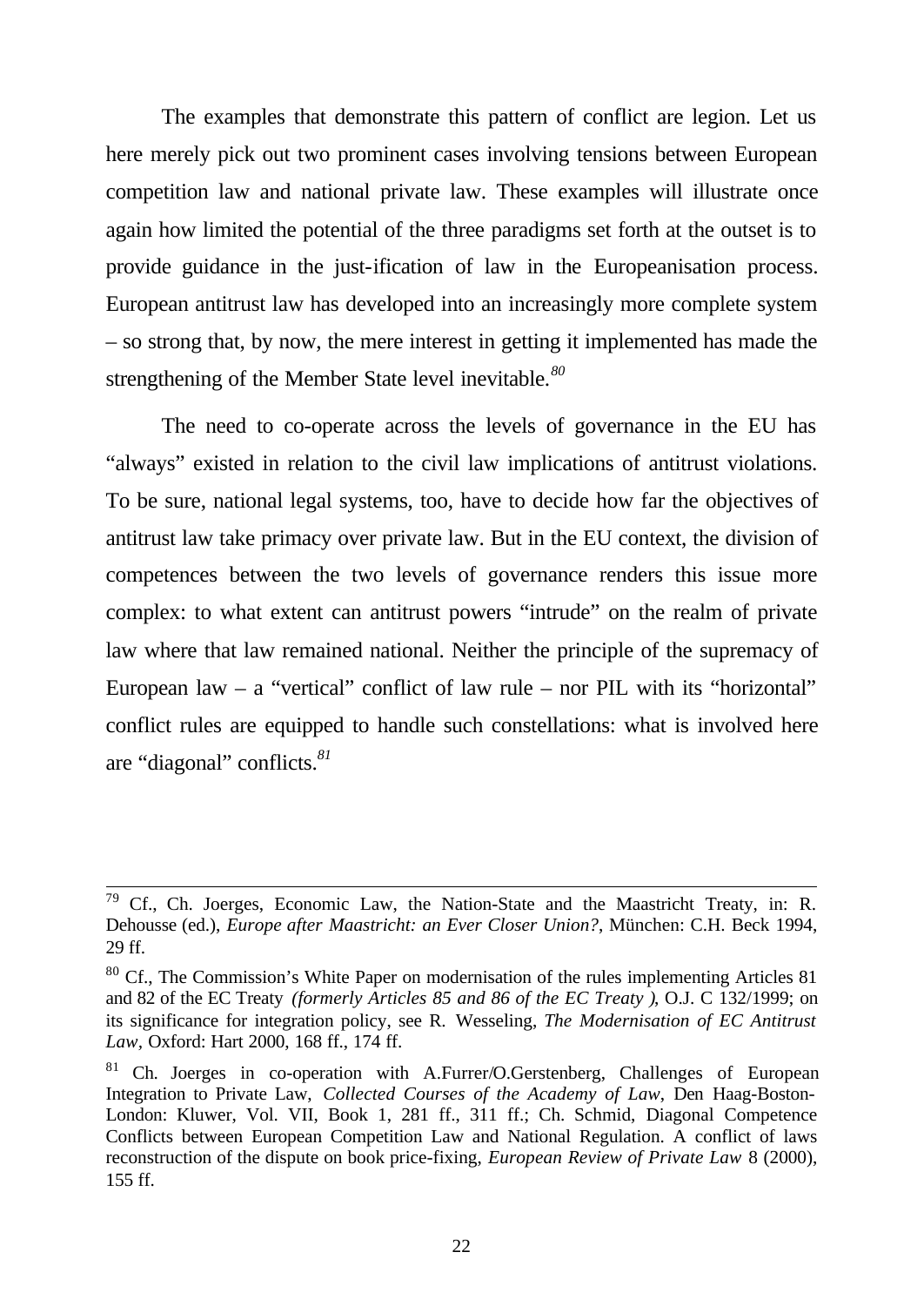The examples that demonstrate this pattern of conflict are legion. Let us here merely pick out two prominent cases involving tensions between European competition law and national private law. These examples will illustrate once again how limited the potential of the three paradigms set forth at the outset is to provide guidance in the just-ification of law in the Europeanisation process. European antitrust law has developed into an increasingly more complete system – so strong that, by now, the mere interest in getting it implemented has made the strengthening of the Member State level inevitable.[80]

The need to co-operate across the levels of governance in the EU has "always" existed in relation to the civil law implications of antitrust violations. To be sure, national legal systems, too, have to decide how far the objectives of antitrust law take primacy over private law. But in the EU context, the division of competences between the two levels of governance renders this issue more complex: to what extent can antitrust powers "intrude" on the realm of private law where that law remained national. Neither the principle of the supremacy of European law – a "vertical" conflict of law rule – nor PIL with its "horizontal" conflict rules are equipped to handle such constellations: what is involved here are "diagonal" conflicts.[81]

---

[79] Cf., Ch. Joerges, Economic Law, the Nation-State and the Maastricht Treaty, in: R. Dehousse (ed.), *Europe after Maastricht: an Ever Closer Union?*, München: C.H. Beck 1994, 29 ff.

[80] Cf., The Commission's White Paper on modernisation of the rules implementing Articles 81 and 82 of the EC Treaty *(formerly Articles 85 and 86 of the EC Treaty )*, O.J. C 132/1999; on its significance for integration policy, see R. Wesseling, *The Modernisation of EC Antitrust Law,* Oxford: Hart 2000, 168 ff., 174 ff.

[81] Ch. Joerges in co-operation with A.Furrer/O.Gerstenberg, Challenges of European Integration to Private Law, *Collected Courses of the Academy of Law*, Den Haag-Boston-London: Kluwer, Vol. VII, Book 1, 281 ff., 311 ff.; Ch. Schmid, Diagonal Competence Conflicts between European Competition Law and National Regulation. A conflict of laws reconstruction of the dispute on book price-fixing, *European Review of Private Law* 8 (2000), 155 ff.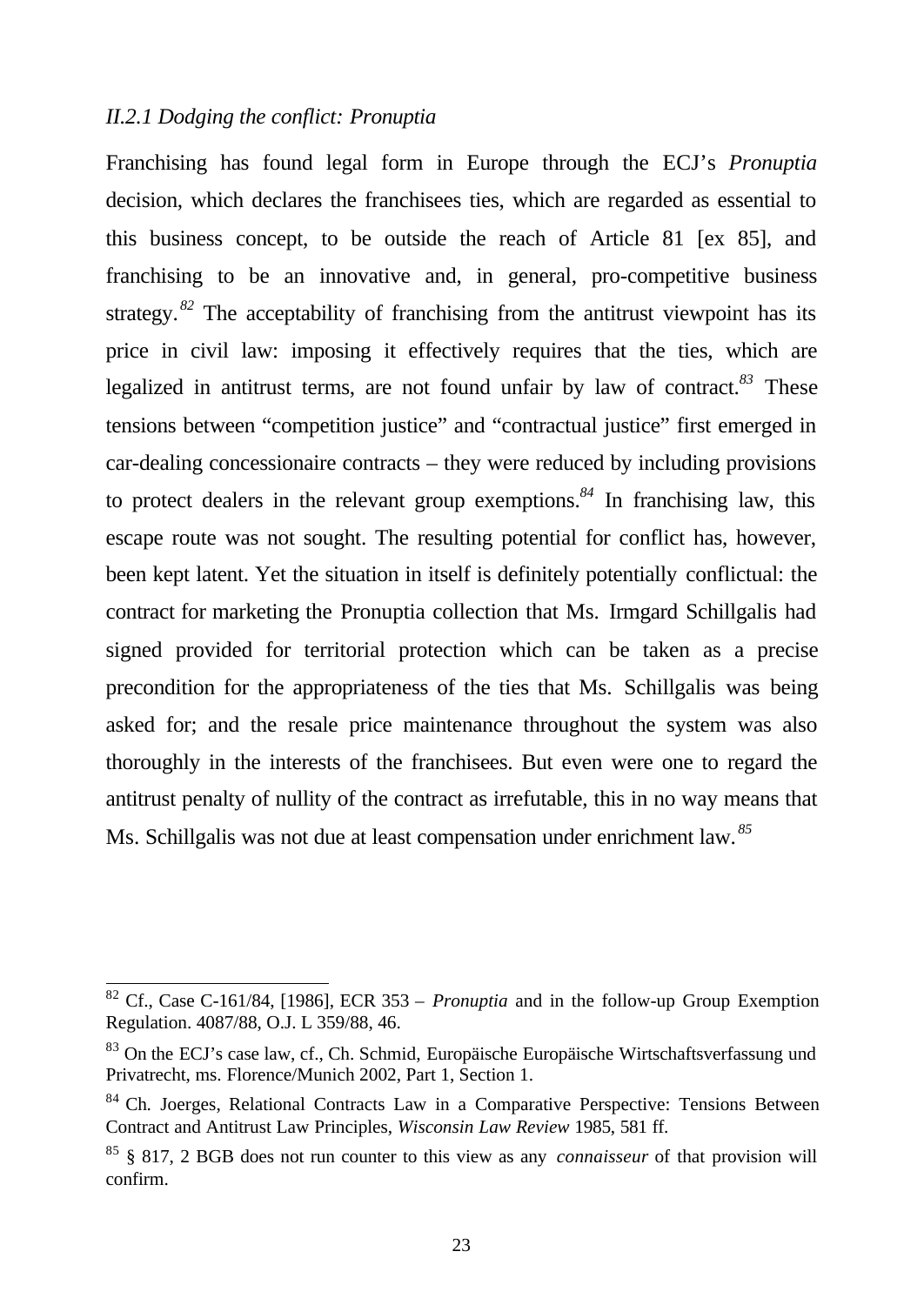### *II.2.1 Dodging the conflict: Pronuptia*

Franchising has found legal form in Europe through the ECJ's *Pronuptia* decision, which declares the franchisees ties, which are regarded as essential to this business concept, to be outside the reach of Article 81 [ex 85], and franchising to be an innovative and, in general, pro-competitive business strategy.[82] The acceptability of franchising from the antitrust viewpoint has its price in civil law: imposing it effectively requires that the ties, which are legalized in antitrust terms, are not found unfair by law of contract.[83] These tensions between "competition justice" and "contractual justice" first emerged in car-dealing concessionaire contracts – they were reduced by including provisions to protect dealers in the relevant group exemptions.[84] In franchising law, this escape route was not sought. The resulting potential for conflict has, however, been kept latent. Yet the situation in itself is definitely potentially conflictual: the contract for marketing the Pronuptia collection that Ms. Irmgard Schillgalis had signed provided for territorial protection which can be taken as a precise precondition for the appropriateness of the ties that Ms. Schillgalis was being asked for; and the resale price maintenance throughout the system was also thoroughly in the interests of the franchisees. But even were one to regard the antitrust penalty of nullity of the contract as irrefutable, this in no way means that Ms. Schillgalis was not due at least compensation under enrichment law.[85]

---

[82] Cf., Case C-161/84, [1986], ECR 353 – *Pronuptia* and in the follow-up Group Exemption Regulation. 4087/88, O.J. L 359/88, 46.

[83] On the ECJ's case law, cf., Ch. Schmid, Europäische Europäische Wirtschaftsverfassung und Privatrecht, ms. Florence/Munich 2002, Part 1, Section 1.

[84] Ch. Joerges, Relational Contracts Law in a Comparative Perspective: Tensions Between Contract and Antitrust Law Principles, *Wisconsin Law Review* 1985, 581 ff.

[85] § 817, 2 BGB does not run counter to this view as any *connaisseur* of that provision will confirm.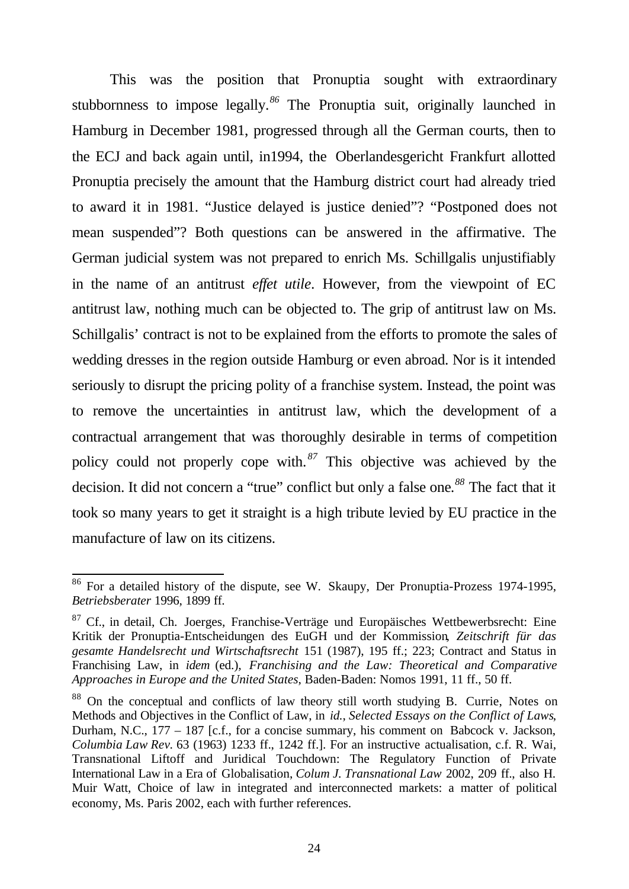This was the position that Pronuptia sought with extraordinary stubbornness to impose legally.[86] The Pronuptia suit, originally launched in Hamburg in December 1981, progressed through all the German courts, then to the ECJ and back again until, in1994, the Oberlandesgericht Frankfurt allotted Pronuptia precisely the amount that the Hamburg district court had already tried to award it in 1981. "Justice delayed is justice denied"? "Postponed does not mean suspended"? Both questions can be answered in the affirmative. The German judicial system was not prepared to enrich Ms. Schillgalis unjustifiably in the name of an antitrust *effet utile*. However, from the viewpoint of EC antitrust law, nothing much can be objected to. The grip of antitrust law on Ms. Schillgalis' contract is not to be explained from the efforts to promote the sales of wedding dresses in the region outside Hamburg or even abroad. Nor is it intended seriously to disrupt the pricing polity of a franchise system. Instead, the point was to remove the uncertainties in antitrust law, which the development of a contractual arrangement that was thoroughly desirable in terms of competition policy could not properly cope with.[87] This objective was achieved by the decision. It did not concern a "true" conflict but only a false one.[88] The fact that it took so many years to get it straight is a high tribute levied by EU practice in the manufacture of law on its citizens.

---

[86] For a detailed history of the dispute, see W. Skaupy, Der Pronuptia-Prozess 1974-1995, *Betriebsberater* 1996, 1899 ff.

[87] Cf., in detail, Ch. Joerges, Franchise-Verträge und Europäisches Wettbewerbsrecht: Eine Kritik der Pronuptia-Entscheidungen des EuGH und der Kommission, *Zeitschrift für das gesamte Handelsrecht und Wirtschaftsrecht* 151 (1987), 195 ff.; 223; Contract and Status in Franchising Law, in *idem* (ed.), *Franchising and the Law: Theoretical and Comparative Approaches in Europe and the United States*, Baden-Baden: Nomos 1991, 11 ff., 50 ff.

[88] On the conceptual and conflicts of law theory still worth studying B. Currie, Notes on Methods and Objectives in the Conflict of Law, in *id., Selected Essays on the Conflict of Laws*, Durham, N.C., 177 – 187 [c.f., for a concise summary, his comment on Babcock v. Jackson, *Columbia Law Rev.* 63 (1963) 1233 ff., 1242 ff.]. For an instructive actualisation, c.f. R. Wai, Transnational Liftoff and Juridical Touchdown: The Regulatory Function of Private International Law in a Era of Globalisation, *Colum J. Transnational Law* 2002, 209 ff., also H. Muir Watt, Choice of law in integrated and interconnected markets: a matter of political economy, Ms. Paris 2002, each with further references.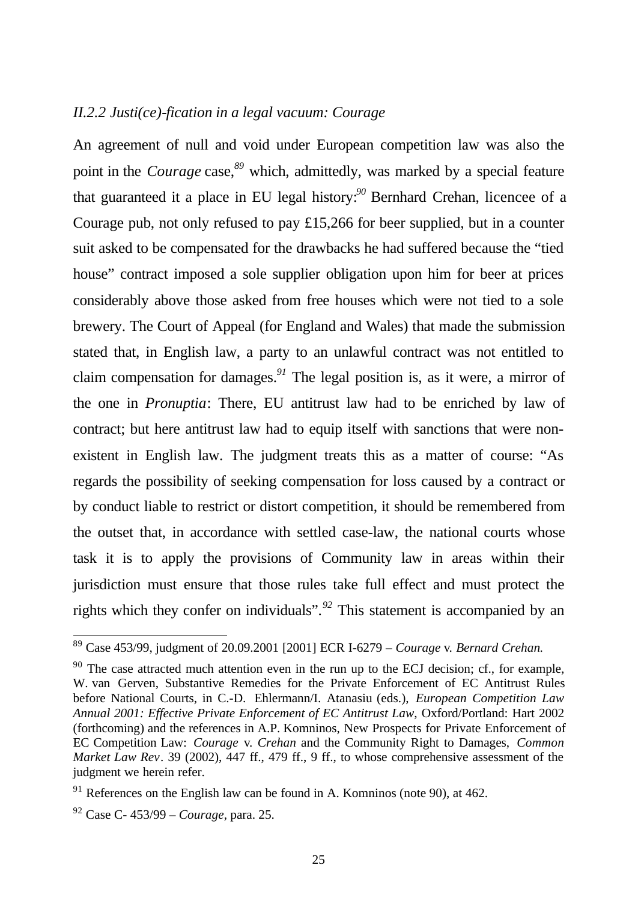### *II.2.2 Justi(ce)-fication in a legal vacuum: Courage*

An agreement of null and void under European competition law was also the point in the *Courage* case,[89] which, admittedly, was marked by a special feature that guaranteed it a place in EU legal history:[90] Bernhard Crehan, licencee of a Courage pub, not only refused to pay £15,266 for beer supplied, but in a counter suit asked to be compensated for the drawbacks he had suffered because the "tied house" contract imposed a sole supplier obligation upon him for beer at prices considerably above those asked from free houses which were not tied to a sole brewery. The Court of Appeal (for England and Wales) that made the submission stated that, in English law, a party to an unlawful contract was not entitled to claim compensation for damages.[91] The legal position is, as it were, a mirror of the one in *Pronuptia*: There, EU antitrust law had to be enriched by law of contract; but here antitrust law had to equip itself with sanctions that were non-existent in English law. The judgment treats this as a matter of course: "As regards the possibility of seeking compensation for loss caused by a contract or by conduct liable to restrict or distort competition, it should be remembered from the outset that, in accordance with settled case-law, the national courts whose task it is to apply the provisions of Community law in areas within their jurisdiction must ensure that those rules take full effect and must protect the rights which they confer on individuals".[92] This statement is accompanied by an

---

[89] Case 453/99, judgment of 20.09.2001 [2001] ECR I-6279 – *Courage* v. *Bernard Crehan.*

[90] The case attracted much attention even in the run up to the ECJ decision; cf., for example, W. van Gerven, Substantive Remedies for the Private Enforcement of EC Antitrust Rules before National Courts, in C.-D. Ehlermann/I. Atanasiu (eds.), *European Competition Law Annual 2001: Effective Private Enforcement of EC Antitrust Law*, Oxford/Portland: Hart 2002 (forthcoming) and the references in A.P. Komninos, New Prospects for Private Enforcement of EC Competition Law: *Courage* v. *Crehan* and the Community Right to Damages, *Common Market Law Rev*. 39 (2002), 447 ff., 479 ff., 9 ff., to whose comprehensive assessment of the judgment we herein refer.

[91] References on the English law can be found in A. Komninos (note 90), at 462.

[92] Case C- 453/99 – *Courage*, para. 25.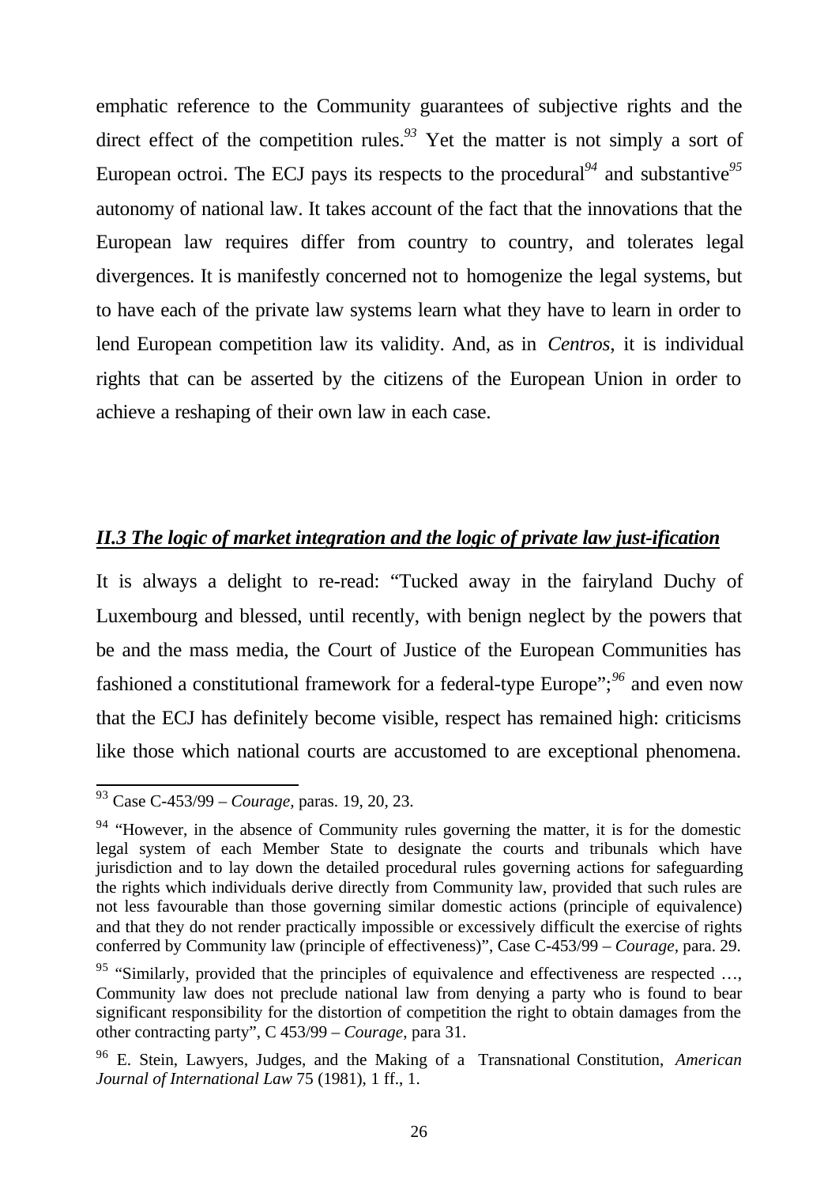emphatic reference to the Community guarantees of subjective rights and the direct effect of the competition rules.[93] Yet the matter is not simply a sort of European octroi. The ECJ pays its respects to the procedural[94] and substantive[95] autonomy of national law. It takes account of the fact that the innovations that the European law requires differ from country to country, and tolerates legal divergences. It is manifestly concerned not to homogenize the legal systems, but to have each of the private law systems learn what they have to learn in order to lend European competition law its validity. And, as in *Centros*, it is individual rights that can be asserted by the citizens of the European Union in order to achieve a reshaping of their own law in each case.

### ***II.3 The logic of market integration and the logic of private law just-ification***

It is always a delight to re-read: "Tucked away in the fairyland Duchy of Luxembourg and blessed, until recently, with benign neglect by the powers that be and the mass media, the Court of Justice of the European Communities has fashioned a constitutional framework for a federal-type Europe";[96] and even now that the ECJ has definitely become visible, respect has remained high: criticisms like those which national courts are accustomed to are exceptional phenomena.

---

[93] Case C-453/99 – *Courage*, paras. 19, 20, 23.

[94] "However, in the absence of Community rules governing the matter, it is for the domestic legal system of each Member State to designate the courts and tribunals which have jurisdiction and to lay down the detailed procedural rules governing actions for safeguarding the rights which individuals derive directly from Community law, provided that such rules are not less favourable than those governing similar domestic actions (principle of equivalence) and that they do not render practically impossible or excessively difficult the exercise of rights conferred by Community law (principle of effectiveness)", Case C-453/99 – *Courage*, para. 29.

[95] "Similarly, provided that the principles of equivalence and effectiveness are respected …, Community law does not preclude national law from denying a party who is found to bear significant responsibility for the distortion of competition the right to obtain damages from the other contracting party", C 453/99 – *Courage*, para 31.

[96] E. Stein, Lawyers, Judges, and the Making of a Transnational Constitution, *American Journal of International Law* 75 (1981), 1 ff., 1.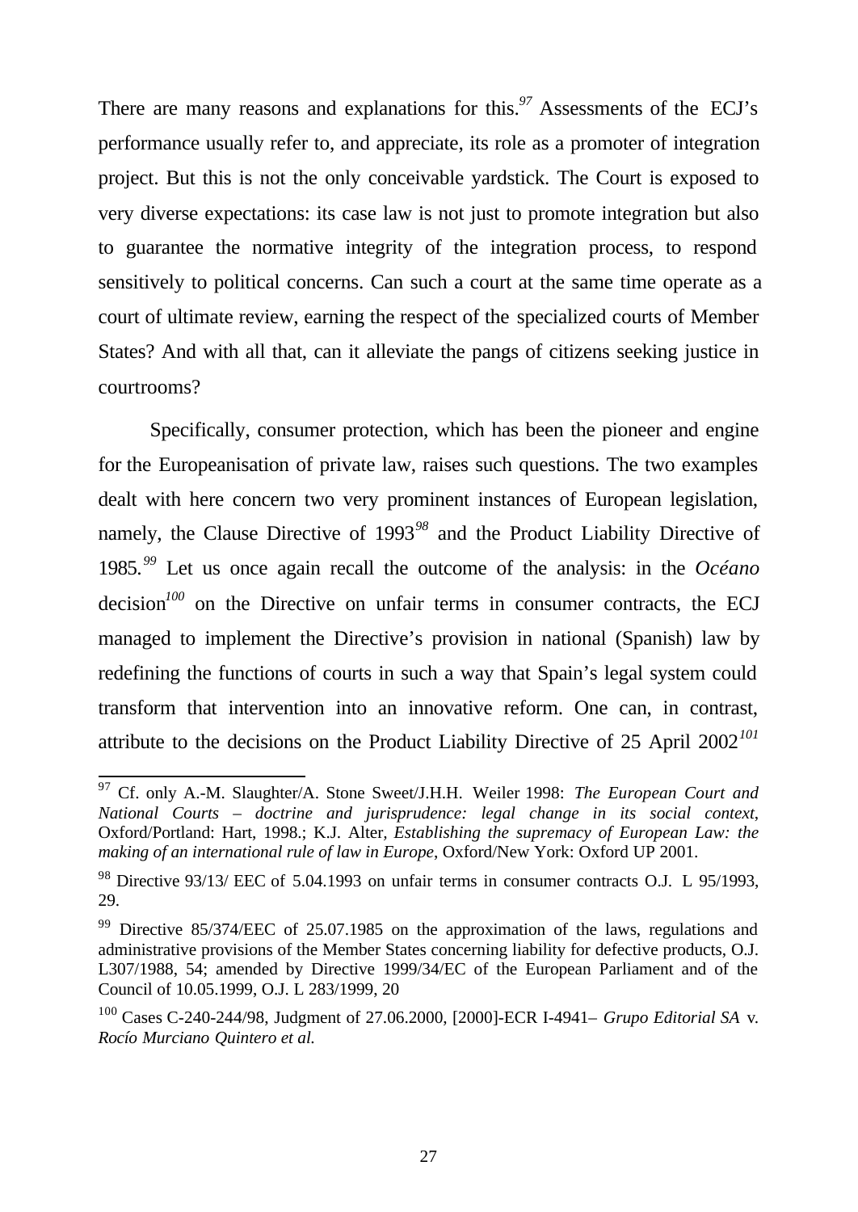There are many reasons and explanations for this.[97] Assessments of the ECJ's performance usually refer to, and appreciate, its role as a promoter of integration project. But this is not the only conceivable yardstick. The Court is exposed to very diverse expectations: its case law is not just to promote integration but also to guarantee the normative integrity of the integration process, to respond sensitively to political concerns. Can such a court at the same time operate as a court of ultimate review, earning the respect of the specialized courts of Member States? And with all that, can it alleviate the pangs of citizens seeking justice in courtrooms?

Specifically, consumer protection, which has been the pioneer and engine for the Europeanisation of private law, raises such questions. The two examples dealt with here concern two very prominent instances of European legislation, namely, the Clause Directive of 1993[98] and the Product Liability Directive of 1985.[99] Let us once again recall the outcome of the analysis: in the *Océano* decision[100] on the Directive on unfair terms in consumer contracts, the ECJ managed to implement the Directive's provision in national (Spanish) law by redefining the functions of courts in such a way that Spain's legal system could transform that intervention into an innovative reform. One can, in contrast, attribute to the decisions on the Product Liability Directive of 25 April 2002[101]

---

[97] Cf. only A.-M. Slaughter/A. Stone Sweet/J.H.H. Weiler 1998: *The European Court and National Courts – doctrine and jurisprudence: legal change in its social context*, Oxford/Portland: Hart, 1998.; K.J. Alter, *Establishing the supremacy of European Law: the making of an international rule of law in Europe*, Oxford/New York: Oxford UP 2001.

[98] Directive 93/13/ EEC of 5.04.1993 on unfair terms in consumer contracts O.J. L 95/1993, 29.

[99] Directive 85/374/EEC of 25.07.1985 on the approximation of the laws, regulations and administrative provisions of the Member States concerning liability for defective products, O.J. L307/1988, 54; amended by Directive 1999/34/EC of the European Parliament and of the Council of 10.05.1999, O.J. L 283/1999, 20

[100] Cases C-240-244/98, Judgment of 27.06.2000, [2000]-ECR I-4941– *Grupo Editorial SA* v. *Rocío Murciano Quintero et al.*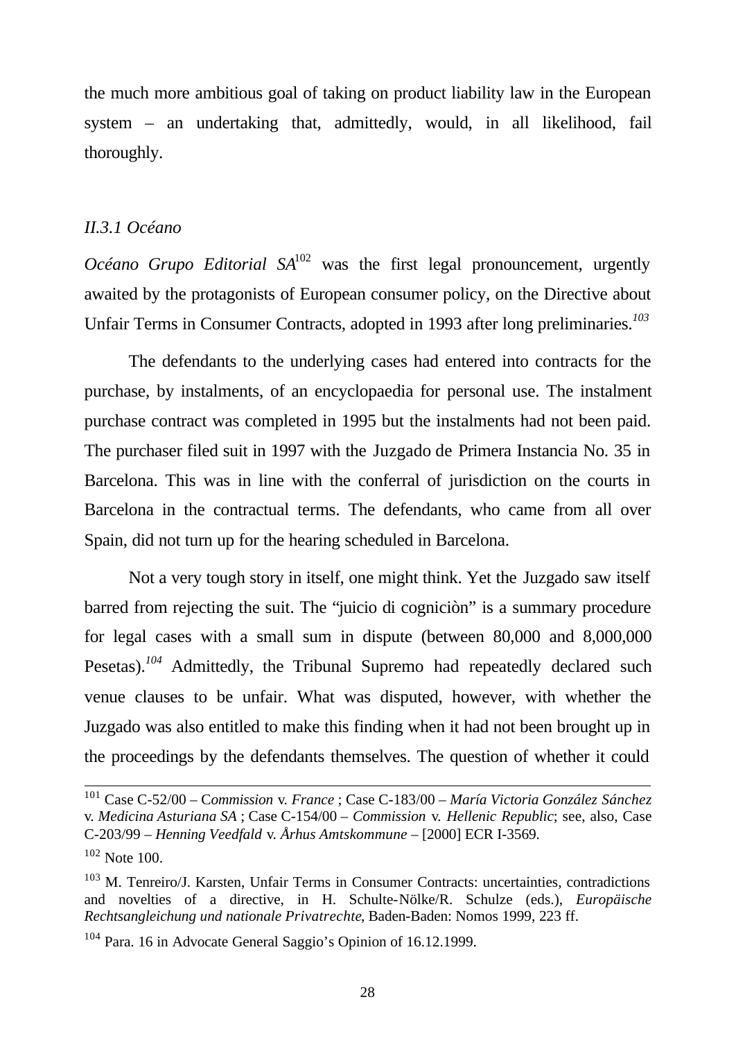the much more ambitious goal of taking on product liability law in the European system – an undertaking that, admittedly, would, in all likelihood, fail thoroughly.

### *II.3.1 Océano*

*Océano Grupo Editorial SA*[102] was the first legal pronouncement, urgently awaited by the protagonists of European consumer policy, on the Directive about Unfair Terms in Consumer Contracts, adopted in 1993 after long preliminaries.[103]

The defendants to the underlying cases had entered into contracts for the purchase, by instalments, of an encyclopaedia for personal use. The instalment purchase contract was completed in 1995 but the instalments had not been paid. The purchaser filed suit in 1997 with the Juzgado de Primera Instancia No. 35 in Barcelona. This was in line with the conferral of jurisdiction on the courts in Barcelona in the contractual terms. The defendants, who came from all over Spain, did not turn up for the hearing scheduled in Barcelona.

Not a very tough story in itself, one might think. Yet the Juzgado saw itself barred from rejecting the suit. The "juicio di cogniciòn" is a summary procedure for legal cases with a small sum in dispute (between 80,000 and 8,000,000 Pesetas).[104] Admittedly, the Tribunal Supremo had repeatedly declared such venue clauses to be unfair. What was disputed, however, with whether the Juzgado was also entitled to make this finding when it had not been brought up in the proceedings by the defendants themselves. The question of whether it could

---

[101] Case C-52/00 – C*ommission* v. *France* ; Case C-183/00 – *María Victoria González Sánchez* v. *Medicina Asturiana SA* ; Case C-154/00 – *Commission* v. *Hellenic Republic*; see, also, Case C-203/99 – *Henning Veedfald* v. *Århus Amtskommune* – [2000] ECR I-3569.

[102] Note 100.

[103] M. Tenreiro/J. Karsten, Unfair Terms in Consumer Contracts: uncertainties, contradictions and novelties of a directive, in H. Schulte-Nölke/R. Schulze (eds.), *Europäische Rechtsangleichung und nationale Privatrechte*, Baden-Baden: Nomos 1999, 223 ff.

[104] Para. 16 in Advocate General Saggio's Opinion of 16.12.1999.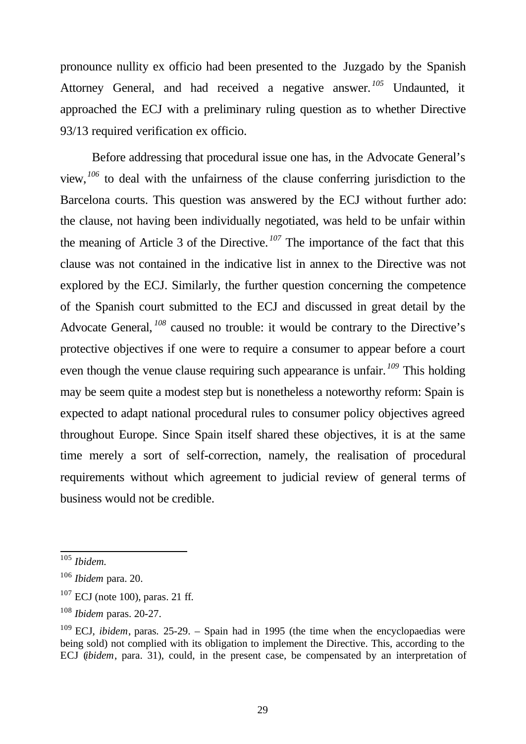pronounce nullity ex officio had been presented to the Juzgado by the Spanish Attorney General, and had received a negative answer.[105] Undaunted, it approached the ECJ with a preliminary ruling question as to whether Directive 93/13 required verification ex officio.

Before addressing that procedural issue one has, in the Advocate General's view,[106] to deal with the unfairness of the clause conferring jurisdiction to the Barcelona courts. This question was answered by the ECJ without further ado: the clause, not having been individually negotiated, was held to be unfair within the meaning of Article 3 of the Directive.[107] The importance of the fact that this clause was not contained in the indicative list in annex to the Directive was not explored by the ECJ. Similarly, the further question concerning the competence of the Spanish court submitted to the ECJ and discussed in great detail by the Advocate General,[108] caused no trouble: it would be contrary to the Directive's protective objectives if one were to require a consumer to appear before a court even though the venue clause requiring such appearance is unfair.[109] This holding may be seem quite a modest step but is nonetheless a noteworthy reform: Spain is expected to adapt national procedural rules to consumer policy objectives agreed throughout Europe. Since Spain itself shared these objectives, it is at the same time merely a sort of self-correction, namely, the realisation of procedural requirements without which agreement to judicial review of general terms of business would not be credible.

---

[105] *Ibidem.*

[106] *Ibidem* para. 20.

[107] ECJ (note 100), paras. 21 ff.

[108] *Ibidem* paras. 20-27.

[109] ECJ, *ibidem*, paras. 25-29. – Spain had in 1995 (the time when the encyclopaedias were being sold) not complied with its obligation to implement the Directive. This, according to the ECJ (*ibidem*, para. 31), could, in the present case, be compensated by an interpretation of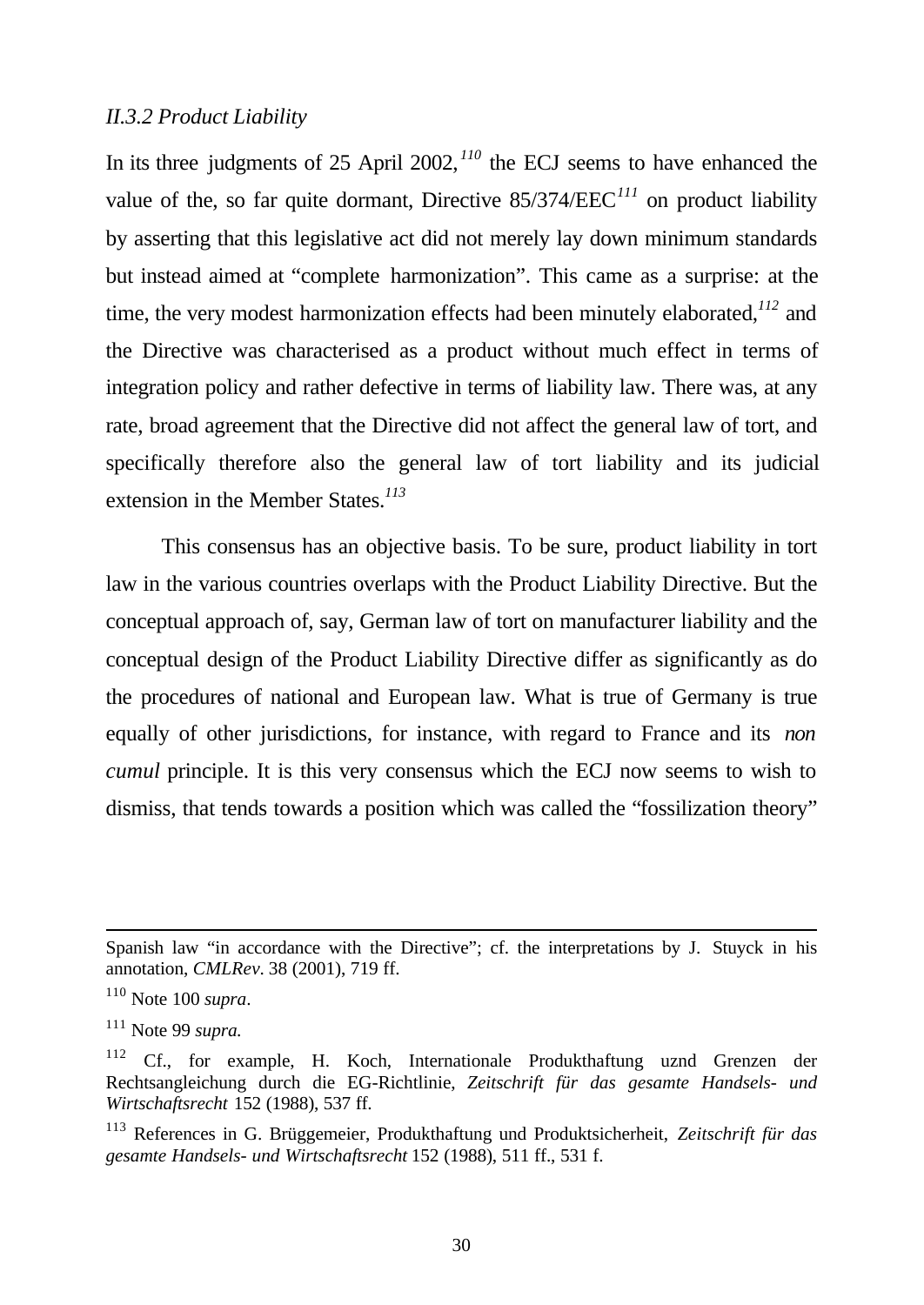*II.3.2 Product Liability*

In its three judgments of 25 April 2002,[110] the ECJ seems to have enhanced the value of the, so far quite dormant, Directive 85/374/EEC[111] on product liability by asserting that this legislative act did not merely lay down minimum standards but instead aimed at "complete harmonization". This came as a surprise: at the time, the very modest harmonization effects had been minutely elaborated,[112] and the Directive was characterised as a product without much effect in terms of integration policy and rather defective in terms of liability law. There was, at any rate, broad agreement that the Directive did not affect the general law of tort, and specifically therefore also the general law of tort liability and its judicial extension in the Member States.[113]

This consensus has an objective basis. To be sure, product liability in tort law in the various countries overlaps with the Product Liability Directive. But the conceptual approach of, say, German law of tort on manufacturer liability and the conceptual design of the Product Liability Directive differ as significantly as do the procedures of national and European law. What is true of Germany is true equally of other jurisdictions, for instance, with regard to France and its *non cumul* principle. It is this very consensus which the ECJ now seems to wish to dismiss, that tends towards a position which was called the "fossilization theory"

---

Spanish law "in accordance with the Directive"; cf. the interpretations by J. Stuyck in his annotation, *CMLRev*. 38 (2001), 719 ff.

[110] Note 100 *supra*.

[111] Note 99 *supra.*

[112] Cf., for example, H. Koch, Internationale Produkthaftung uznd Grenzen der Rechtsangleichung durch die EG-Richtlinie, *Zeitschrift für das gesamte Handsels- und Wirtschaftsrecht* 152 (1988), 537 ff.

[113] References in G. Brüggemeier, Produkthaftung und Produktsicherheit, *Zeitschrift für das gesamte Handsels- und Wirtschaftsrecht* 152 (1988), 511 ff., 531 f.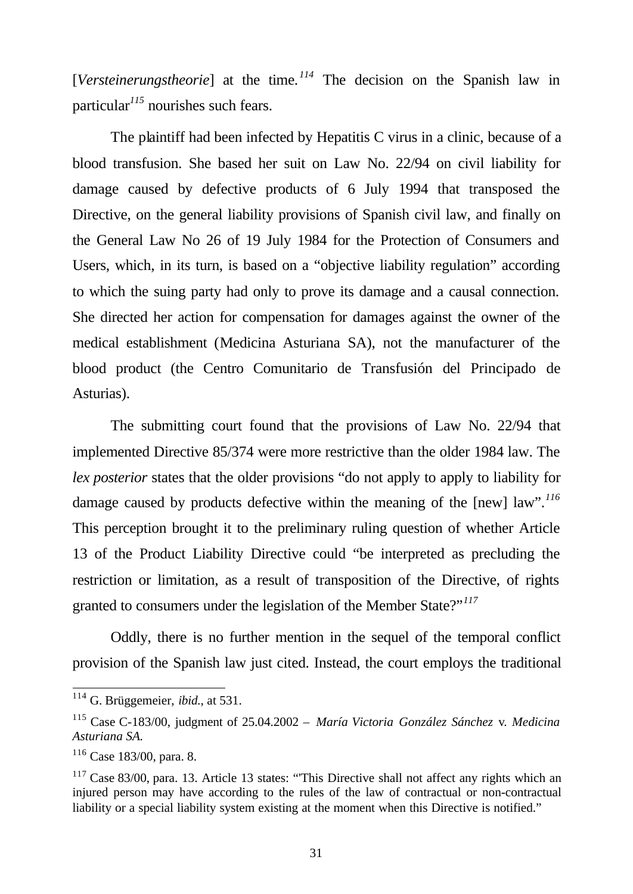[*Versteinerungstheorie*] at the time.[114] The decision on the Spanish law in particular[115] nourishes such fears.

The plaintiff had been infected by Hepatitis C virus in a clinic, because of a blood transfusion. She based her suit on Law No. 22/94 on civil liability for damage caused by defective products of 6 July 1994 that transposed the Directive, on the general liability provisions of Spanish civil law, and finally on the General Law No 26 of 19 July 1984 for the Protection of Consumers and Users, which, in its turn, is based on a "objective liability regulation" according to which the suing party had only to prove its damage and a causal connection. She directed her action for compensation for damages against the owner of the medical establishment (Medicina Asturiana SA), not the manufacturer of the blood product (the Centro Comunitario de Transfusión del Principado de Asturias).

The submitting court found that the provisions of Law No. 22/94 that implemented Directive 85/374 were more restrictive than the older 1984 law. The *lex posterior* states that the older provisions "do not apply to apply to liability for damage caused by products defective within the meaning of the [new] law".[116] This perception brought it to the preliminary ruling question of whether Article 13 of the Product Liability Directive could "be interpreted as precluding the restriction or limitation, as a result of transposition of the Directive, of rights granted to consumers under the legislation of the Member State?"[117]

Oddly, there is no further mention in the sequel of the temporal conflict provision of the Spanish law just cited. Instead, the court employs the traditional

---

[114] G. Brüggemeier, *ibid.*, at 531.

[115] Case C-183/00, judgment of 25.04.2002 – *María Victoria González Sánchez* v. *Medicina Asturiana SA.*

[116] Case 183/00, para. 8.

[117] Case 83/00, para. 13. Article 13 states: "'This Directive shall not affect any rights which an injured person may have according to the rules of the law of contractual or non-contractual liability or a special liability system existing at the moment when this Directive is notified."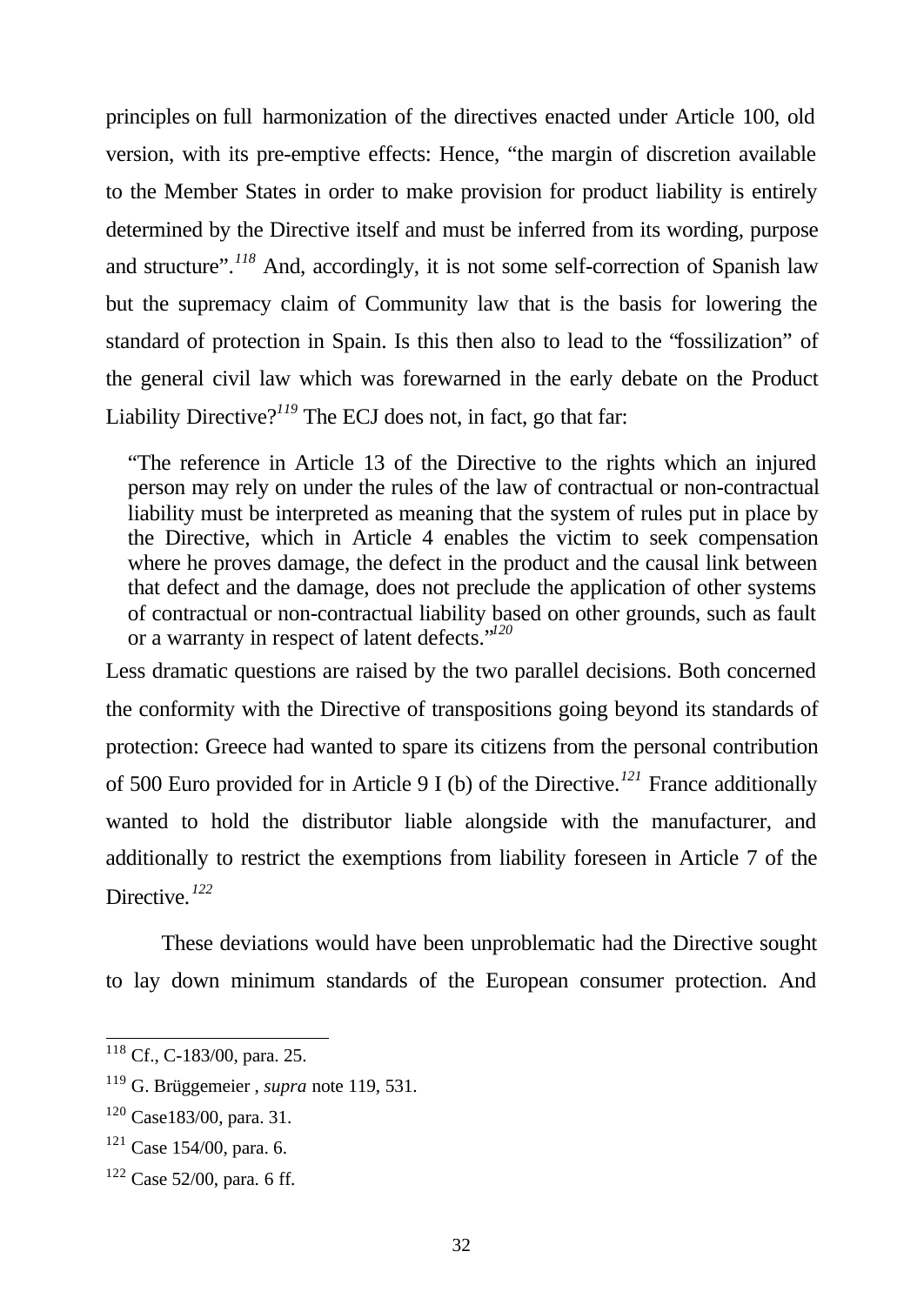principles on full harmonization of the directives enacted under Article 100, old version, with its pre-emptive effects: Hence, "the margin of discretion available to the Member States in order to make provision for product liability is entirely determined by the Directive itself and must be inferred from its wording, purpose and structure".[118] And, accordingly, it is not some self-correction of Spanish law but the supremacy claim of Community law that is the basis for lowering the standard of protection in Spain. Is this then also to lead to the "fossilization" of the general civil law which was forewarned in the early debate on the Product Liability Directive?[119] The ECJ does not, in fact, go that far:

> "The reference in Article 13 of the Directive to the rights which an injured person may rely on under the rules of the law of contractual or non-contractual liability must be interpreted as meaning that the system of rules put in place by the Directive, which in Article 4 enables the victim to seek compensation where he proves damage, the defect in the product and the causal link between that defect and the damage, does not preclude the application of other systems of contractual or non-contractual liability based on other grounds, such as fault or a warranty in respect of latent defects."[120]

Less dramatic questions are raised by the two parallel decisions. Both concerned the conformity with the Directive of transpositions going beyond its standards of protection: Greece had wanted to spare its citizens from the personal contribution of 500 Euro provided for in Article 9 I (b) of the Directive.[121] France additionally wanted to hold the distributor liable alongside with the manufacturer, and additionally to restrict the exemptions from liability foreseen in Article 7 of the Directive.[122]

These deviations would have been unproblematic had the Directive sought to lay down minimum standards of the European consumer protection. And

---

[118] Cf., C-183/00, para. 25.

[119] G. Brüggemeier , *supra* note 119, 531.

[120] Case183/00, para. 31.

[121] Case 154/00, para. 6.

[122] Case 52/00, para. 6 ff.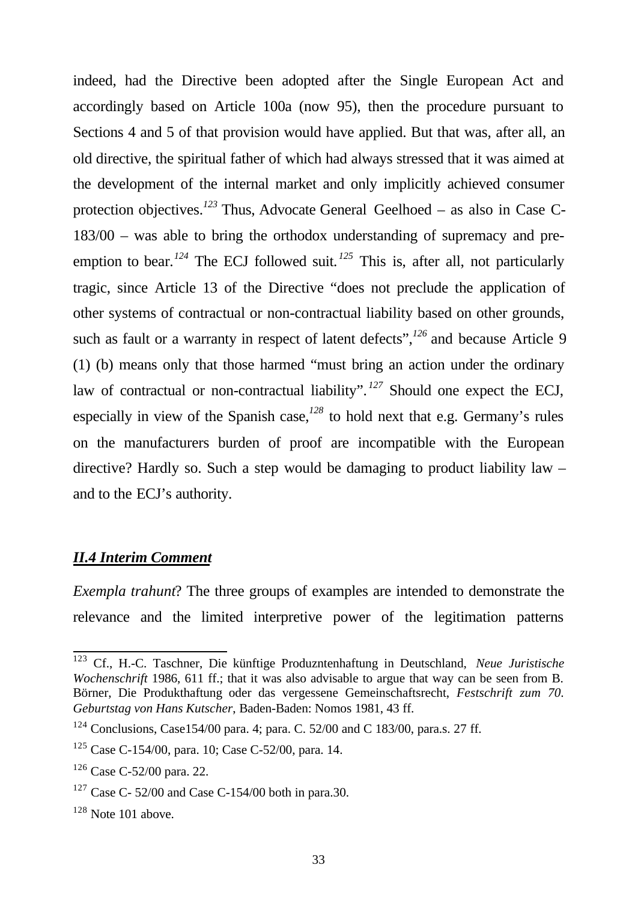indeed, had the Directive been adopted after the Single European Act and accordingly based on Article 100a (now 95), then the procedure pursuant to Sections 4 and 5 of that provision would have applied. But that was, after all, an old directive, the spiritual father of which had always stressed that it was aimed at the development of the internal market and only implicitly achieved consumer protection objectives.[123] Thus, Advocate General Geelhoed – as also in Case C-183/00 – was able to bring the orthodox understanding of supremacy and pre-emption to bear.[124] The ECJ followed suit.[125] This is, after all, not particularly tragic, since Article 13 of the Directive "does not preclude the application of other systems of contractual or non-contractual liability based on other grounds, such as fault or a warranty in respect of latent defects",[126] and because Article 9 (1) (b) means only that those harmed "must bring an action under the ordinary law of contractual or non-contractual liability".[127] Should one expect the ECJ, especially in view of the Spanish case,[128] to hold next that e.g. Germany's rules on the manufacturers burden of proof are incompatible with the European directive? Hardly so. Such a step would be damaging to product liability law – and to the ECJ's authority.

## ***II.4 Interim Comment***

*Exempla trahunt*? The three groups of examples are intended to demonstrate the relevance and the limited interpretive power of the legitimation patterns

---

[123] Cf., H.-C. Taschner, Die künftige Produzntenhaftung in Deutschland, *Neue Juristische Wochenschrift* 1986, 611 ff.; that it was also advisable to argue that way can be seen from B. Börner, Die Produkthaftung oder das vergessene Gemeinschaftsrecht, *Festschrift zum 70. Geburtstag von Hans Kutscher*, Baden-Baden: Nomos 1981, 43 ff.

[124] Conclusions, Case154/00 para. 4; para. C. 52/00 and C 183/00, para.s. 27 ff.

[125] Case C-154/00, para. 10; Case C-52/00, para. 14.

[126] Case C-52/00 para. 22.

[127] Case C- 52/00 and Case C-154/00 both in para.30.

[128] Note 101 above.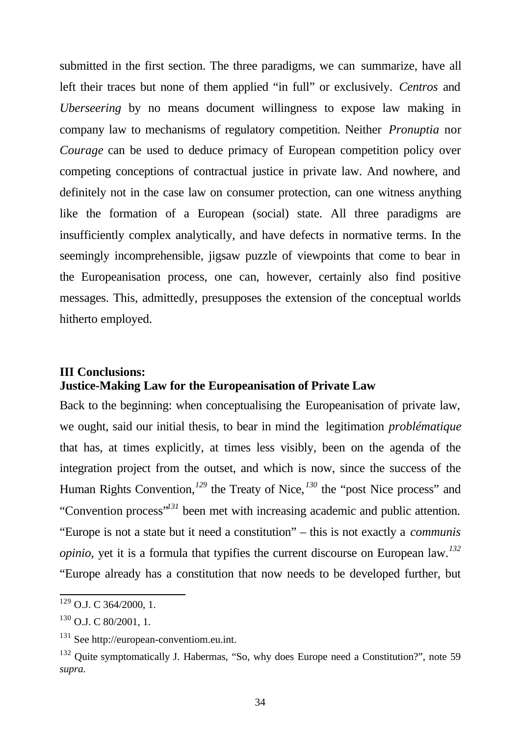submitted in the first section. The three paradigms, we can summarize, have all left their traces but none of them applied "in full" or exclusively. *Centros* and *Uberseering* by no means document willingness to expose law making in company law to mechanisms of regulatory competition. Neither *Pronuptia* nor *Courage* can be used to deduce primacy of European competition policy over competing conceptions of contractual justice in private law. And nowhere, and definitely not in the case law on consumer protection, can one witness anything like the formation of a European (social) state. All three paradigms are insufficiently complex analytically, and have defects in normative terms. In the seemingly incomprehensible, jigsaw puzzle of viewpoints that come to bear in the Europeanisation process, one can, however, certainly also find positive messages. This, admittedly, presupposes the extension of the conceptual worlds hitherto employed.

## III Conclusions: Justice-Making Law for the Europeanisation of Private Law

Back to the beginning: when conceptualising the Europeanisation of private law, we ought, said our initial thesis, to bear in mind the legitimation *problématique* that has, at times explicitly, at times less visibly, been on the agenda of the integration project from the outset, and which is now, since the success of the Human Rights Convention,[129] the Treaty of Nice,[130] the "post Nice process" and "Convention process"[131] been met with increasing academic and public attention. "Europe is not a state but it need a constitution" – this is not exactly a *communis opinio*, yet it is a formula that typifies the current discourse on European law.[132] "Europe already has a constitution that now needs to be developed further, but

---

[129] O.J. C 364/2000, 1.

[130] O.J. C 80/2001, 1.

[131] See http://european-conventiom.eu.int.

[132] Quite symptomatically J. Habermas, "So, why does Europe need a Constitution?", note 59 *supra*.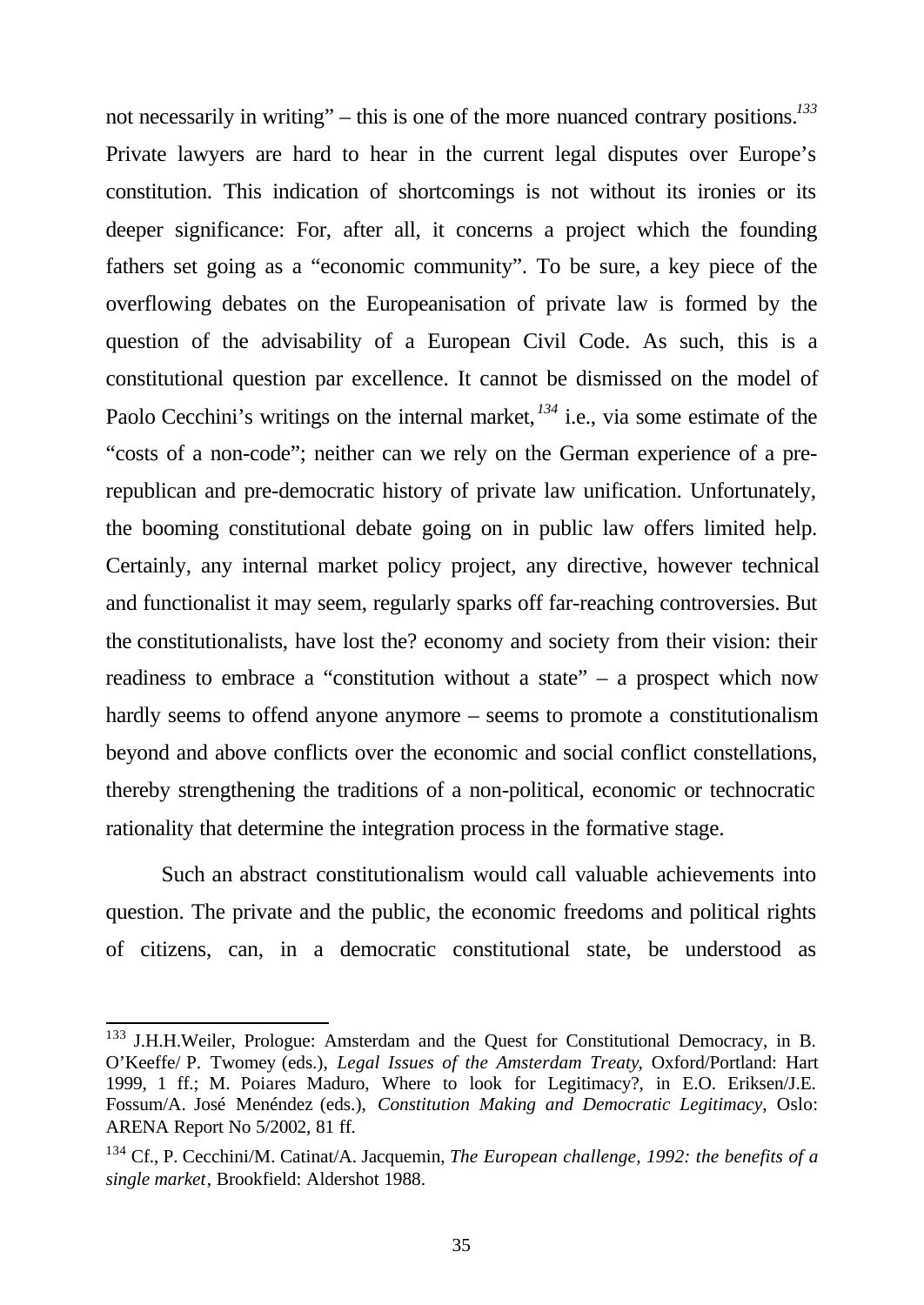not necessarily in writing" – this is one of the more nuanced contrary positions.[133] Private lawyers are hard to hear in the current legal disputes over Europe's constitution. This indication of shortcomings is not without its ironies or its deeper significance: For, after all, it concerns a project which the founding fathers set going as a "economic community". To be sure, a key piece of the overflowing debates on the Europeanisation of private law is formed by the question of the advisability of a European Civil Code. As such, this is a constitutional question par excellence. It cannot be dismissed on the model of Paolo Cecchini's writings on the internal market,[134] i.e., via some estimate of the "costs of a non-code"; neither can we rely on the German experience of a pre-republican and pre-democratic history of private law unification. Unfortunately, the booming constitutional debate going on in public law offers limited help. Certainly, any internal market policy project, any directive, however technical and functionalist it may seem, regularly sparks off far-reaching controversies. But the constitutionalists, have lost the? economy and society from their vision: their readiness to embrace a "constitution without a state" – a prospect which now hardly seems to offend anyone anymore – seems to promote a constitutionalism beyond and above conflicts over the economic and social conflict constellations, thereby strengthening the traditions of a non-political, economic or technocratic rationality that determine the integration process in the formative stage.

Such an abstract constitutionalism would call valuable achievements into question. The private and the public, the economic freedoms and political rights of citizens, can, in a democratic constitutional state, be understood as

---

[133] J.H.H.Weiler, Prologue: Amsterdam and the Quest for Constitutional Democracy, in B. O'Keeffe/ P. Twomey (eds.), *Legal Issues of the Amsterdam Treaty*, Oxford/Portland: Hart 1999, 1 ff.; M. Poiares Maduro, Where to look for Legitimacy?, in E.O. Eriksen/J.E. Fossum/A. José Menéndez (eds.), *Constitution Making and Democratic Legitimacy*, Oslo: ARENA Report No 5/2002, 81 ff.

[134] Cf., P. Cecchini/M. Catinat/A. Jacquemin, *The European challenge, 1992: the benefits of a single market*, Brookfield: Aldershot 1988.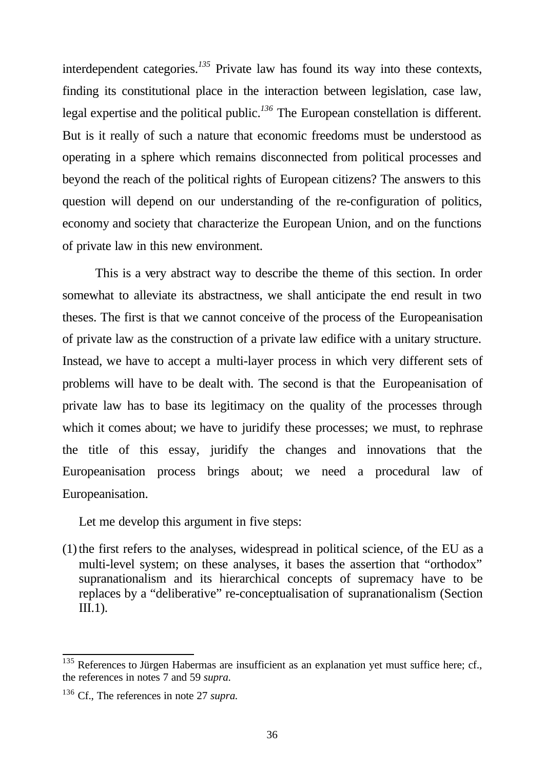interdependent categories.[135] Private law has found its way into these contexts, finding its constitutional place in the interaction between legislation, case law, legal expertise and the political public.[136] The European constellation is different. But is it really of such a nature that economic freedoms must be understood as operating in a sphere which remains disconnected from political processes and beyond the reach of the political rights of European citizens? The answers to this question will depend on our understanding of the re-configuration of politics, economy and society that characterize the European Union, and on the functions of private law in this new environment.

This is a very abstract way to describe the theme of this section. In order somewhat to alleviate its abstractness, we shall anticipate the end result in two theses. The first is that we cannot conceive of the process of the Europeanisation of private law as the construction of a private law edifice with a unitary structure. Instead, we have to accept a multi-layer process in which very different sets of problems will have to be dealt with. The second is that the Europeanisation of private law has to base its legitimacy on the quality of the processes through which it comes about; we have to juridify these processes; we must, to rephrase the title of this essay, juridify the changes and innovations that the Europeanisation process brings about; we need a procedural law of Europeanisation.

Let me develop this argument in five steps:

(1) the first refers to the analyses, widespread in political science, of the EU as a multi-level system; on these analyses, it bases the assertion that "orthodox" supranationalism and its hierarchical concepts of supremacy have to be replaces by a "deliberative" re-conceptualisation of supranationalism (Section III.1).

---

[135] References to Jürgen Habermas are insufficient as an explanation yet must suffice here; cf., the references in notes 7 and 59 *supra.*

[136] Cf., The references in note 27 *supra.*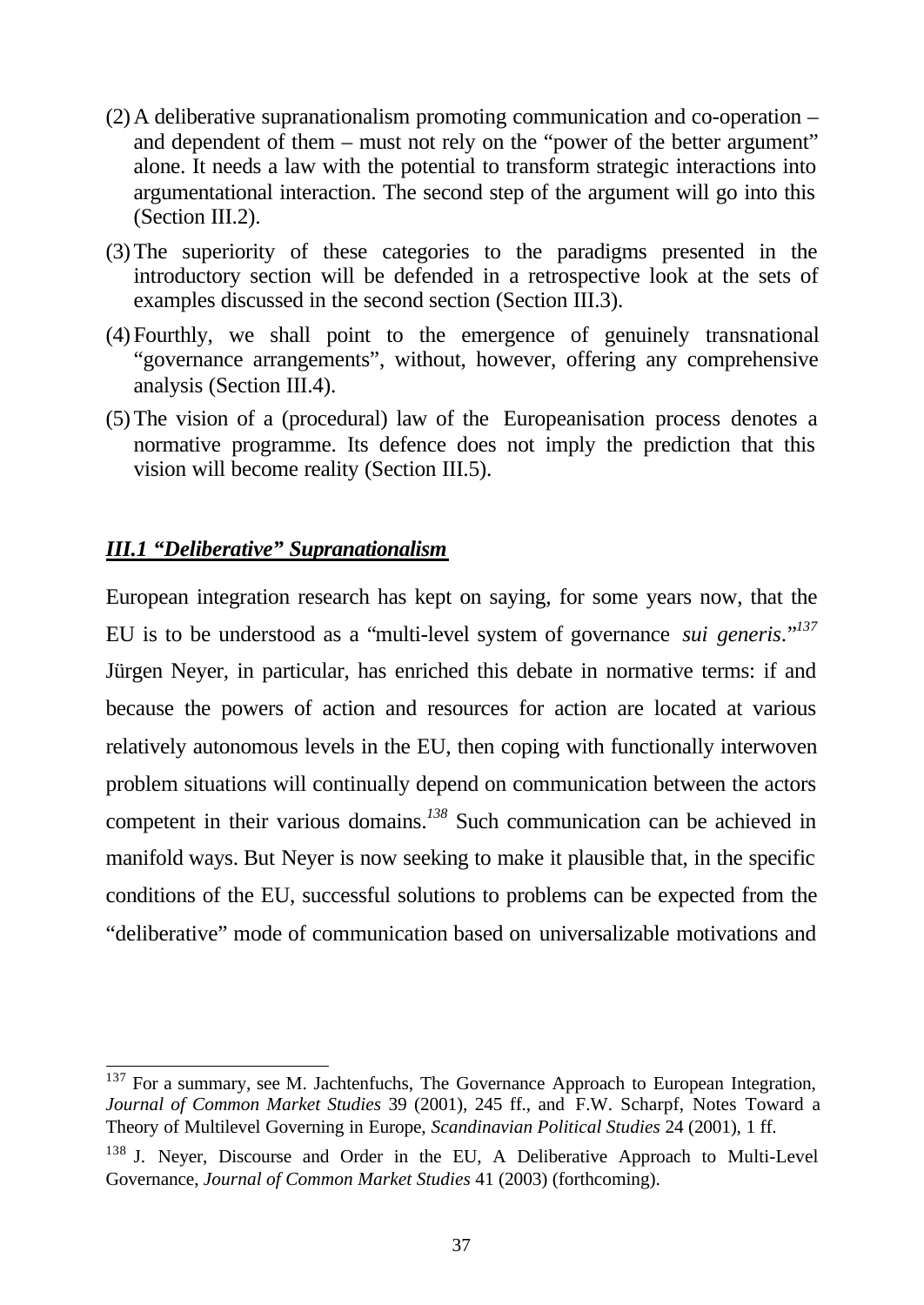(2) A deliberative supranationalism promoting communication and co-operation – and dependent of them – must not rely on the "power of the better argument" alone. It needs a law with the potential to transform strategic interactions into argumentational interaction. The second step of the argument will go into this (Section III.2).

(3) The superiority of these categories to the paradigms presented in the introductory section will be defended in a retrospective look at the sets of examples discussed in the second section (Section III.3).

(4) Fourthly, we shall point to the emergence of genuinely transnational "governance arrangements", without, however, offering any comprehensive analysis (Section III.4).

(5) The vision of a (procedural) law of the Europeanisation process denotes a normative programme. Its defence does not imply the prediction that this vision will become reality (Section III.5).

### ***III.1 "Deliberative" Supranationalism***

European integration research has kept on saying, for some years now, that the EU is to be understood as a "multi-level system of governance *sui generis*."[137] Jürgen Neyer, in particular, has enriched this debate in normative terms: if and because the powers of action and resources for action are located at various relatively autonomous levels in the EU, then coping with functionally interwoven problem situations will continually depend on communication between the actors competent in their various domains.[138] Such communication can be achieved in manifold ways. But Neyer is now seeking to make it plausible that, in the specific conditions of the EU, successful solutions to problems can be expected from the "deliberative" mode of communication based on universalizable motivations and

---

[137] For a summary, see M. Jachtenfuchs, The Governance Approach to European Integration, *Journal of Common Market Studies* 39 (2001), 245 ff., and F.W. Scharpf, Notes Toward a Theory of Multilevel Governing in Europe, *Scandinavian Political Studies* 24 (2001), 1 ff.

[138] J. Neyer, Discourse and Order in the EU, A Deliberative Approach to Multi-Level Governance, *Journal of Common Market Studies* 41 (2003) (forthcoming).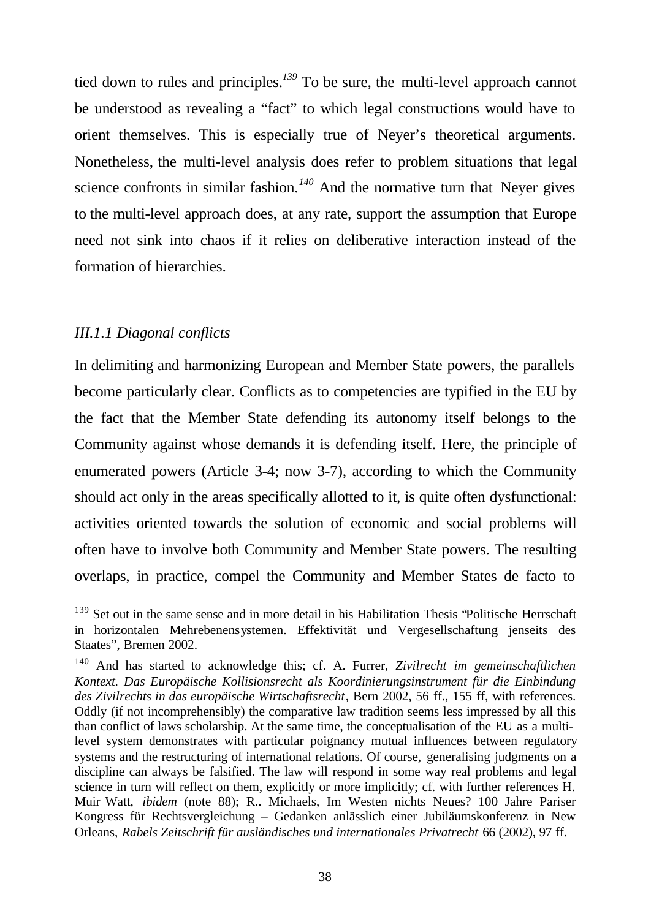tied down to rules and principles.[139] To be sure, the multi-level approach cannot be understood as revealing a "fact" to which legal constructions would have to orient themselves. This is especially true of Neyer's theoretical arguments. Nonetheless, the multi-level analysis does refer to problem situations that legal science confronts in similar fashion.[140] And the normative turn that Neyer gives to the multi-level approach does, at any rate, support the assumption that Europe need not sink into chaos if it relies on deliberative interaction instead of the formation of hierarchies.

### *III.1.1 Diagonal conflicts*

In delimiting and harmonizing European and Member State powers, the parallels become particularly clear. Conflicts as to competencies are typified in the EU by the fact that the Member State defending its autonomy itself belongs to the Community against whose demands it is defending itself. Here, the principle of enumerated powers (Article 3-4; now 3-7), according to which the Community should act only in the areas specifically allotted to it, is quite often dysfunctional: activities oriented towards the solution of economic and social problems will often have to involve both Community and Member State powers. The resulting overlaps, in practice, compel the Community and Member States de facto to

---

[139] Set out in the same sense and in more detail in his Habilitation Thesis "Politische Herrschaft in horizontalen Mehrebenensystemen. Effektivität und Vergesellschaftung jenseits des Staates", Bremen 2002.

[140] And has started to acknowledge this; cf. A. Furrer, *Zivilrecht im gemeinschaftlichen Kontext. Das Europäische Kollisionsrecht als Koordinierungsinstrument für die Einbindung des Zivilrechts in das europäische Wirtschaftsrecht*, Bern 2002, 56 ff., 155 ff, with references. Oddly (if not incomprehensibly) the comparative law tradition seems less impressed by all this than conflict of laws scholarship. At the same time, the conceptualisation of the EU as a multi-level system demonstrates with particular poignancy mutual influences between regulatory systems and the restructuring of international relations. Of course, generalising judgments on a discipline can always be falsified. The law will respond in some way real problems and legal science in turn will reflect on them, explicitly or more implicitly; cf. with further references H. Muir Watt, *ibidem* (note 88); R.. Michaels, Im Westen nichts Neues? 100 Jahre Pariser Kongress für Rechtsvergleichung – Gedanken anlässlich einer Jubiläumskonferenz in New Orleans, *Rabels Zeitschrift für ausländisches und internationales Privatrecht* 66 (2002), 97 ff.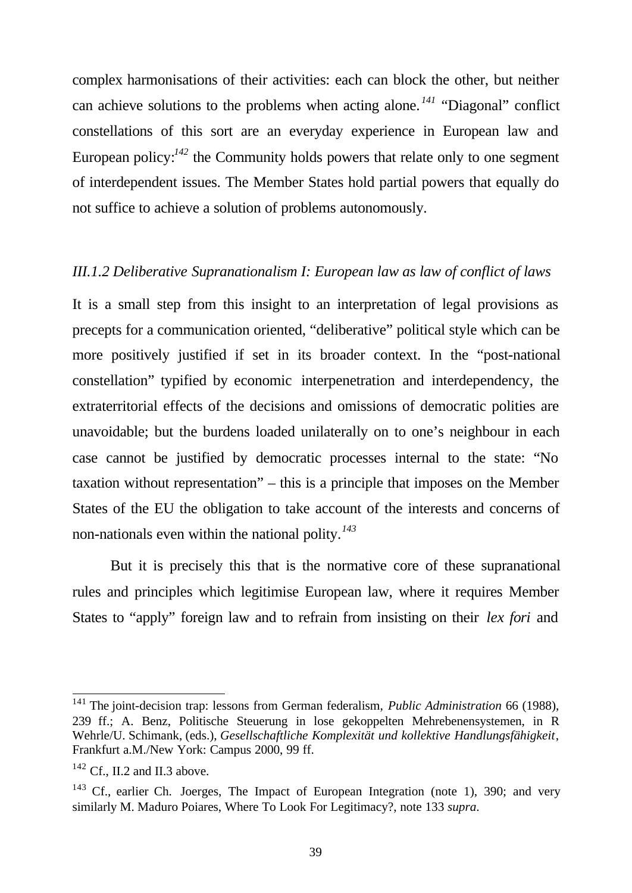complex harmonisations of their activities: each can block the other, but neither can achieve solutions to the problems when acting alone.[141] "Diagonal" conflict constellations of this sort are an everyday experience in European law and European policy:[142] the Community holds powers that relate only to one segment of interdependent issues. The Member States hold partial powers that equally do not suffice to achieve a solution of problems autonomously.

### *III.1.2 Deliberative Supranationalism I: European law as law of conflict of laws*

It is a small step from this insight to an interpretation of legal provisions as precepts for a communication oriented, "deliberative" political style which can be more positively justified if set in its broader context. In the "post-national constellation" typified by economic interpenetration and interdependency, the extraterritorial effects of the decisions and omissions of democratic polities are unavoidable; but the burdens loaded unilaterally on to one's neighbour in each case cannot be justified by democratic processes internal to the state: "No taxation without representation" – this is a principle that imposes on the Member States of the EU the obligation to take account of the interests and concerns of non-nationals even within the national polity.[143]

But it is precisely this that is the normative core of these supranational rules and principles which legitimise European law, where it requires Member States to "apply" foreign law and to refrain from insisting on their *lex fori* and

---

[141] The joint-decision trap: lessons from German federalism, *Public Administration* 66 (1988), 239 ff.; A. Benz, Politische Steuerung in lose gekoppelten Mehrebenensystemen, in R Wehrle/U. Schimank, (eds.), *Gesellschaftliche Komplexität und kollektive Handlungsfähigkeit*, Frankfurt a.M./New York: Campus 2000, 99 ff.

[142] Cf., II.2 and II.3 above.

[143] Cf., earlier Ch. Joerges, The Impact of European Integration (note 1), 390; and very similarly M. Maduro Poiares, Where To Look For Legitimacy?, note 133 *supra*.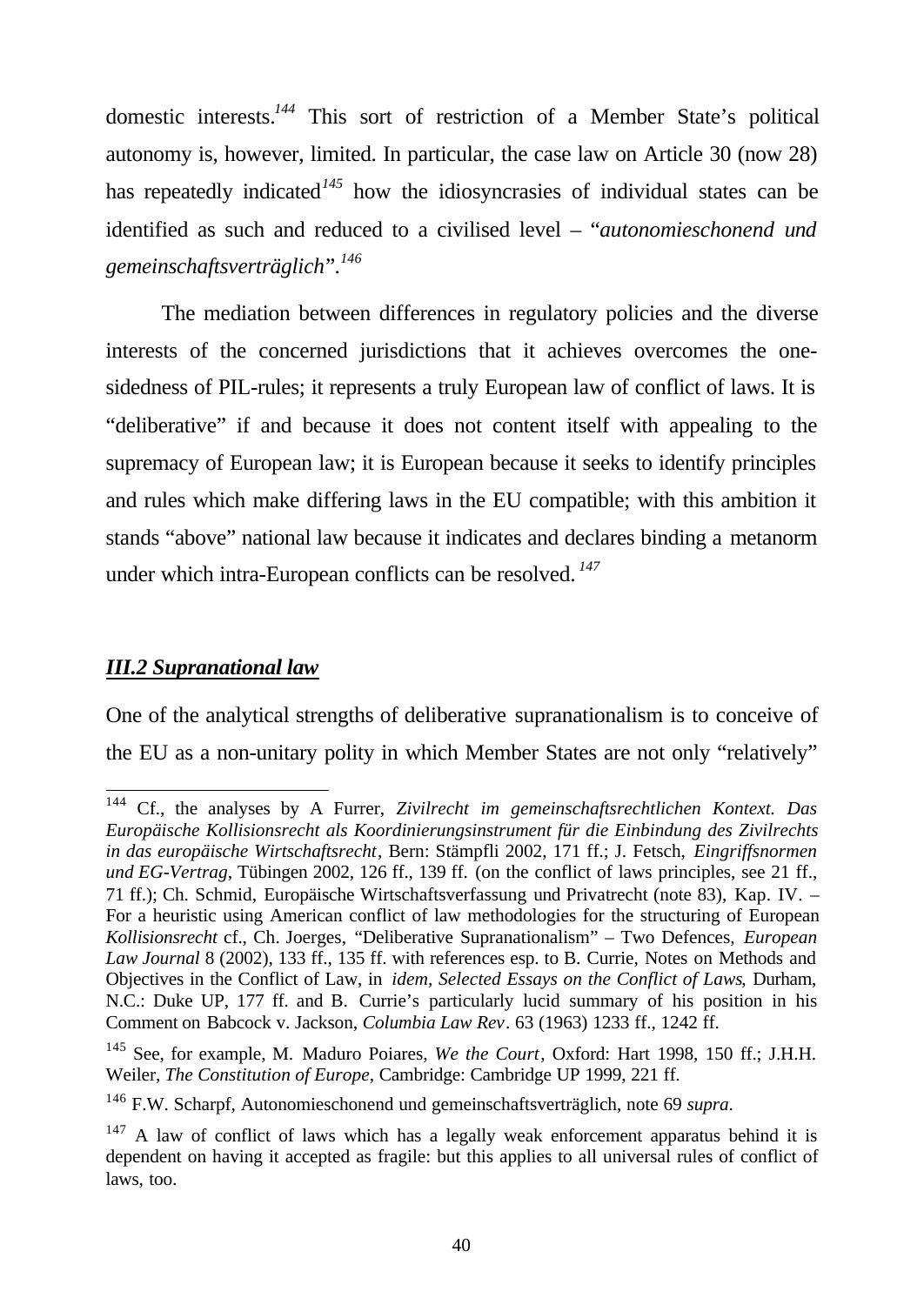domestic interests.[144] This sort of restriction of a Member State's political autonomy is, however, limited. In particular, the case law on Article 30 (now 28) has repeatedly indicated[145] how the idiosyncrasies of individual states can be identified as such and reduced to a civilised level – "*autonomieschonend und gemeinschaftsverträglich*".[146]

The mediation between differences in regulatory policies and the diverse interests of the concerned jurisdictions that it achieves overcomes the one-sidedness of PIL-rules; it represents a truly European law of conflict of laws. It is "deliberative" if and because it does not content itself with appealing to the supremacy of European law; it is European because it seeks to identify principles and rules which make differing laws in the EU compatible; with this ambition it stands "above" national law because it indicates and declares binding a metanorm under which intra-European conflicts can be resolved.[147]

### ***III.2 Supranational law***

One of the analytical strengths of deliberative supranationalism is to conceive of the EU as a non-unitary polity in which Member States are not only "relatively"

---

[144] Cf., the analyses by A Furrer, *Zivilrecht im gemeinschaftsrechtlichen Kontext. Das Europäische Kollisionsrecht als Koordinierungsinstrument für die Einbindung des Zivilrechts in das europäische Wirtschaftsrecht*, Bern: Stämpfli 2002, 171 ff.; J. Fetsch, *Eingriffsnormen und EG-Vertrag*, Tübingen 2002, 126 ff., 139 ff. (on the conflict of laws principles, see 21 ff., 71 ff.); Ch. Schmid, Europäische Wirtschaftsverfassung und Privatrecht (note 83), Kap. IV. – For a heuristic using American conflict of law methodologies for the structuring of European *Kollisionsrecht* cf., Ch. Joerges, "Deliberative Supranationalism" – Two Defences, *European Law Journal* 8 (2002), 133 ff., 135 ff. with references esp. to B. Currie, Notes on Methods and Objectives in the Conflict of Law, in *idem, Selected Essays on the Conflict of Laws*, Durham, N.C.: Duke UP, 177 ff. and B. Currie's particularly lucid summary of his position in his Comment on Babcock v. Jackson, *Columbia Law Rev*. 63 (1963) 1233 ff., 1242 ff.

[145] See, for example, M. Maduro Poiares, *We the Court*, Oxford: Hart 1998, 150 ff.; J.H.H. Weiler, *The Constitution of Europe*, Cambridge: Cambridge UP 1999, 221 ff.

[146] F.W. Scharpf, Autonomieschonend und gemeinschaftsverträglich, note 69 *supra*.

[147] A law of conflict of laws which has a legally weak enforcement apparatus behind it is dependent on having it accepted as fragile: but this applies to all universal rules of conflict of laws, too.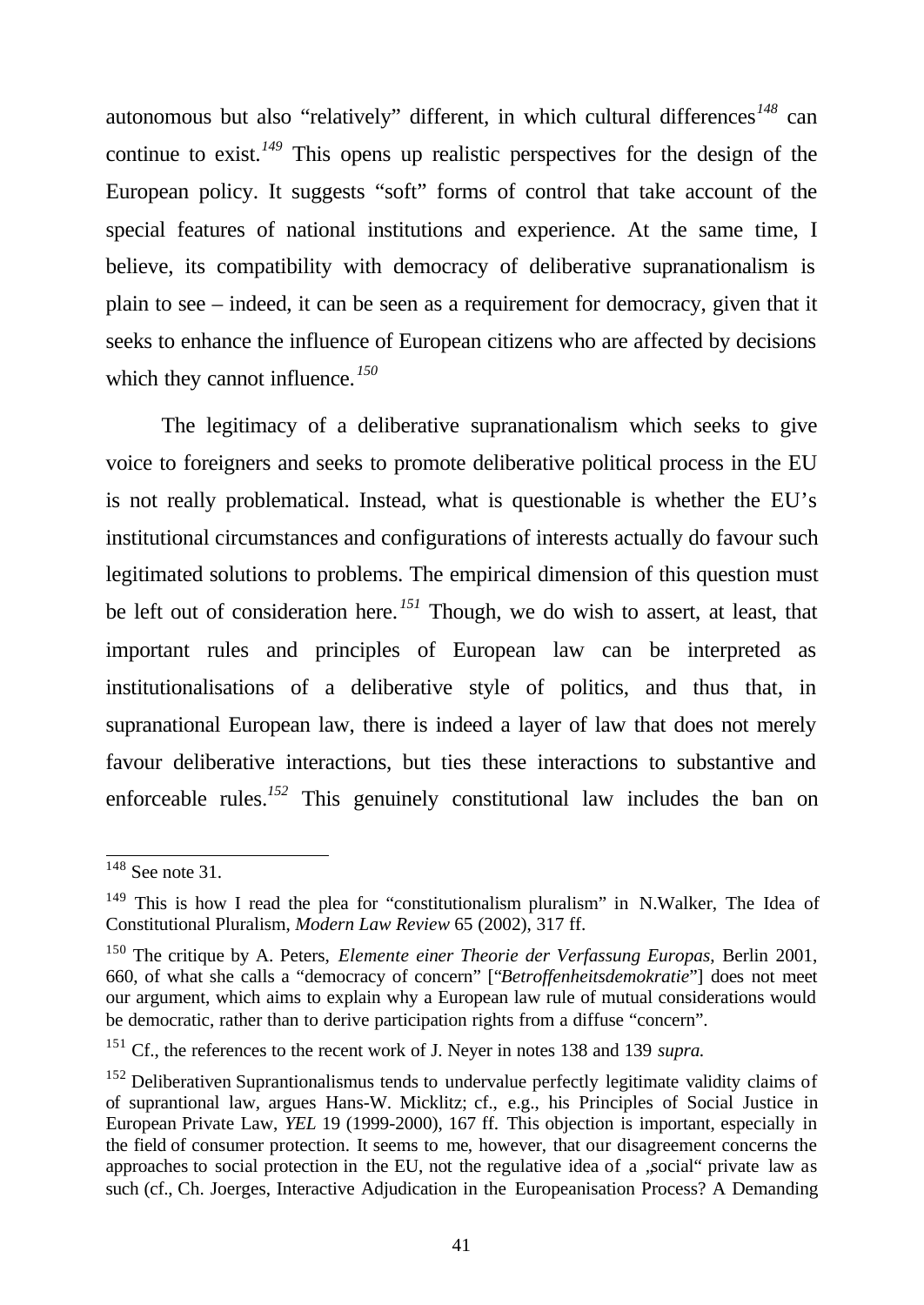autonomous but also "relatively" different, in which cultural differences[148] can continue to exist.[149] This opens up realistic perspectives for the design of the European policy. It suggests "soft" forms of control that take account of the special features of national institutions and experience. At the same time, I believe, its compatibility with democracy of deliberative supranationalism is plain to see – indeed, it can be seen as a requirement for democracy, given that it seeks to enhance the influence of European citizens who are affected by decisions which they cannot influence.[150]

The legitimacy of a deliberative supranationalism which seeks to give voice to foreigners and seeks to promote deliberative political process in the EU is not really problematical. Instead, what is questionable is whether the EU's institutional circumstances and configurations of interests actually do favour such legitimated solutions to problems. The empirical dimension of this question must be left out of consideration here.[151] Though, we do wish to assert, at least, that important rules and principles of European law can be interpreted as institutionalisations of a deliberative style of politics, and thus that, in supranational European law, there is indeed a layer of law that does not merely favour deliberative interactions, but ties these interactions to substantive and enforceable rules.[152] This genuinely constitutional law includes the ban on

---

[148] See note 31.

[149] This is how I read the plea for "constitutionalism pluralism" in N.Walker, The Idea of Constitutional Pluralism, *Modern Law Review* 65 (2002), 317 ff.

[150] The critique by A. Peters, *Elemente einer Theorie der Verfassung Europas*, Berlin 2001, 660, of what she calls a "democracy of concern" [*"Betroffenheitsdemokratie"*] does not meet our argument, which aims to explain why a European law rule of mutual considerations would be democratic, rather than to derive participation rights from a diffuse "concern".

[151] Cf., the references to the recent work of J. Neyer in notes 138 and 139 *supra.*

[152] Deliberativen Suprantionalismus tends to undervalue perfectly legitimate validity claims of of suprantional law, argues Hans-W. Micklitz; cf., e.g., his Principles of Social Justice in European Private Law, *YEL* 19 (1999-2000), 167 ff. This objection is important, especially in the field of consumer protection. It seems to me, however, that our disagreement concerns the approaches to social protection in the EU, not the regulative idea of a „social" private law as such (cf., Ch. Joerges, Interactive Adjudication in the Europeanisation Process? A Demanding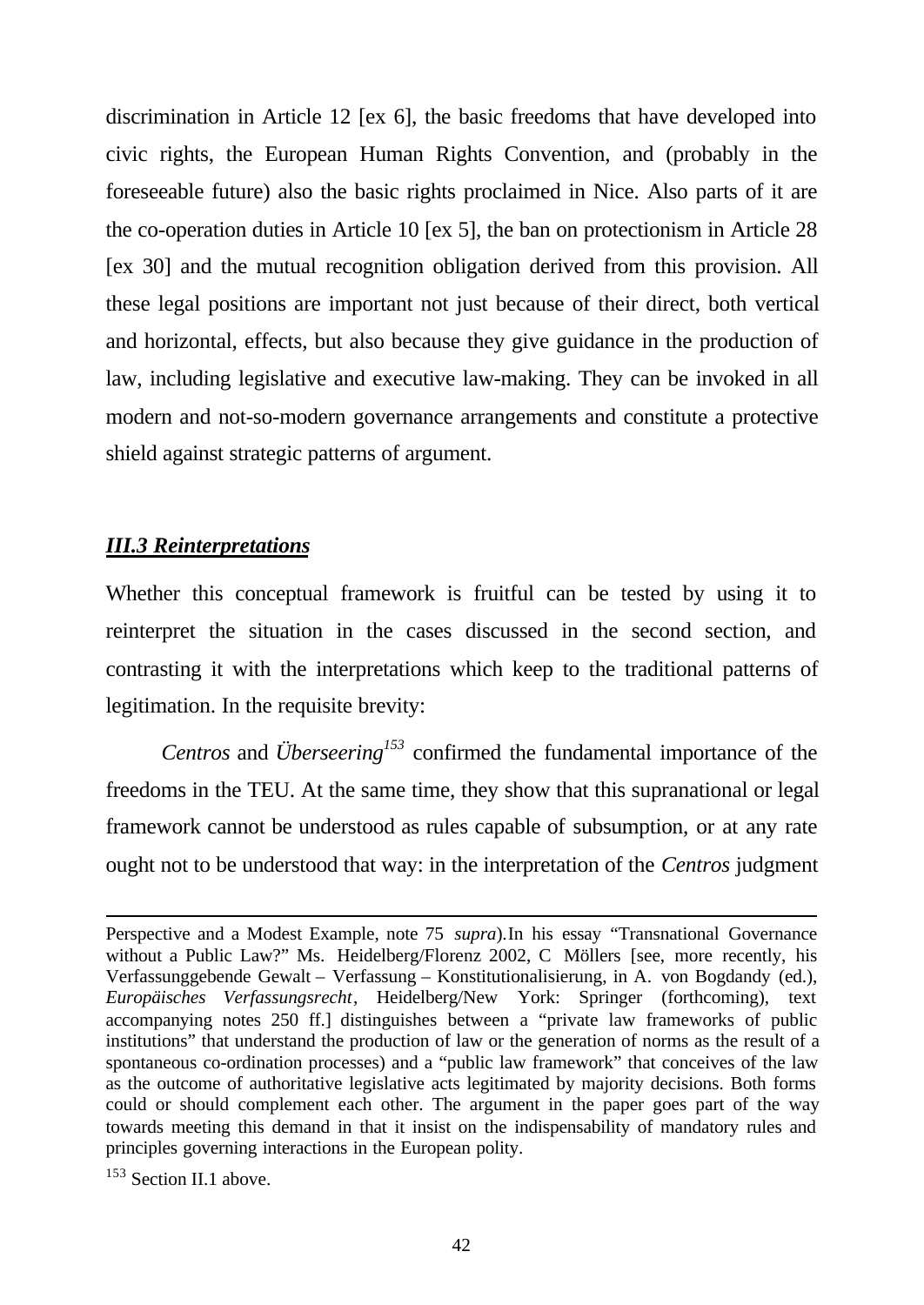discrimination in Article 12 [ex 6], the basic freedoms that have developed into civic rights, the European Human Rights Convention, and (probably in the foreseeable future) also the basic rights proclaimed in Nice. Also parts of it are the co-operation duties in Article 10 [ex 5], the ban on protectionism in Article 28 [ex 30] and the mutual recognition obligation derived from this provision. All these legal positions are important not just because of their direct, both vertical and horizontal, effects, but also because they give guidance in the production of law, including legislative and executive law-making. They can be invoked in all modern and not-so-modern governance arrangements and constitute a protective shield against strategic patterns of argument.

### ***III.3 Reinterpretations***

Whether this conceptual framework is fruitful can be tested by using it to reinterpret the situation in the cases discussed in the second section, and contrasting it with the interpretations which keep to the traditional patterns of legitimation. In the requisite brevity:

*Centros* and *Überseering*[153] confirmed the fundamental importance of the freedoms in the TEU. At the same time, they show that this supranational or legal framework cannot be understood as rules capable of subsumption, or at any rate ought not to be understood that way: in the interpretation of the *Centros* judgment

---

Perspective and a Modest Example, note 75 *supra*).In his essay "Transnational Governance without a Public Law?" Ms. Heidelberg/Florenz 2002, C Möllers [see, more recently, his Verfassunggebende Gewalt – Verfassung – Konstitutionalisierung, in A. von Bogdandy (ed.), *Europäisches Verfassungsrecht*, Heidelberg/New York: Springer (forthcoming), text accompanying notes 250 ff.] distinguishes between a "private law frameworks of public institutions" that understand the production of law or the generation of norms as the result of a spontaneous co-ordination processes) and a "public law framework" that conceives of the law as the outcome of authoritative legislative acts legitimated by majority decisions. Both forms could or should complement each other. The argument in the paper goes part of the way towards meeting this demand in that it insist on the indispensability of mandatory rules and principles governing interactions in the European polity.

[153] Section II.1 above.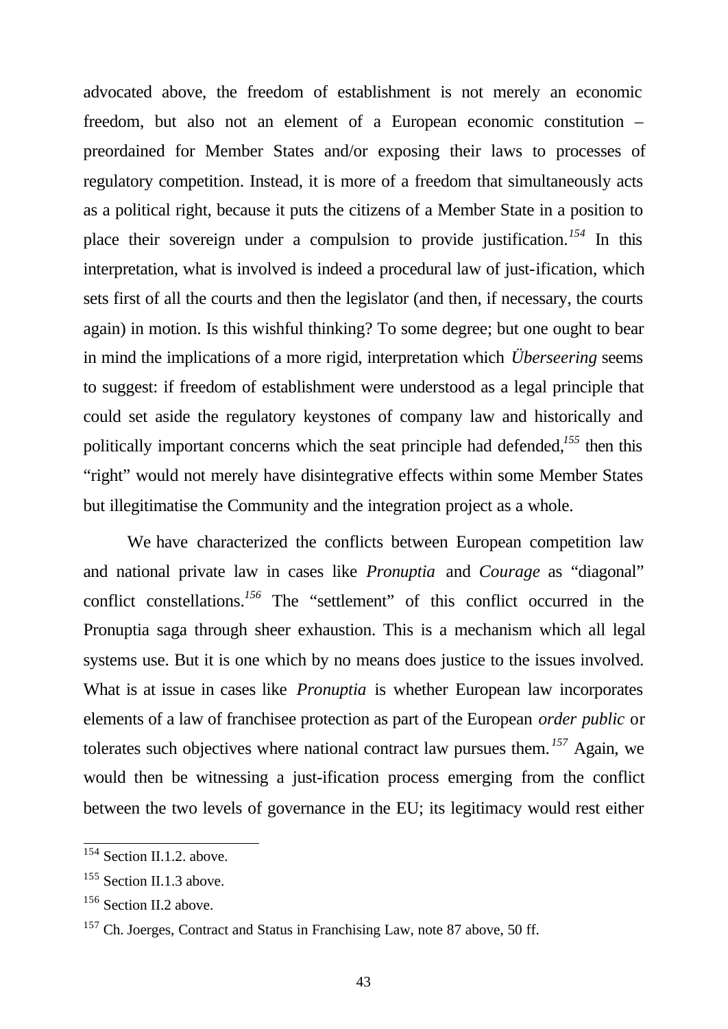advocated above, the freedom of establishment is not merely an economic freedom, but also not an element of a European economic constitution – preordained for Member States and/or exposing their laws to processes of regulatory competition. Instead, it is more of a freedom that simultaneously acts as a political right, because it puts the citizens of a Member State in a position to place their sovereign under a compulsion to provide justification.[154] In this interpretation, what is involved is indeed a procedural law of just-ification, which sets first of all the courts and then the legislator (and then, if necessary, the courts again) in motion. Is this wishful thinking? To some degree; but one ought to bear in mind the implications of a more rigid, interpretation which *Überseering* seems to suggest: if freedom of establishment were understood as a legal principle that could set aside the regulatory keystones of company law and historically and politically important concerns which the seat principle had defended,[155] then this "right" would not merely have disintegrative effects within some Member States but illegitimatise the Community and the integration project as a whole.

We have characterized the conflicts between European competition law and national private law in cases like *Pronuptia* and *Courage* as "diagonal" conflict constellations.[156] The "settlement" of this conflict occurred in the Pronuptia saga through sheer exhaustion. This is a mechanism which all legal systems use. But it is one which by no means does justice to the issues involved. What is at issue in cases like *Pronuptia* is whether European law incorporates elements of a law of franchisee protection as part of the European *order public* or tolerates such objectives where national contract law pursues them.[157] Again, we would then be witnessing a just-ification process emerging from the conflict between the two levels of governance in the EU; its legitimacy would rest either

[154] Section II.1.2. above.

[155] Section II.1.3 above.

[156] Section II.2 above.

[157] Ch. Joerges, Contract and Status in Franchising Law, note 87 above, 50 ff.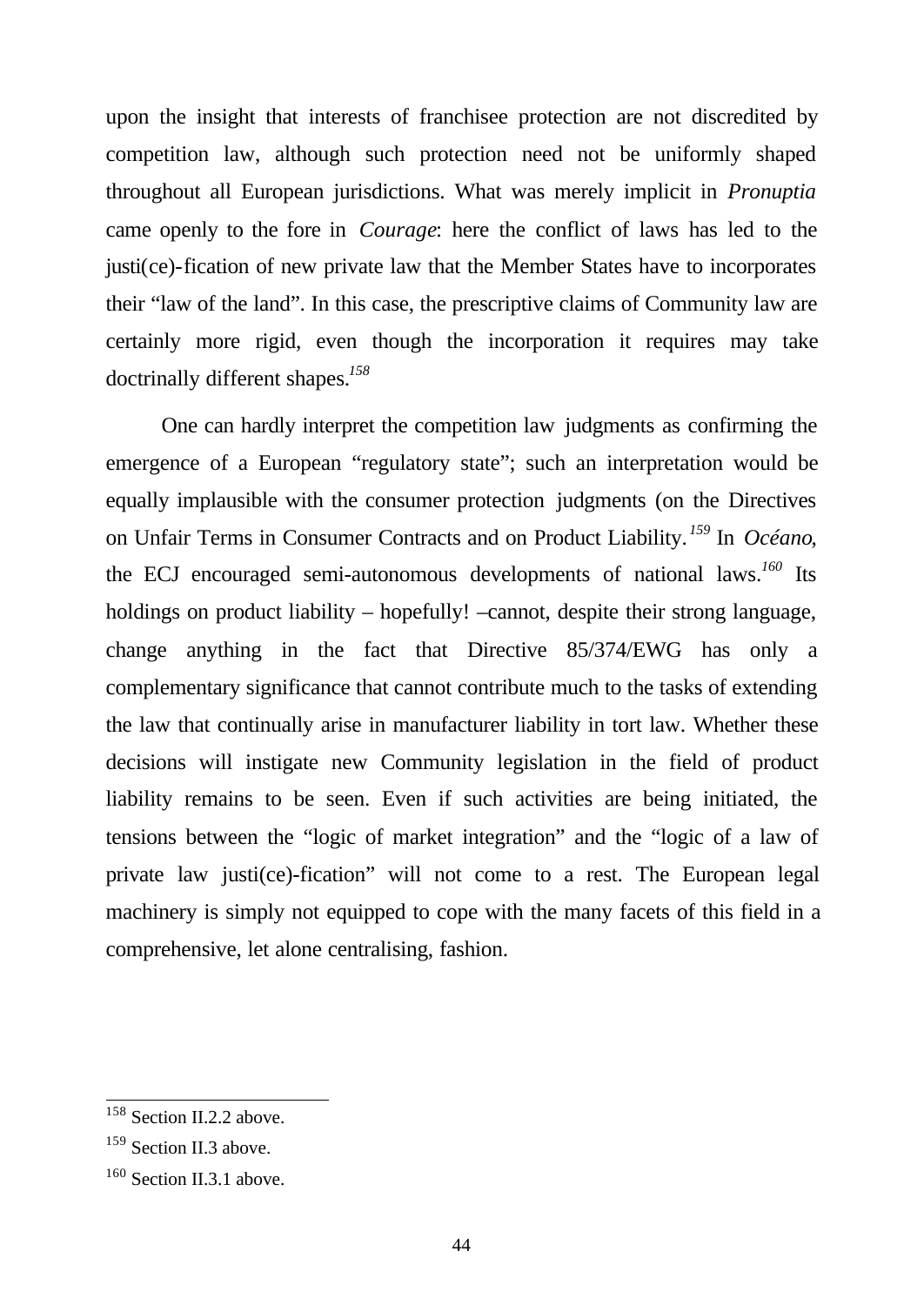upon the insight that interests of franchisee protection are not discredited by competition law, although such protection need not be uniformly shaped throughout all European jurisdictions. What was merely implicit in *Pronuptia* came openly to the fore in *Courage*: here the conflict of laws has led to the justi(ce)-fication of new private law that the Member States have to incorporates their "law of the land". In this case, the prescriptive claims of Community law are certainly more rigid, even though the incorporation it requires may take doctrinally different shapes.[158]

One can hardly interpret the competition law judgments as confirming the emergence of a European "regulatory state"; such an interpretation would be equally implausible with the consumer protection judgments (on the Directives on Unfair Terms in Consumer Contracts and on Product Liability.[159] In *Océano*, the ECJ encouraged semi-autonomous developments of national laws.[160] Its holdings on product liability – hopefully! –cannot, despite their strong language, change anything in the fact that Directive 85/374/EWG has only a complementary significance that cannot contribute much to the tasks of extending the law that continually arise in manufacturer liability in tort law. Whether these decisions will instigate new Community legislation in the field of product liability remains to be seen. Even if such activities are being initiated, the tensions between the "logic of market integration" and the "logic of a law of private law justi(ce)-fication" will not come to a rest. The European legal machinery is simply not equipped to cope with the many facets of this field in a comprehensive, let alone centralising, fashion.

---

[158] Section II.2.2 above.

[159] Section II.3 above.

[160] Section II.3.1 above.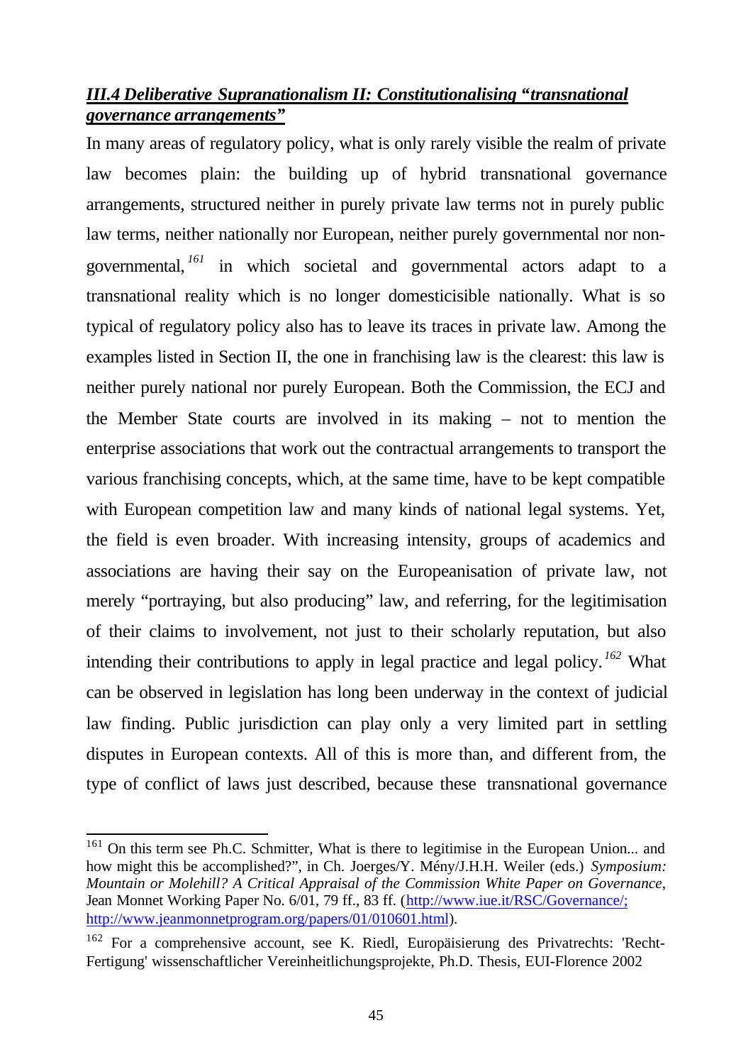### *III.4 Deliberative Supranationalism II: Constitutionalising "transnational governance arrangements"*

In many areas of regulatory policy, what is only rarely visible the realm of private law becomes plain: the building up of hybrid transnational governance arrangements, structured neither in purely private law terms not in purely public law terms, neither nationally nor European, neither purely governmental nor non-governmental,[161] in which societal and governmental actors adapt to a transnational reality which is no longer domesticisible nationally. What is so typical of regulatory policy also has to leave its traces in private law. Among the examples listed in Section II, the one in franchising law is the clearest: this law is neither purely national nor purely European. Both the Commission, the ECJ and the Member State courts are involved in its making – not to mention the enterprise associations that work out the contractual arrangements to transport the various franchising concepts, which, at the same time, have to be kept compatible with European competition law and many kinds of national legal systems. Yet, the field is even broader. With increasing intensity, groups of academics and associations are having their say on the Europeanisation of private law, not merely "portraying, but also producing" law, and referring, for the legitimisation of their claims to involvement, not just to their scholarly reputation, but also intending their contributions to apply in legal practice and legal policy.[162] What can be observed in legislation has long been underway in the context of judicial law finding. Public jurisdiction can play only a very limited part in settling disputes in European contexts. All of this is more than, and different from, the type of conflict of laws just described, because these transnational governance

---

[161] On this term see Ph.C. Schmitter, What is there to legitimise in the European Union... and how might this be accomplished?", in Ch. Joerges/Y. Mény/J.H.H. Weiler (eds.) *Symposium: Mountain or Molehill? A Critical Appraisal of the Commission White Paper on Governance*, Jean Monnet Working Paper No. 6/01, 79 ff., 83 ff. (http://www.iue.it/RSC/Governance/; http://www.jeanmonnetprogram.org/papers/01/010601.html).

[162] For a comprehensive account, see K. Riedl, Europäisierung des Privatrechts: 'Recht-Fertigung' wissenschaftlicher Vereinheitlichungsprojekte, Ph.D. Thesis, EUI-Florence 2002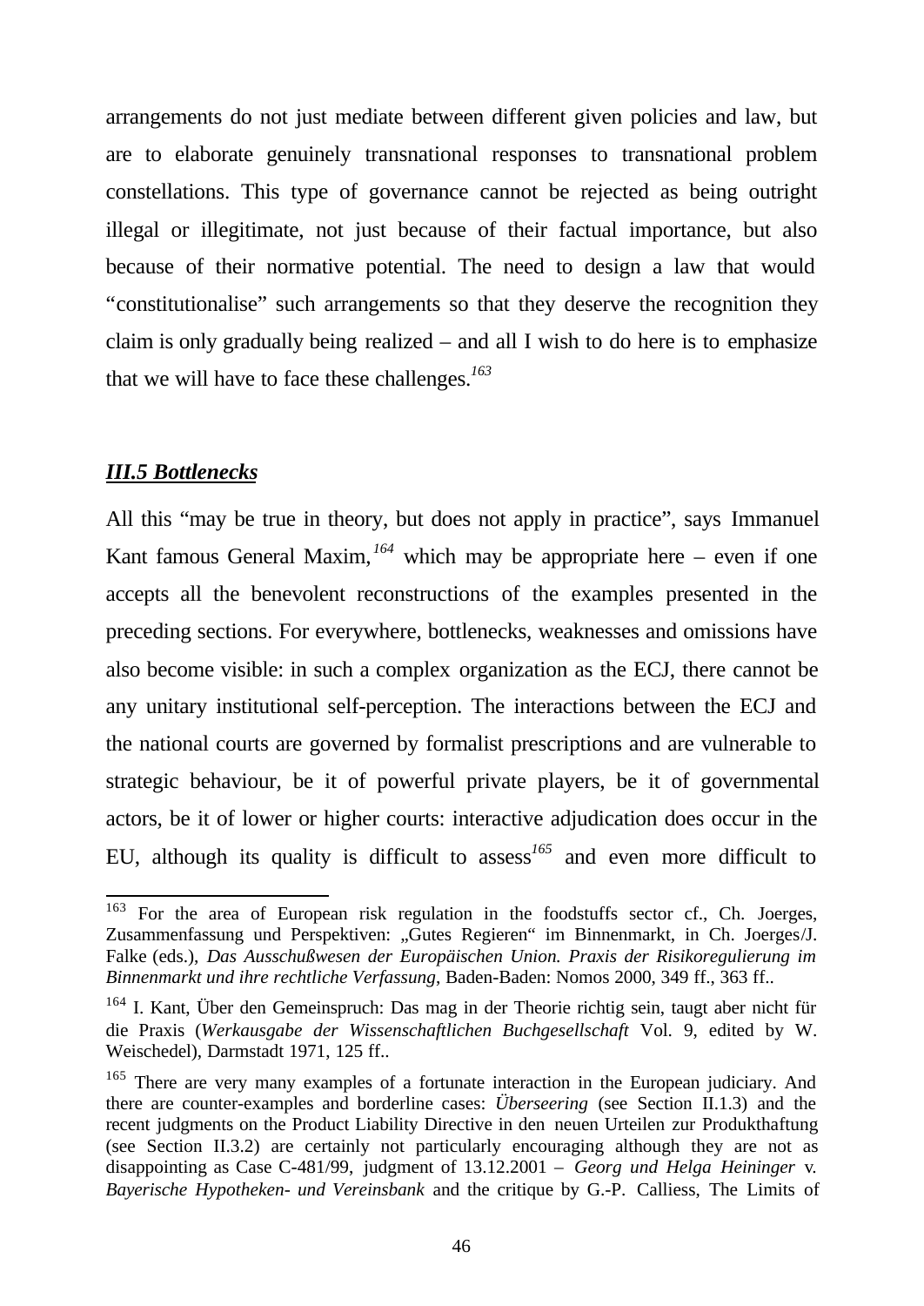arrangements do not just mediate between different given policies and law, but are to elaborate genuinely transnational responses to transnational problem constellations. This type of governance cannot be rejected as being outright illegal or illegitimate, not just because of their factual importance, but also because of their normative potential. The need to design a law that would "constitutionalise" such arrangements so that they deserve the recognition they claim is only gradually being realized – and all I wish to do here is to emphasize that we will have to face these challenges.[163]

### *III.5 Bottlenecks*

All this "may be true in theory, but does not apply in practice", says Immanuel Kant famous General Maxim,[164] which may be appropriate here – even if one accepts all the benevolent reconstructions of the examples presented in the preceding sections. For everywhere, bottlenecks, weaknesses and omissions have also become visible: in such a complex organization as the ECJ, there cannot be any unitary institutional self-perception. The interactions between the ECJ and the national courts are governed by formalist prescriptions and are vulnerable to strategic behaviour, be it of powerful private players, be it of governmental actors, be it of lower or higher courts: interactive adjudication does occur in the EU, although its quality is difficult to assess[165] and even more difficult to

---

[163] For the area of European risk regulation in the foodstuffs sector cf., Ch. Joerges, Zusammenfassung und Perspektiven: „Gutes Regieren" im Binnenmarkt, in Ch. Joerges/J. Falke (eds.), *Das Ausschußwesen der Europäischen Union. Praxis der Risikoregulierung im Binnenmarkt und ihre rechtliche Verfassung*, Baden-Baden: Nomos 2000, 349 ff., 363 ff..

[164] I. Kant, Über den Gemeinspruch: Das mag in der Theorie richtig sein, taugt aber nicht für die Praxis (*Werkausgabe der Wissenschaftlichen Buchgesellschaft* Vol. 9, edited by W. Weischedel), Darmstadt 1971, 125 ff..

[165] There are very many examples of a fortunate interaction in the European judiciary. And there are counter-examples and borderline cases: *Überseering* (see Section II.1.3) and the recent judgments on the Product Liability Directive in den neuen Urteilen zur Produkthaftung (see Section II.3.2) are certainly not particularly encouraging although they are not as disappointing as Case C-481/99, judgment of 13.12.2001 – *Georg und Helga Heininger* v. *Bayerische Hypotheken- und Vereinsbank* and the critique by G.-P. Calliess, The Limits of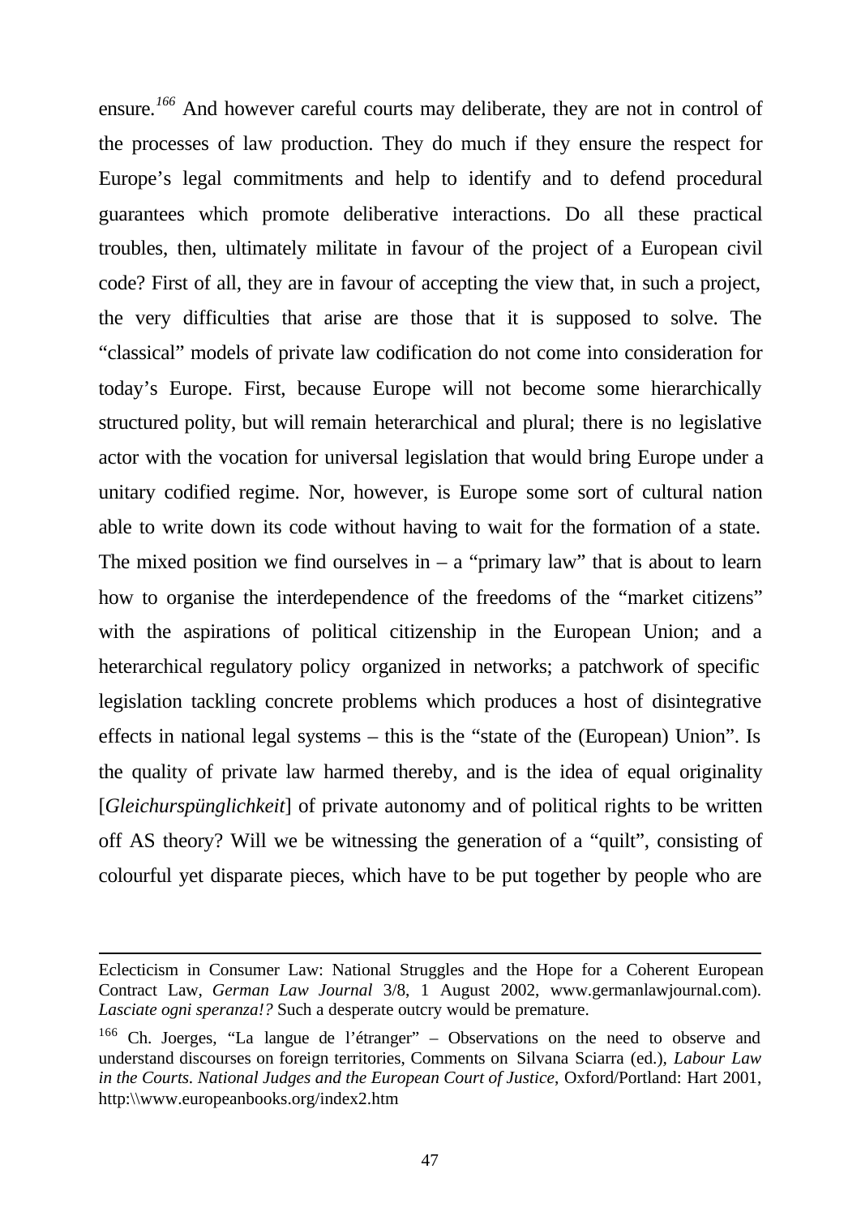ensure.[166] And however careful courts may deliberate, they are not in control of the processes of law production. They do much if they ensure the respect for Europe's legal commitments and help to identify and to defend procedural guarantees which promote deliberative interactions. Do all these practical troubles, then, ultimately militate in favour of the project of a European civil code? First of all, they are in favour of accepting the view that, in such a project, the very difficulties that arise are those that it is supposed to solve. The "classical" models of private law codification do not come into consideration for today's Europe. First, because Europe will not become some hierarchically structured polity, but will remain heterarchical and plural; there is no legislative actor with the vocation for universal legislation that would bring Europe under a unitary codified regime. Nor, however, is Europe some sort of cultural nation able to write down its code without having to wait for the formation of a state. The mixed position we find ourselves in – a "primary law" that is about to learn how to organise the interdependence of the freedoms of the "market citizens" with the aspirations of political citizenship in the European Union; and a heterarchical regulatory policy organized in networks; a patchwork of specific legislation tackling concrete problems which produces a host of disintegrative effects in national legal systems – this is the "state of the (European) Union". Is the quality of private law harmed thereby, and is the idea of equal originality [*Gleichurspünglichkeit*] of private autonomy and of political rights to be written off AS theory? Will we be witnessing the generation of a "quilt", consisting of colourful yet disparate pieces, which have to be put together by people who are

---

Eclecticism in Consumer Law: National Struggles and the Hope for a Coherent European Contract Law, *German Law Journal* 3/8, 1 August 2002, www.germanlawjournal.com). *Lasciate ogni speranza!?* Such a desperate outcry would be premature.

[166] Ch. Joerges, "La langue de l'étranger" – Observations on the need to observe and understand discourses on foreign territories, Comments on Silvana Sciarra (ed.), *Labour Law in the Courts. National Judges and the European Court of Justice*, Oxford/Portland: Hart 2001, http:\\www.europeanbooks.org/index2.htm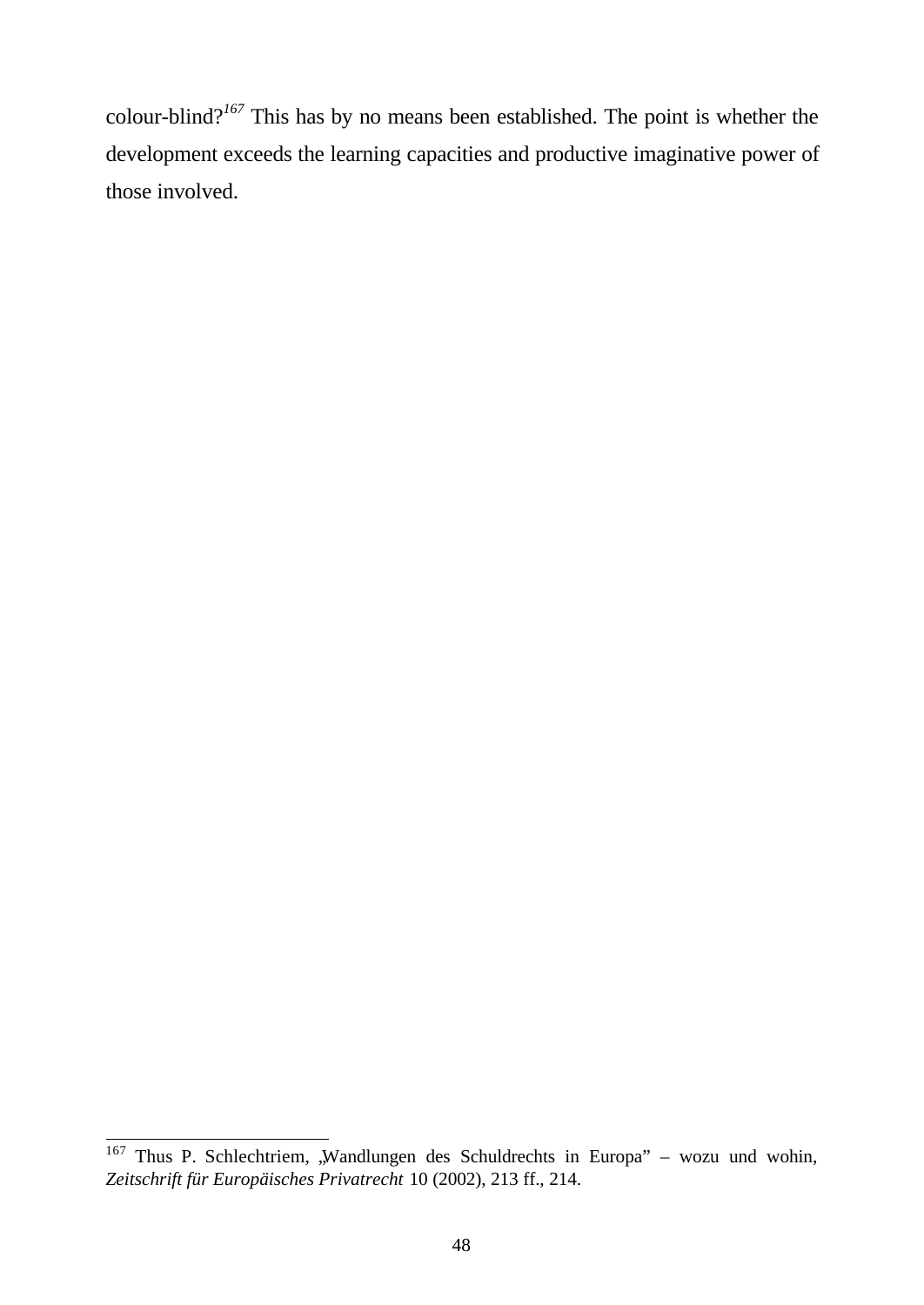colour-blind?[167] This has by no means been established. The point is whether the development exceeds the learning capacities and productive imaginative power of those involved.

---

[167] Thus P. Schlechtriem, „Wandlungen des Schuldrechts in Europa" – wozu und wohin, *Zeitschrift für Europäisches Privatrecht* 10 (2002), 213 ff., 214.